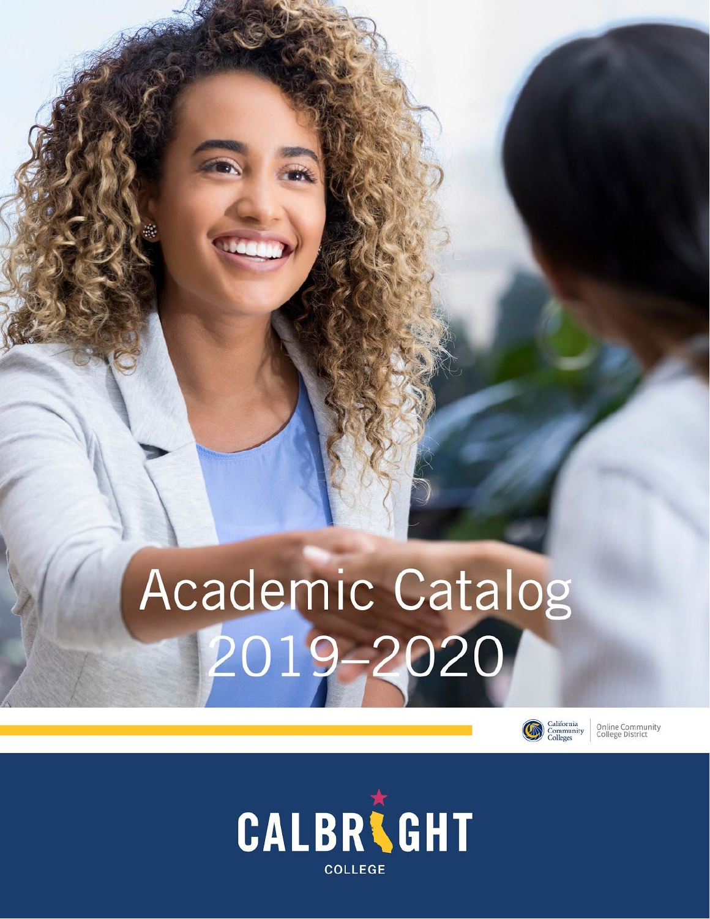# Academic Catalog 2019–2020

California Community Colleges | Online Community College District

CALBRIGHT COLLEGE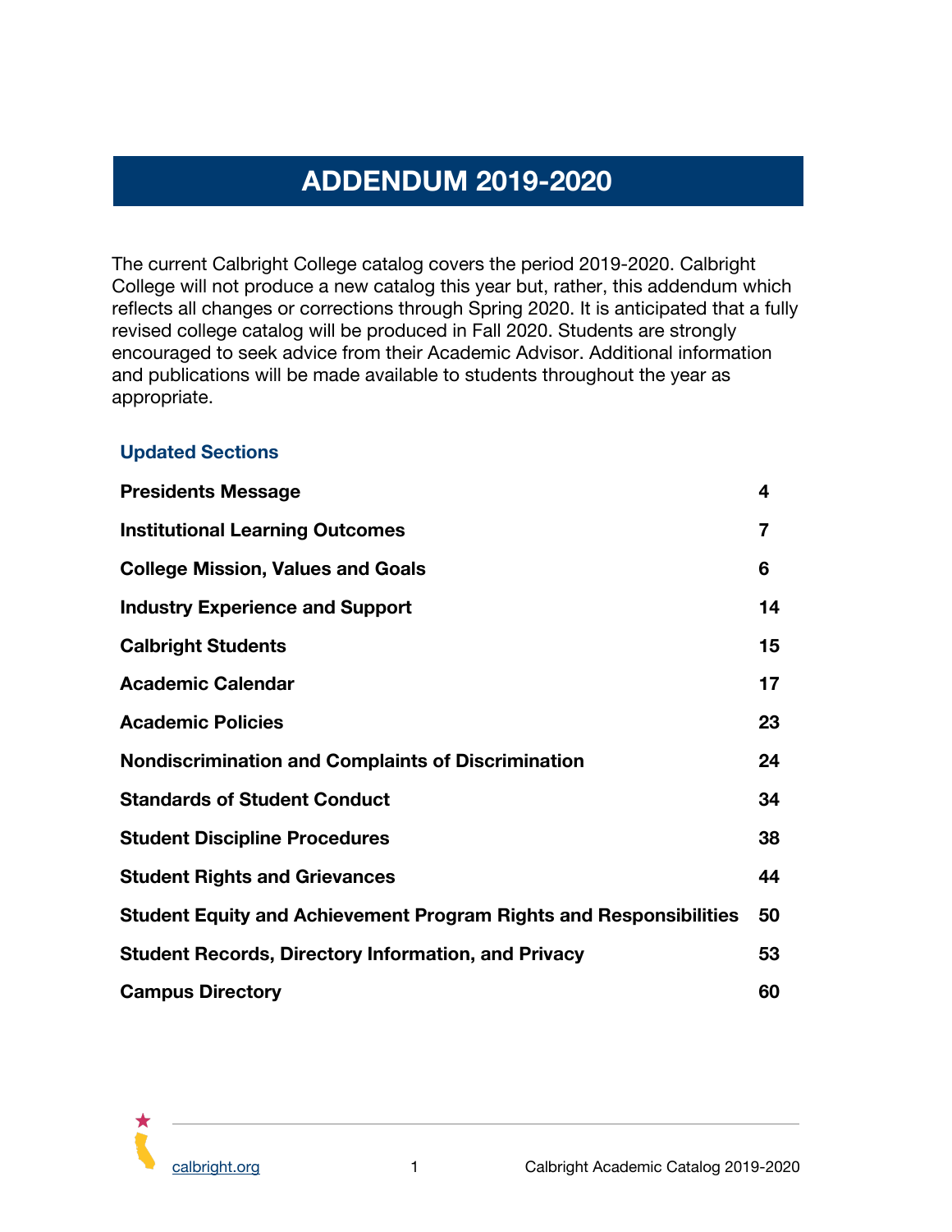# ADDENDUM 2019-2020

The current Calbright College catalog covers the period 2019-2020. Calbright College will not produce a new catalog this year but, rather, this addendum which reflects all changes or corrections through Spring 2020. It is anticipated that a fully revised college catalog will be produced in Fall 2020. Students are strongly encouraged to seek advice from their Academic Advisor. Additional information and publications will be made available to students throughout the year as appropriate.

## Updated Sections

| | |
|---|---|
| **Presidents Message** | **4** |
| **Institutional Learning Outcomes** | **7** |
| **College Mission, Values and Goals** | **6** |
| **Industry Experience and Support** | **14** |
| **Calbright Students** | **15** |
| **Academic Calendar** | **17** |
| **Academic Policies** | **23** |
| **Nondiscrimination and Complaints of Discrimination** | **24** |
| **Standards of Student Conduct** | **34** |
| **Student Discipline Procedures** | **38** |
| **Student Rights and Grievances** | **44** |
| **Student Equity and Achievement Program Rights and Responsibilities** | **50** |
| **Student Records, Directory Information, and Privacy** | **53** |
| **Campus Directory** | **60** |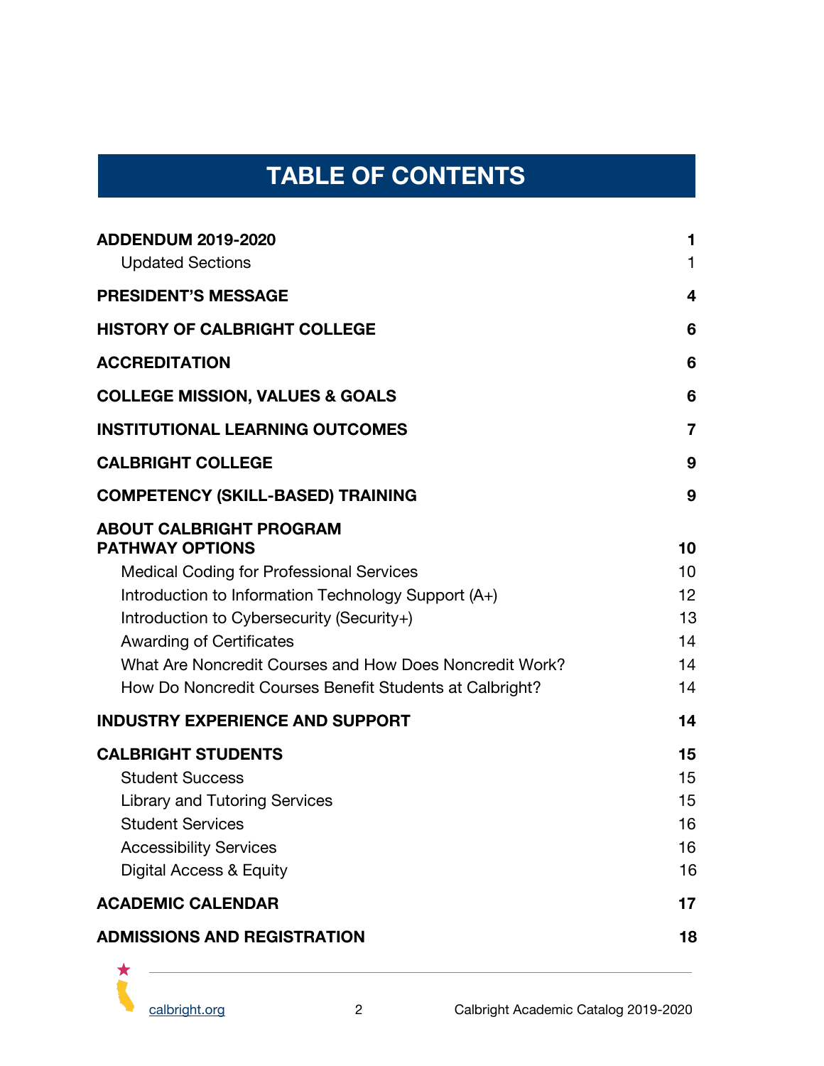# TABLE OF CONTENTS

| | |
|---|---|
| **ADDENDUM 2019-2020** | **1** |
| Updated Sections | 1 |
| **PRESIDENT'S MESSAGE** | **4** |
| **HISTORY OF CALBRIGHT COLLEGE** | **6** |
| **ACCREDITATION** | **6** |
| **COLLEGE MISSION, VALUES & GOALS** | **6** |
| **INSTITUTIONAL LEARNING OUTCOMES** | **7** |
| **CALBRIGHT COLLEGE** | **9** |
| **COMPETENCY (SKILL-BASED) TRAINING** | **9** |
| **ABOUT CALBRIGHT PROGRAM PATHWAY OPTIONS** | **10** |
| Medical Coding for Professional Services | 10 |
| Introduction to Information Technology Support (A+) | 12 |
| Introduction to Cybersecurity (Security+) | 13 |
| Awarding of Certificates | 14 |
| What Are Noncredit Courses and How Does Noncredit Work? | 14 |
| How Do Noncredit Courses Benefit Students at Calbright? | 14 |
| **INDUSTRY EXPERIENCE AND SUPPORT** | **14** |
| **CALBRIGHT STUDENTS** | **15** |
| Student Success | 15 |
| Library and Tutoring Services | 15 |
| Student Services | 16 |
| Accessibility Services | 16 |
| Digital Access & Equity | 16 |
| **ACADEMIC CALENDAR** | **17** |
| **ADMISSIONS AND REGISTRATION** | **18** |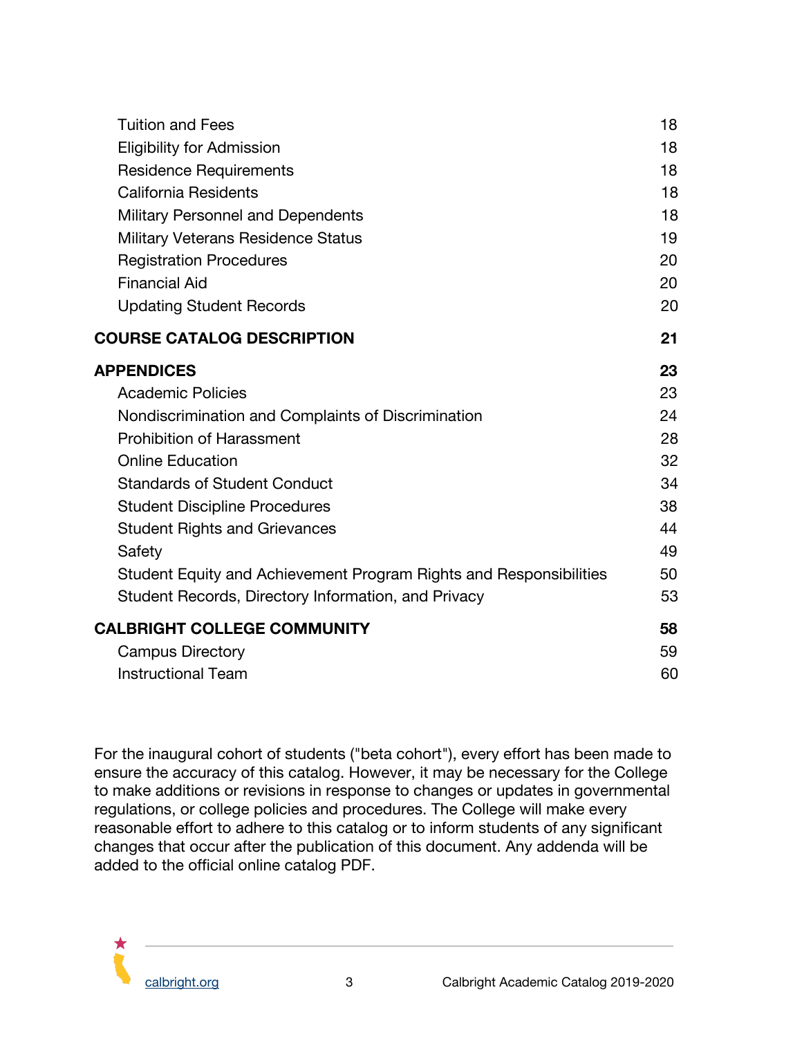| | |
|---|---|
| Tuition and Fees | 18 |
| Eligibility for Admission | 18 |
| Residence Requirements | 18 |
| California Residents | 18 |
| Military Personnel and Dependents | 18 |
| Military Veterans Residence Status | 19 |
| Registration Procedures | 20 |
| Financial Aid | 20 |
| Updating Student Records | 20 |
| **COURSE CATALOG DESCRIPTION** | **21** |
| **APPENDICES** | **23** |
| Academic Policies | 23 |
| Nondiscrimination and Complaints of Discrimination | 24 |
| Prohibition of Harassment | 28 |
| Online Education | 32 |
| Standards of Student Conduct | 34 |
| Student Discipline Procedures | 38 |
| Student Rights and Grievances | 44 |
| Safety | 49 |
| Student Equity and Achievement Program Rights and Responsibilities | 50 |
| Student Records, Directory Information, and Privacy | 53 |
| **CALBRIGHT COLLEGE COMMUNITY** | **58** |
| Campus Directory | 59 |
| Instructional Team | 60 |

For the inaugural cohort of students ("beta cohort"), every effort has been made to ensure the accuracy of this catalog. However, it may be necessary for the College to make additions or revisions in response to changes or updates in governmental regulations, or college policies and procedures. The College will make every reasonable effort to adhere to this catalog or to inform students of any significant changes that occur after the publication of this document. Any addenda will be added to the official online catalog PDF.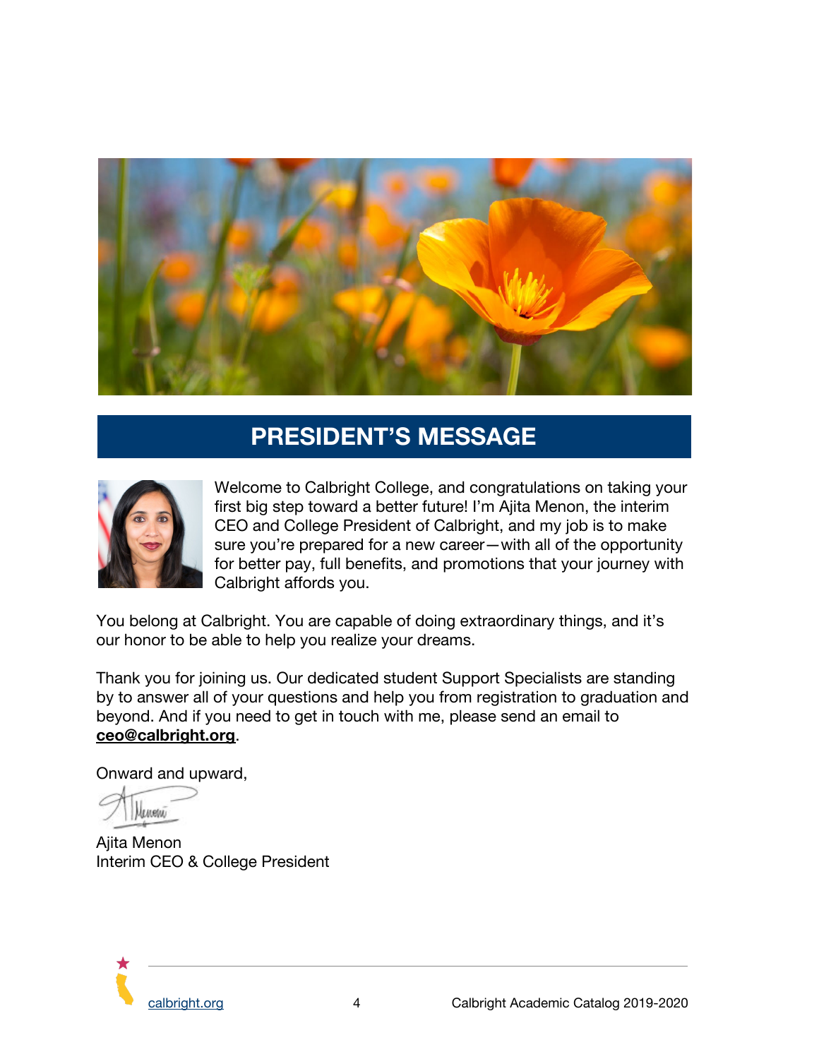## PRESIDENT'S MESSAGE

Welcome to Calbright College, and congratulations on taking your first big step toward a better future! I'm Ajita Menon, the interim CEO and College President of Calbright, and my job is to make sure you're prepared for a new career—with all of the opportunity for better pay, full benefits, and promotions that your journey with Calbright affords you.

You belong at Calbright. You are capable of doing extraordinary things, and it's our honor to be able to help you realize your dreams.

Thank you for joining us. Our dedicated student Support Specialists are standing by to answer all of your questions and help you from registration to graduation and beyond. And if you need to get in touch with me, please send an email to **ceo@calbright.org**.

Onward and upward,

Ajita Menon
Interim CEO & College President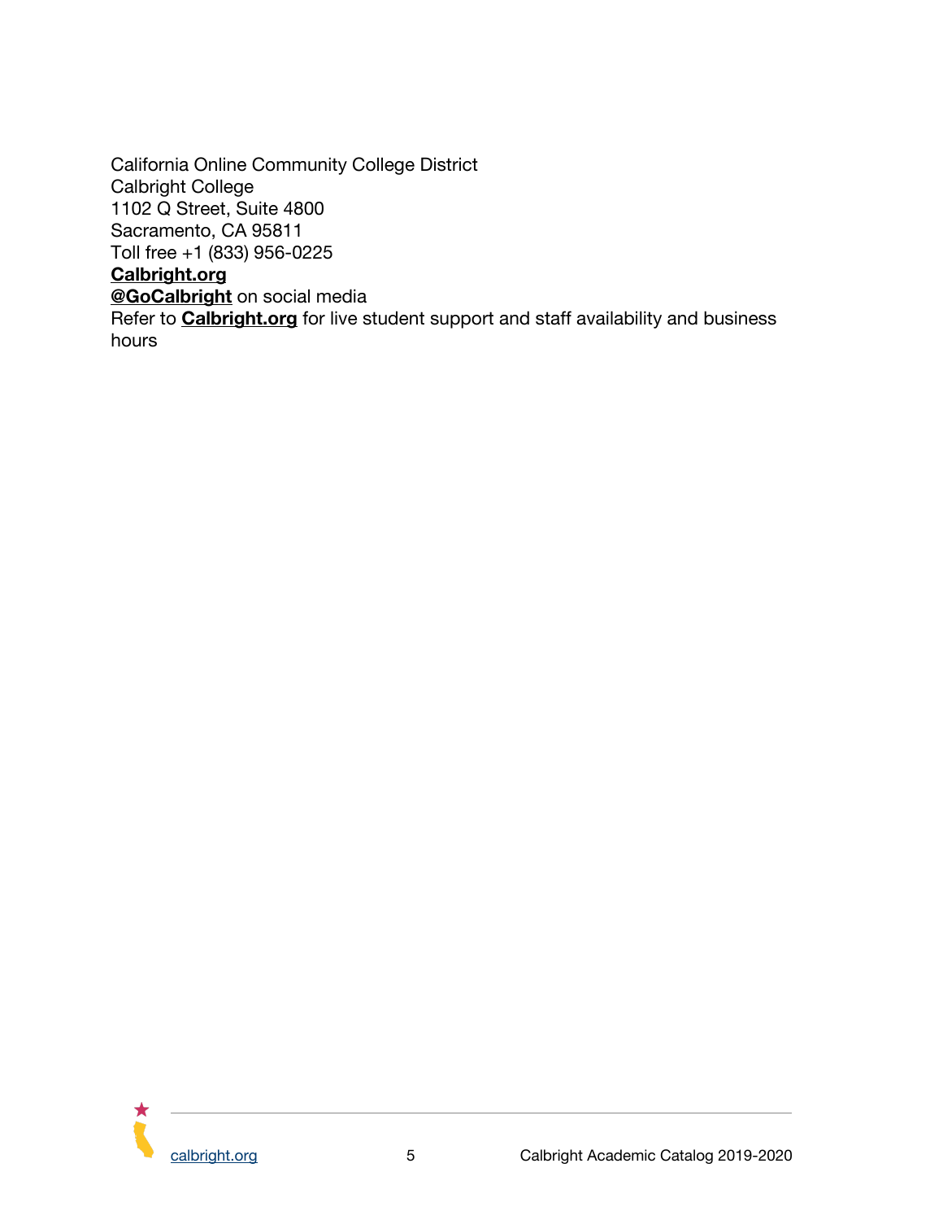California Online Community College District
Calbright College
1102 Q Street, Suite 4800
Sacramento, CA 95811
Toll free +1 (833) 956-0225
**Calbright.org**
**@GoCalbright** on social media
Refer to **Calbright.org** for live student support and staff availability and business hours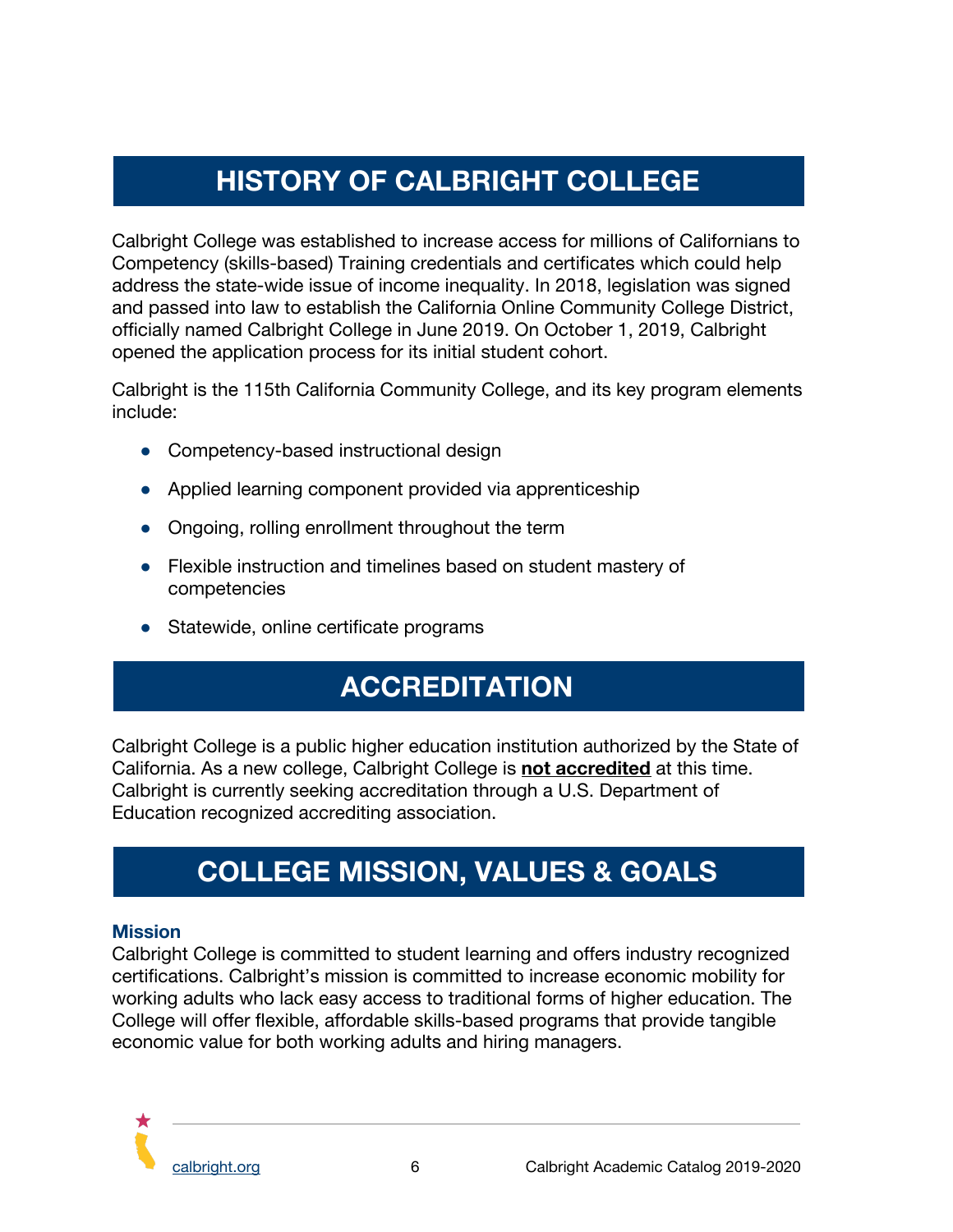## HISTORY OF CALBRIGHT COLLEGE

Calbright College was established to increase access for millions of Californians to Competency (skills-based) Training credentials and certificates which could help address the state-wide issue of income inequality. In 2018, legislation was signed and passed into law to establish the California Online Community College District, officially named Calbright College in June 2019. On October 1, 2019, Calbright opened the application process for its initial student cohort.

Calbright is the 115th California Community College, and its key program elements include:

- Competency-based instructional design
- Applied learning component provided via apprenticeship
- Ongoing, rolling enrollment throughout the term
- Flexible instruction and timelines based on student mastery of competencies
- Statewide, online certificate programs

## ACCREDITATION

Calbright College is a public higher education institution authorized by the State of California. As a new college, Calbright College is **not accredited** at this time. Calbright is currently seeking accreditation through a U.S. Department of Education recognized accrediting association.

## COLLEGE MISSION, VALUES & GOALS

### Mission

Calbright College is committed to student learning and offers industry recognized certifications. Calbright's mission is committed to increase economic mobility for working adults who lack easy access to traditional forms of higher education. The College will offer flexible, affordable skills-based programs that provide tangible economic value for both working adults and hiring managers.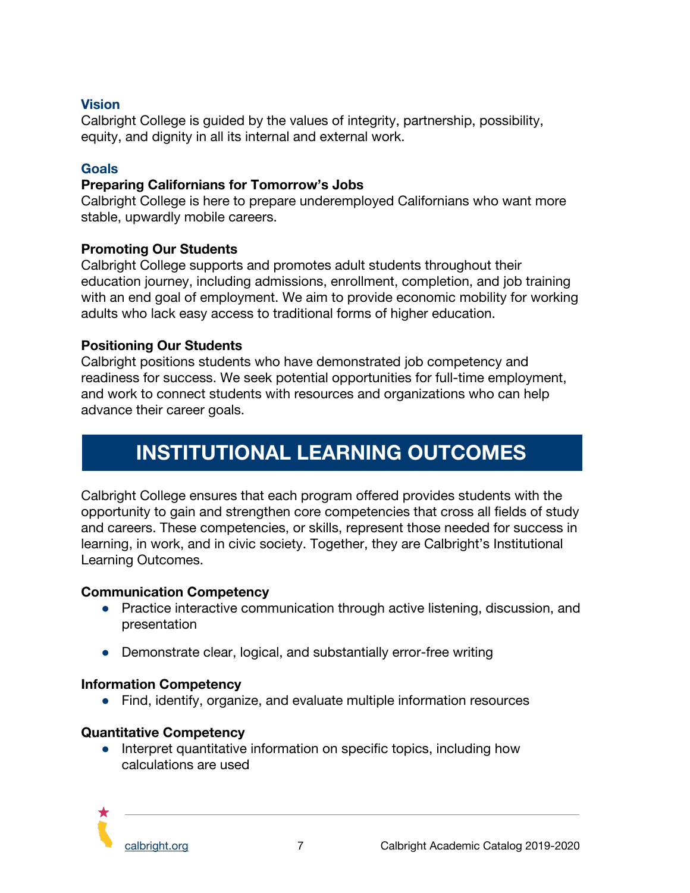### Vision

Calbright College is guided by the values of integrity, partnership, possibility, equity, and dignity in all its internal and external work.

### Goals

**Preparing Californians for Tomorrow's Jobs**

Calbright College is here to prepare underemployed Californians who want more stable, upwardly mobile careers.

**Promoting Our Students**

Calbright College supports and promotes adult students throughout their education journey, including admissions, enrollment, completion, and job training with an end goal of employment. We aim to provide economic mobility for working adults who lack easy access to traditional forms of higher education.

**Positioning Our Students**

Calbright positions students who have demonstrated job competency and readiness for success. We seek potential opportunities for full-time employment, and work to connect students with resources and organizations who can help advance their career goals.

## INSTITUTIONAL LEARNING OUTCOMES

Calbright College ensures that each program offered provides students with the opportunity to gain and strengthen core competencies that cross all fields of study and careers. These competencies, or skills, represent those needed for success in learning, in work, and in civic society. Together, they are Calbright's Institutional Learning Outcomes.

**Communication Competency**

- Practice interactive communication through active listening, discussion, and presentation
- Demonstrate clear, logical, and substantially error-free writing

**Information Competency**

- Find, identify, organize, and evaluate multiple information resources

**Quantitative Competency**

- Interpret quantitative information on specific topics, including how calculations are used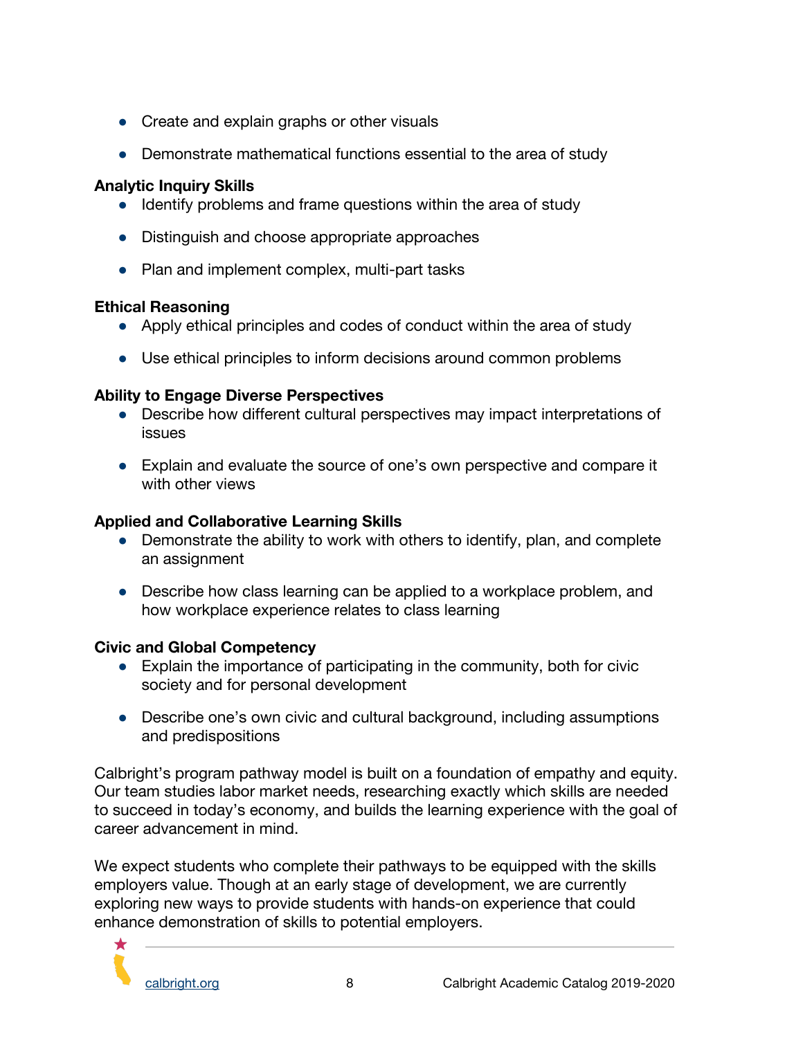- Create and explain graphs or other visuals
- Demonstrate mathematical functions essential to the area of study

**Analytic Inquiry Skills**

- Identify problems and frame questions within the area of study
- Distinguish and choose appropriate approaches
- Plan and implement complex, multi-part tasks

**Ethical Reasoning**

- Apply ethical principles and codes of conduct within the area of study
- Use ethical principles to inform decisions around common problems

**Ability to Engage Diverse Perspectives**

- Describe how different cultural perspectives may impact interpretations of issues
- Explain and evaluate the source of one's own perspective and compare it with other views

**Applied and Collaborative Learning Skills**

- Demonstrate the ability to work with others to identify, plan, and complete an assignment
- Describe how class learning can be applied to a workplace problem, and how workplace experience relates to class learning

**Civic and Global Competency**

- Explain the importance of participating in the community, both for civic society and for personal development
- Describe one's own civic and cultural background, including assumptions and predispositions

Calbright's program pathway model is built on a foundation of empathy and equity. Our team studies labor market needs, researching exactly which skills are needed to succeed in today's economy, and builds the learning experience with the goal of career advancement in mind.

We expect students who complete their pathways to be equipped with the skills employers value. Though at an early stage of development, we are currently exploring new ways to provide students with hands-on experience that could enhance demonstration of skills to potential employers.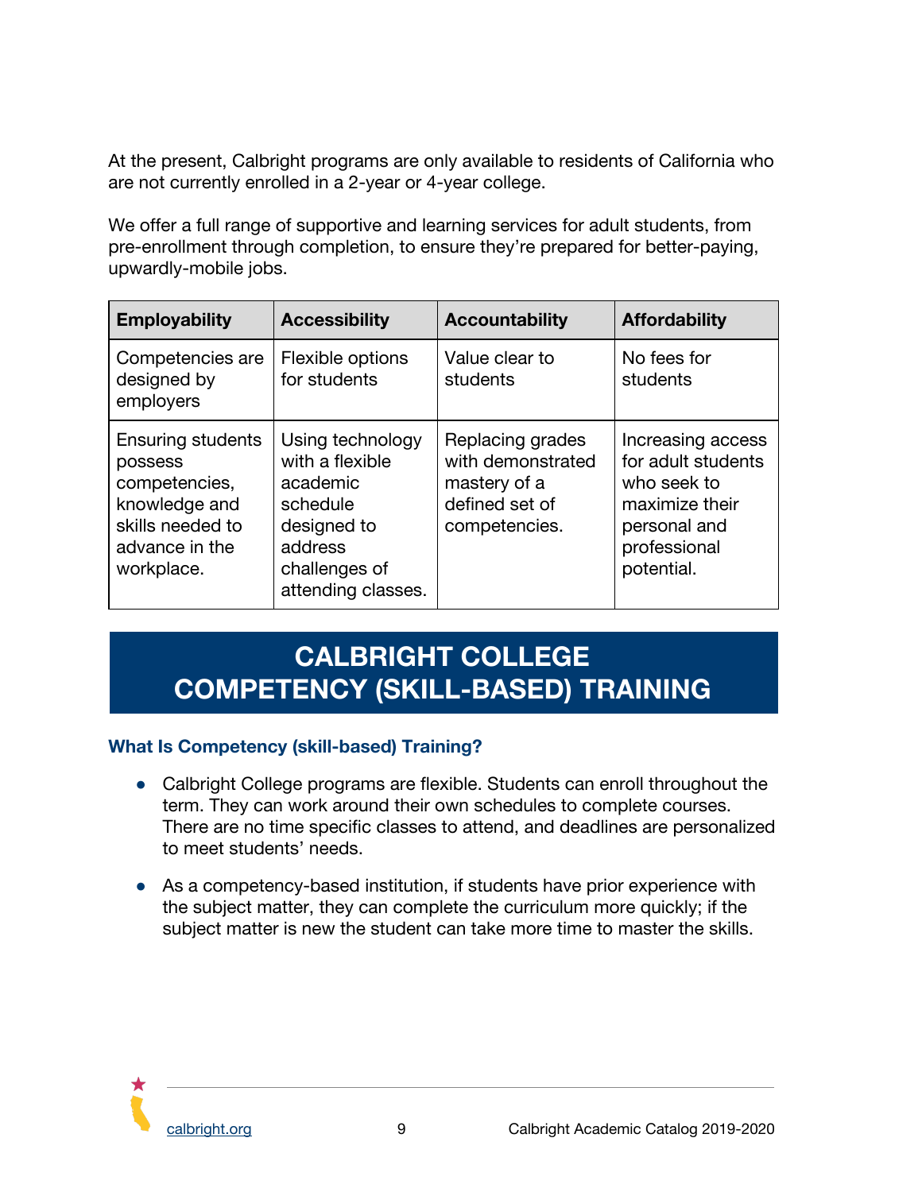At the present, Calbright programs are only available to residents of California who are not currently enrolled in a 2-year or 4-year college.

We offer a full range of supportive and learning services for adult students, from pre-enrollment through completion, to ensure they're prepared for better-paying, upwardly-mobile jobs.

| Employability | Accessibility | Accountability | Affordability |
|---|---|---|---|
| Competencies are designed by employers | Flexible options for students | Value clear to students | No fees for students |
| Ensuring students possess competencies, knowledge and skills needed to advance in the workplace. | Using technology with a flexible academic schedule designed to address challenges of attending classes. | Replacing grades with demonstrated mastery of a defined set of competencies. | Increasing access for adult students who seek to maximize their personal and professional potential. |

# CALBRIGHT COLLEGE COMPETENCY (SKILL-BASED) TRAINING

### What Is Competency (skill-based) Training?

- Calbright College programs are flexible. Students can enroll throughout the term. They can work around their own schedules to complete courses. There are no time specific classes to attend, and deadlines are personalized to meet students' needs.
- As a competency-based institution, if students have prior experience with the subject matter, they can complete the curriculum more quickly; if the subject matter is new the student can take more time to master the skills.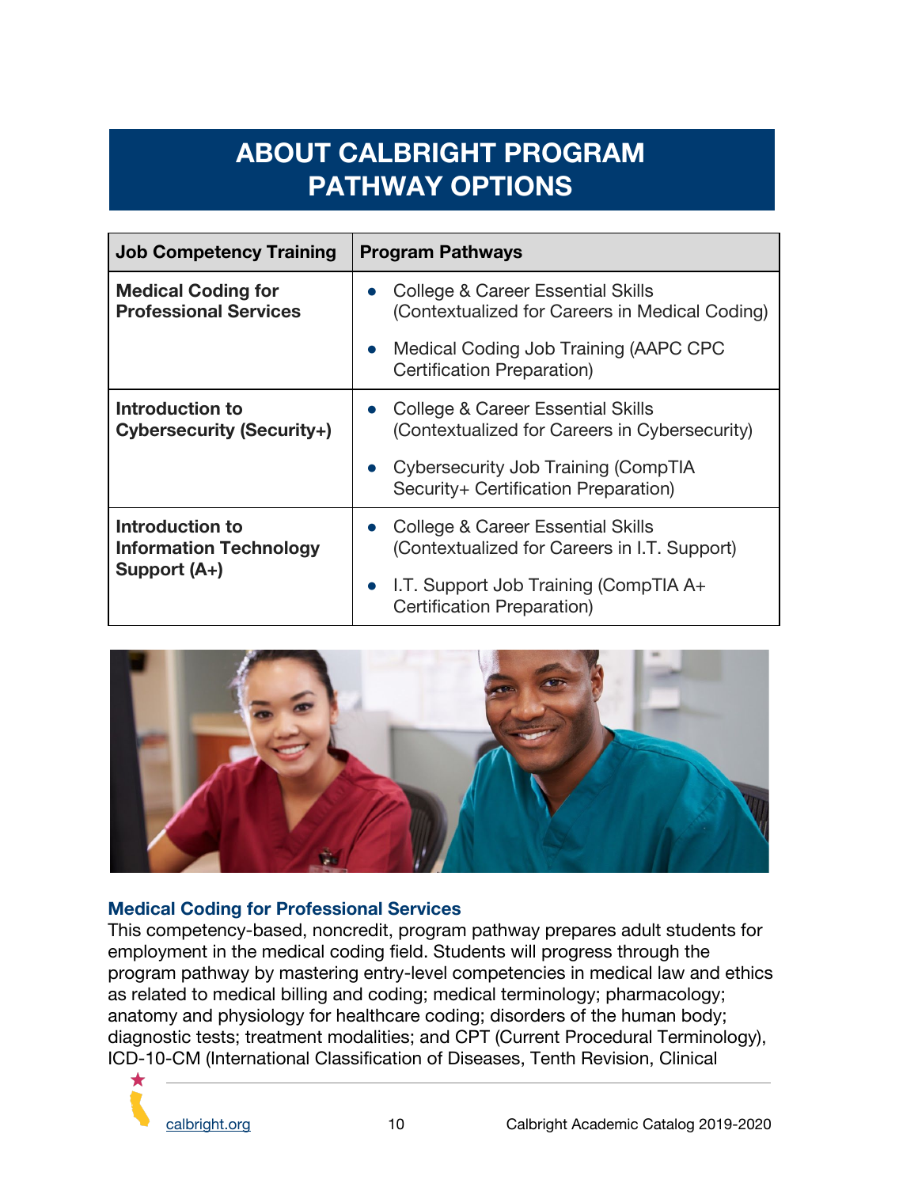# ABOUT CALBRIGHT PROGRAM PATHWAY OPTIONS

| Job Competency Training | Program Pathways |
|---|---|
| **Medical Coding for Professional Services** | • College & Career Essential Skills (Contextualized for Careers in Medical Coding)<br>• Medical Coding Job Training (AAPC CPC Certification Preparation) |
| **Introduction to Cybersecurity (Security+)** | • College & Career Essential Skills (Contextualized for Careers in Cybersecurity)<br>• Cybersecurity Job Training (CompTIA Security+ Certification Preparation) |
| **Introduction to Information Technology Support (A+)** | • College & Career Essential Skills (Contextualized for Careers in I.T. Support)<br>• I.T. Support Job Training (CompTIA A+ Certification Preparation) |

### Medical Coding for Professional Services

This competency-based, noncredit, program pathway prepares adult students for employment in the medical coding field. Students will progress through the program pathway by mastering entry-level competencies in medical law and ethics as related to medical billing and coding; medical terminology; pharmacology; anatomy and physiology for healthcare coding; disorders of the human body; diagnostic tests; treatment modalities; and CPT (Current Procedural Terminology), ICD-10-CM (International Classification of Diseases, Tenth Revision, Clinical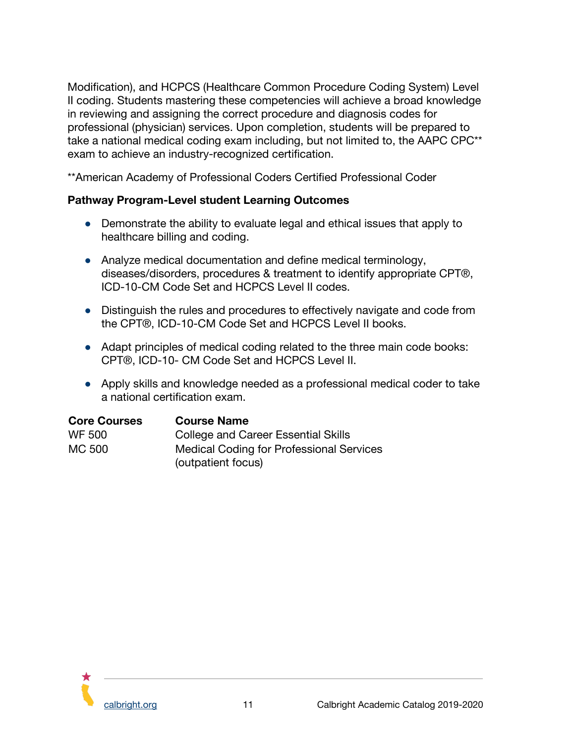Modification), and HCPCS (Healthcare Common Procedure Coding System) Level II coding. Students mastering these competencies will achieve a broad knowledge in reviewing and assigning the correct procedure and diagnosis codes for professional (physician) services. Upon completion, students will be prepared to take a national medical coding exam including, but not limited to, the AAPC CPC** exam to achieve an industry-recognized certification.

**American Academy of Professional Coders Certified Professional Coder

**Pathway Program-Level student Learning Outcomes**

- Demonstrate the ability to evaluate legal and ethical issues that apply to healthcare billing and coding.
- Analyze medical documentation and define medical terminology, diseases/disorders, procedures & treatment to identify appropriate CPT®, ICD-10-CM Code Set and HCPCS Level II codes.
- Distinguish the rules and procedures to effectively navigate and code from the CPT®, ICD-10-CM Code Set and HCPCS Level II books.
- Adapt principles of medical coding related to the three main code books: CPT®, ICD-10- CM Code Set and HCPCS Level II.
- Apply skills and knowledge needed as a professional medical coder to take a national certification exam.

| Core Courses | Course Name |
|---|---|
| WF 500 | College and Career Essential Skills |
| MC 500 | Medical Coding for Professional Services (outpatient focus) |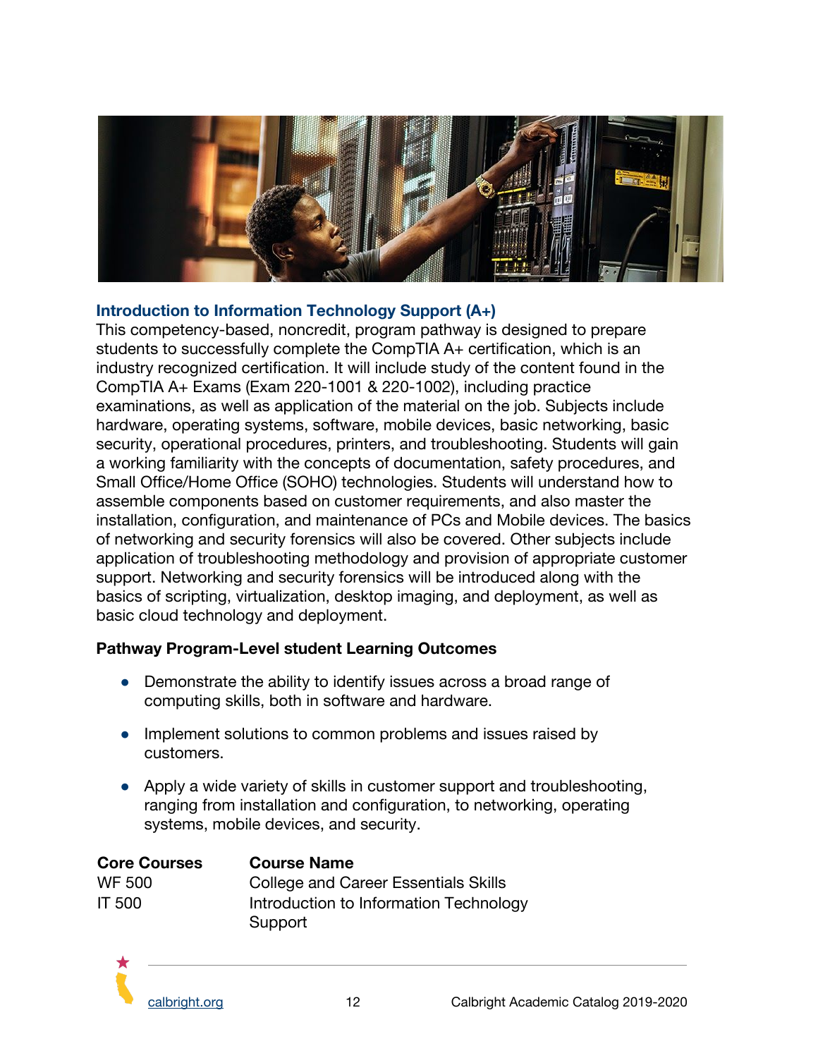### Introduction to Information Technology Support (A+)

This competency-based, noncredit, program pathway is designed to prepare students to successfully complete the CompTIA A+ certification, which is an industry recognized certification. It will include study of the content found in the CompTIA A+ Exams (Exam 220-1001 & 220-1002), including practice examinations, as well as application of the material on the job. Subjects include hardware, operating systems, software, mobile devices, basic networking, basic security, operational procedures, printers, and troubleshooting. Students will gain a working familiarity with the concepts of documentation, safety procedures, and Small Office/Home Office (SOHO) technologies. Students will understand how to assemble components based on customer requirements, and also master the installation, configuration, and maintenance of PCs and Mobile devices. The basics of networking and security forensics will also be covered. Other subjects include application of troubleshooting methodology and provision of appropriate customer support. Networking and security forensics will be introduced along with the basics of scripting, virtualization, desktop imaging, and deployment, as well as basic cloud technology and deployment.

**Pathway Program-Level student Learning Outcomes**

- Demonstrate the ability to identify issues across a broad range of computing skills, both in software and hardware.
- Implement solutions to common problems and issues raised by customers.
- Apply a wide variety of skills in customer support and troubleshooting, ranging from installation and configuration, to networking, operating systems, mobile devices, and security.

| Core Courses | Course Name |
|---|---|
| WF 500 | College and Career Essentials Skills |
| IT 500 | Introduction to Information Technology Support |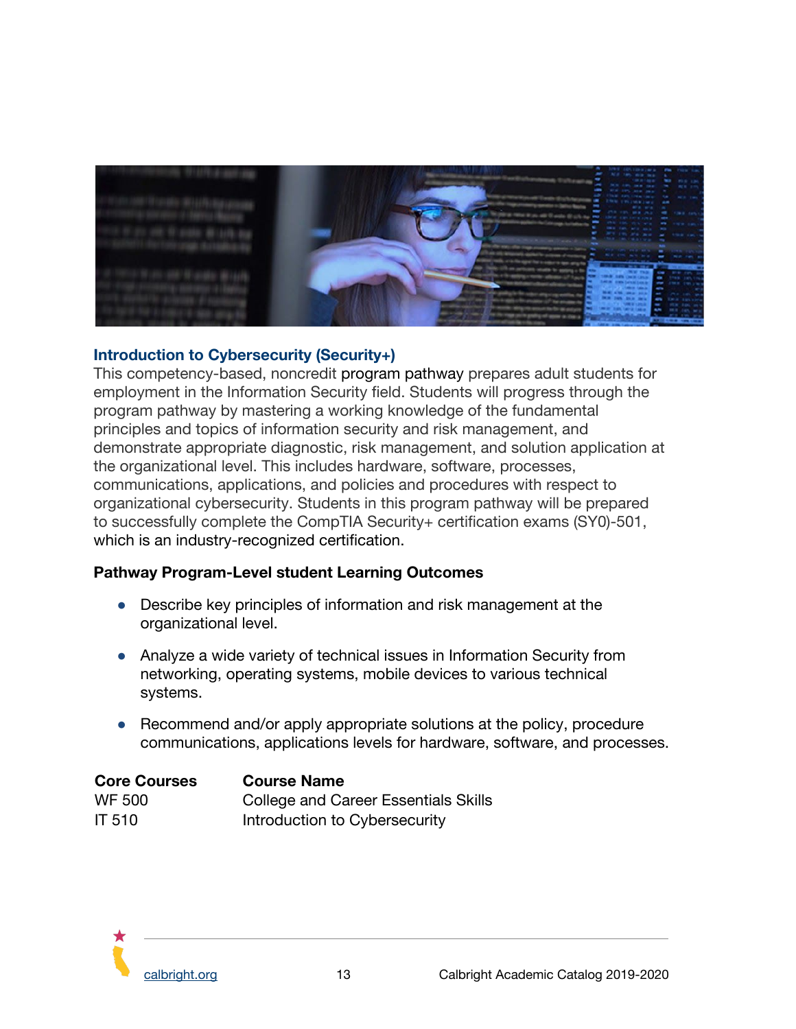## Introduction to Cybersecurity (Security+)

This competency-based, noncredit program pathway prepares adult students for employment in the Information Security field. Students will progress through the program pathway by mastering a working knowledge of the fundamental principles and topics of information security and risk management, and demonstrate appropriate diagnostic, risk management, and solution application at the organizational level. This includes hardware, software, processes, communications, applications, and policies and procedures with respect to organizational cybersecurity. Students in this program pathway will be prepared to successfully complete the CompTIA Security+ certification exams (SY0)-501, which is an industry-recognized certification.

### Pathway Program-Level student Learning Outcomes

- Describe key principles of information and risk management at the organizational level.
- Analyze a wide variety of technical issues in Information Security from networking, operating systems, mobile devices to various technical systems.
- Recommend and/or apply appropriate solutions at the policy, procedure communications, applications levels for hardware, software, and processes.

| Core Courses | Course Name |
|---|---|
| WF 500 | College and Career Essentials Skills |
| IT 510 | Introduction to Cybersecurity |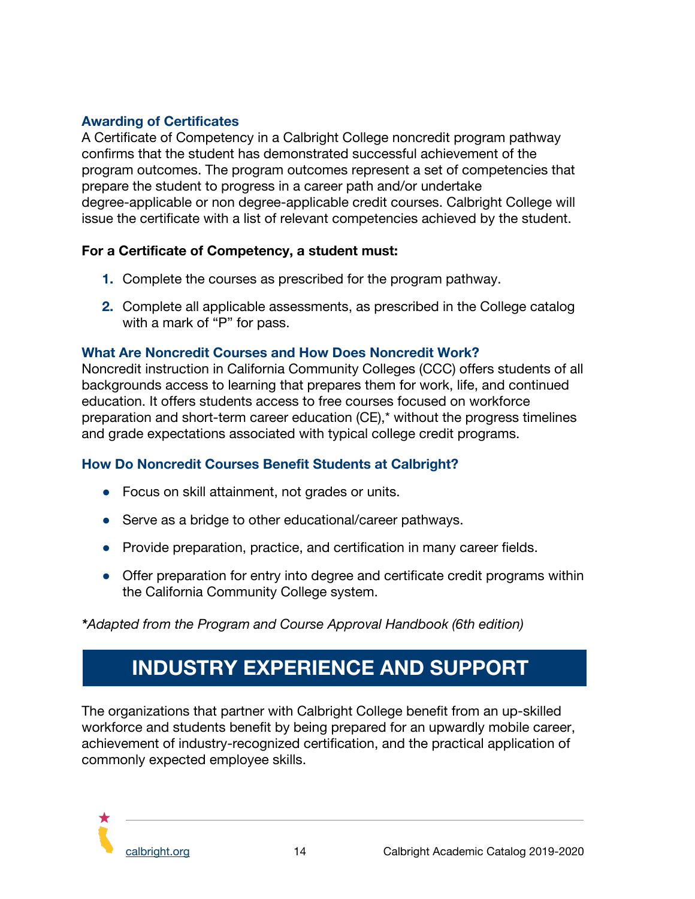### Awarding of Certificates

A Certificate of Competency in a Calbright College noncredit program pathway confirms that the student has demonstrated successful achievement of the program outcomes. The program outcomes represent a set of competencies that prepare the student to progress in a career path and/or undertake degree-applicable or non degree-applicable credit courses. Calbright College will issue the certificate with a list of relevant competencies achieved by the student.

**For a Certificate of Competency, a student must:**

1. Complete the courses as prescribed for the program pathway.
2. Complete all applicable assessments, as prescribed in the College catalog with a mark of "P" for pass.

### What Are Noncredit Courses and How Does Noncredit Work?

Noncredit instruction in California Community Colleges (CCC) offers students of all backgrounds access to learning that prepares them for work, life, and continued education. It offers students access to free courses focused on workforce preparation and short-term career education (CE),* without the progress timelines and grade expectations associated with typical college credit programs.

### How Do Noncredit Courses Benefit Students at Calbright?

- Focus on skill attainment, not grades or units.
- Serve as a bridge to other educational/career pathways.
- Provide preparation, practice, and certification in many career fields.
- Offer preparation for entry into degree and certificate credit programs within the California Community College system.

*\*Adapted from the Program and Course Approval Handbook (6th edition)*

## INDUSTRY EXPERIENCE AND SUPPORT

The organizations that partner with Calbright College benefit from an up-skilled workforce and students benefit by being prepared for an upwardly mobile career, achievement of industry-recognized certification, and the practical application of commonly expected employee skills.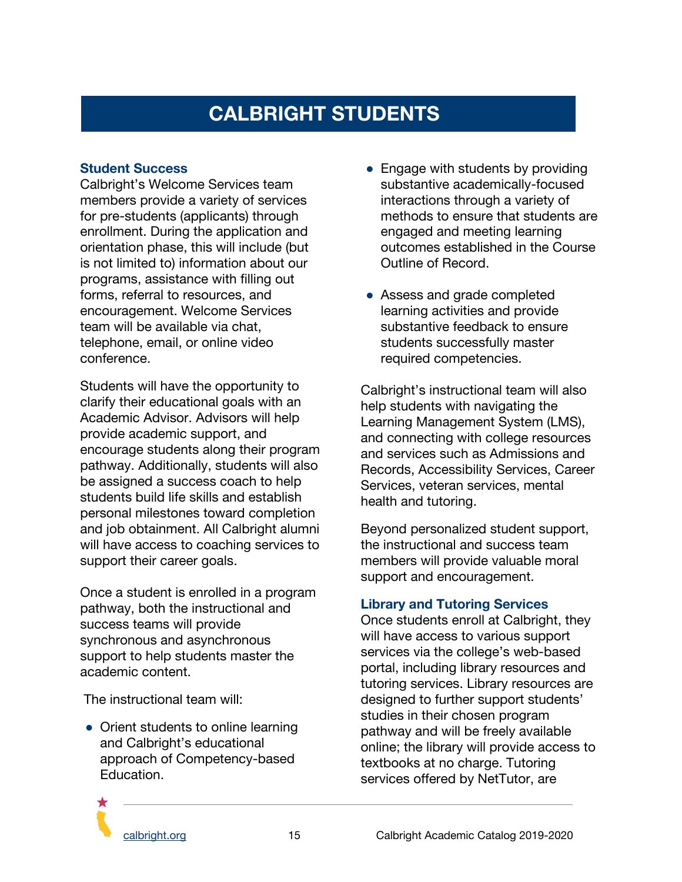# CALBRIGHT STUDENTS

### Student Success

Calbright's Welcome Services team members provide a variety of services for pre-students (applicants) through enrollment. During the application and orientation phase, this will include (but is not limited to) information about our programs, assistance with filling out forms, referral to resources, and encouragement. Welcome Services team will be available via chat, telephone, email, or online video conference.

Students will have the opportunity to clarify their educational goals with an Academic Advisor. Advisors will help provide academic support, and encourage students along their program pathway. Additionally, students will also be assigned a success coach to help students build life skills and establish personal milestones toward completion and job obtainment. All Calbright alumni will have access to coaching services to support their career goals.

Once a student is enrolled in a program pathway, both the instructional and success teams will provide synchronous and asynchronous support to help students master the academic content.

The instructional team will:

- Orient students to online learning and Calbright's educational approach of Competency-based Education.
- Engage with students by providing substantive academically-focused interactions through a variety of methods to ensure that students are engaged and meeting learning outcomes established in the Course Outline of Record.
- Assess and grade completed learning activities and provide substantive feedback to ensure students successfully master required competencies.

Calbright's instructional team will also help students with navigating the Learning Management System (LMS), and connecting with college resources and services such as Admissions and Records, Accessibility Services, Career Services, veteran services, mental health and tutoring.

Beyond personalized student support, the instructional and success team members will provide valuable moral support and encouragement.

### Library and Tutoring Services

Once students enroll at Calbright, they will have access to various support services via the college's web-based portal, including library resources and tutoring services. Library resources are designed to further support students' studies in their chosen program pathway and will be freely available online; the library will provide access to textbooks at no charge. Tutoring services offered by NetTutor, are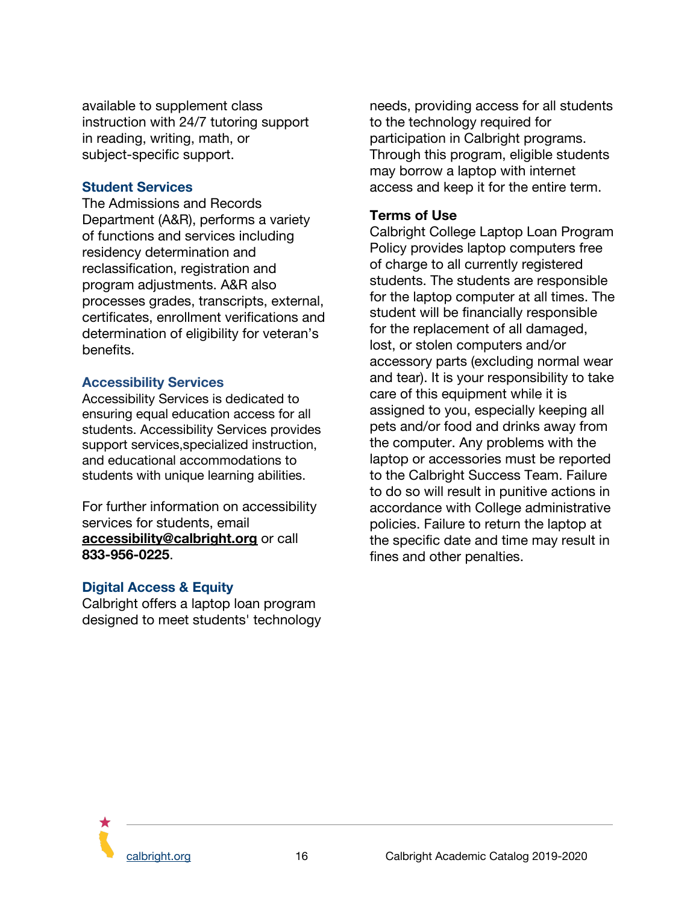available to supplement class instruction with 24/7 tutoring support in reading, writing, math, or subject-specific support.

### Student Services

The Admissions and Records Department (A&R), performs a variety of functions and services including residency determination and reclassification, registration and program adjustments. A&R also processes grades, transcripts, external, certificates, enrollment verifications and determination of eligibility for veteran's benefits.

### Accessibility Services

Accessibility Services is dedicated to ensuring equal education access for all students. Accessibility Services provides support services,specialized instruction, and educational accommodations to students with unique learning abilities.

For further information on accessibility services for students, email **accessibility@calbright.org** or call **833-956-0225**.

### Digital Access & Equity

Calbright offers a laptop loan program designed to meet students' technology needs, providing access for all students to the technology required for participation in Calbright programs. Through this program, eligible students may borrow a laptop with internet access and keep it for the entire term.

**Terms of Use**

Calbright College Laptop Loan Program Policy provides laptop computers free of charge to all currently registered students. The students are responsible for the laptop computer at all times. The student will be financially responsible for the replacement of all damaged, lost, or stolen computers and/or accessory parts (excluding normal wear and tear). It is your responsibility to take care of this equipment while it is assigned to you, especially keeping all pets and/or food and drinks away from the computer. Any problems with the laptop or accessories must be reported to the Calbright Success Team. Failure to do so will result in punitive actions in accordance with College administrative policies. Failure to return the laptop at the specific date and time may result in fines and other penalties.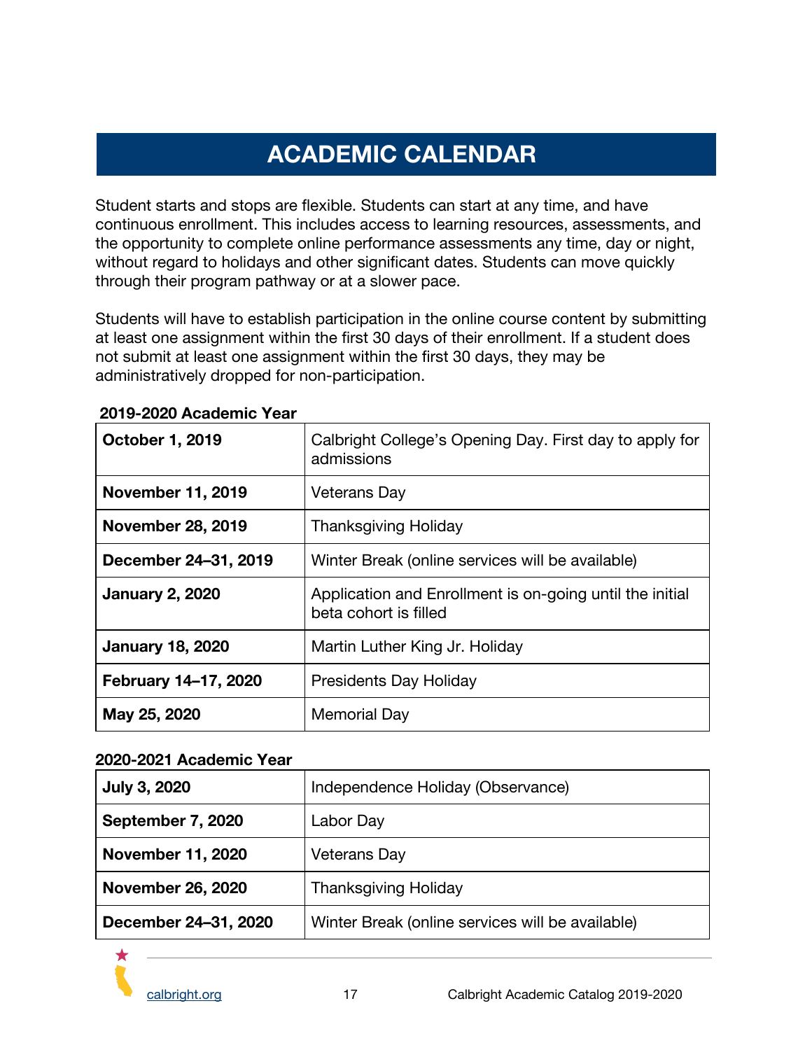# ACADEMIC CALENDAR

Student starts and stops are flexible. Students can start at any time, and have continuous enrollment. This includes access to learning resources, assessments, and the opportunity to complete online performance assessments any time, day or night, without regard to holidays and other significant dates. Students can move quickly through their program pathway or at a slower pace.

Students will have to establish participation in the online course content by submitting at least one assignment within the first 30 days of their enrollment. If a student does not submit at least one assignment within the first 30 days, they may be administratively dropped for non-participation.

**2019-2020 Academic Year**

| | |
|---|---|
| **October 1, 2019** | Calbright College's Opening Day. First day to apply for admissions |
| **November 11, 2019** | Veterans Day |
| **November 28, 2019** | Thanksgiving Holiday |
| **December 24–31, 2019** | Winter Break (online services will be available) |
| **January 2, 2020** | Application and Enrollment is on-going until the initial beta cohort is filled |
| **January 18, 2020** | Martin Luther King Jr. Holiday |
| **February 14–17, 2020** | Presidents Day Holiday |
| **May 25, 2020** | Memorial Day |

**2020-2021 Academic Year**

| | |
|---|---|
| **July 3, 2020** | Independence Holiday (Observance) |
| **September 7, 2020** | Labor Day |
| **November 11, 2020** | Veterans Day |
| **November 26, 2020** | Thanksgiving Holiday |
| **December 24–31, 2020** | Winter Break (online services will be available) |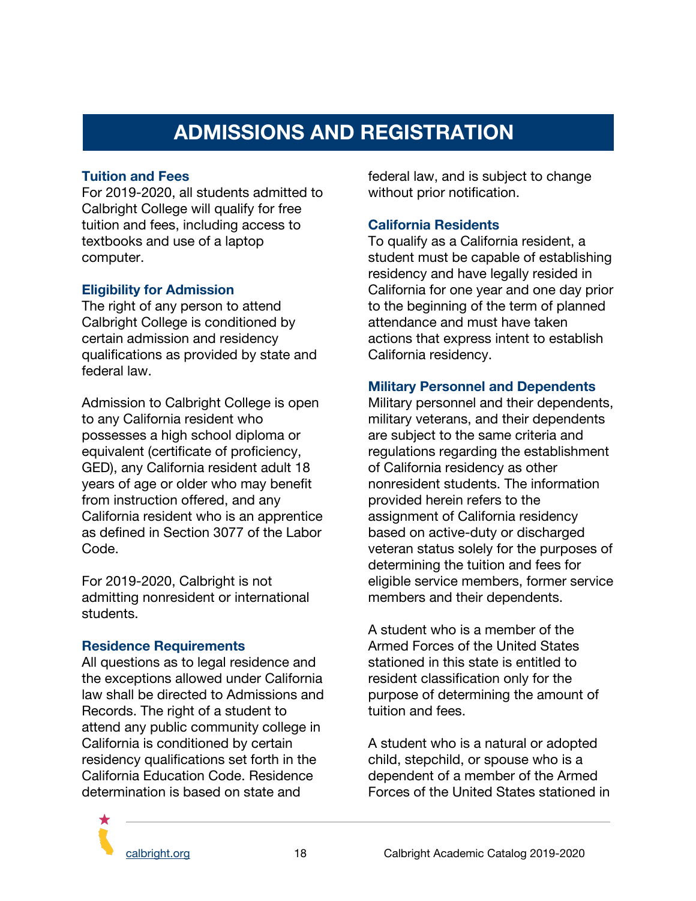# ADMISSIONS AND REGISTRATION

### Tuition and Fees

For 2019-2020, all students admitted to Calbright College will qualify for free tuition and fees, including access to textbooks and use of a laptop computer.

### Eligibility for Admission

The right of any person to attend Calbright College is conditioned by certain admission and residency qualifications as provided by state and federal law.

Admission to Calbright College is open to any California resident who possesses a high school diploma or equivalent (certificate of proficiency, GED), any California resident adult 18 years of age or older who may benefit from instruction offered, and any California resident who is an apprentice as defined in Section 3077 of the Labor Code.

For 2019-2020, Calbright is not admitting nonresident or international students.

### Residence Requirements

All questions as to legal residence and the exceptions allowed under California law shall be directed to Admissions and Records. The right of a student to attend any public community college in California is conditioned by certain residency qualifications set forth in the California Education Code. Residence determination is based on state and federal law, and is subject to change without prior notification.

### California Residents

To qualify as a California resident, a student must be capable of establishing residency and have legally resided in California for one year and one day prior to the beginning of the term of planned attendance and must have taken actions that express intent to establish California residency.

### Military Personnel and Dependents

Military personnel and their dependents, military veterans, and their dependents are subject to the same criteria and regulations regarding the establishment of California residency as other nonresident students. The information provided herein refers to the assignment of California residency based on active-duty or discharged veteran status solely for the purposes of determining the tuition and fees for eligible service members, former service members and their dependents.

A student who is a member of the Armed Forces of the United States stationed in this state is entitled to resident classification only for the purpose of determining the amount of tuition and fees.

A student who is a natural or adopted child, stepchild, or spouse who is a dependent of a member of the Armed Forces of the United States stationed in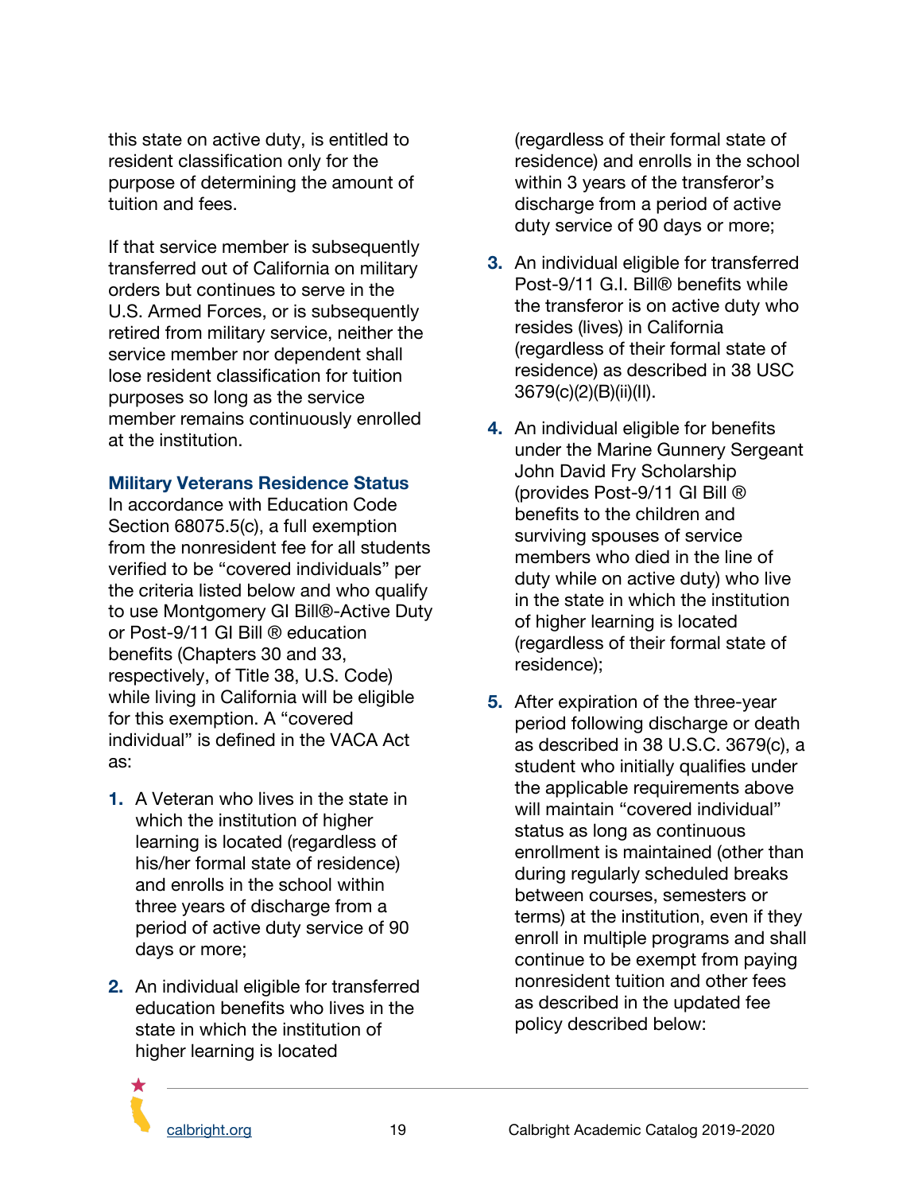this state on active duty, is entitled to resident classification only for the purpose of determining the amount of tuition and fees.

If that service member is subsequently transferred out of California on military orders but continues to serve in the U.S. Armed Forces, or is subsequently retired from military service, neither the service member nor dependent shall lose resident classification for tuition purposes so long as the service member remains continuously enrolled at the institution.

### Military Veterans Residence Status

In accordance with Education Code Section 68075.5(c), a full exemption from the nonresident fee for all students verified to be "covered individuals" per the criteria listed below and who qualify to use Montgomery GI Bill®-Active Duty or Post-9/11 GI Bill ® education benefits (Chapters 30 and 33, respectively, of Title 38, U.S. Code) while living in California will be eligible for this exemption. A "covered individual" is defined in the VACA Act as:

1. A Veteran who lives in the state in which the institution of higher learning is located (regardless of his/her formal state of residence) and enrolls in the school within three years of discharge from a period of active duty service of 90 days or more;
2. An individual eligible for transferred education benefits who lives in the state in which the institution of higher learning is located (regardless of their formal state of residence) and enrolls in the school within 3 years of the transferor's discharge from a period of active duty service of 90 days or more;
3. An individual eligible for transferred Post-9/11 G.I. Bill® benefits while the transferor is on active duty who resides (lives) in California (regardless of their formal state of residence) as described in 38 USC 3679(c)(2)(B)(ii)(II).
4. An individual eligible for benefits under the Marine Gunnery Sergeant John David Fry Scholarship (provides Post-9/11 GI Bill ® benefits to the children and surviving spouses of service members who died in the line of duty while on active duty) who live in the state in which the institution of higher learning is located (regardless of their formal state of residence);
5. After expiration of the three-year period following discharge or death as described in 38 U.S.C. 3679(c), a student who initially qualifies under the applicable requirements above will maintain "covered individual" status as long as continuous enrollment is maintained (other than during regularly scheduled breaks between courses, semesters or terms) at the institution, even if they enroll in multiple programs and shall continue to be exempt from paying nonresident tuition and other fees as described in the updated fee policy described below: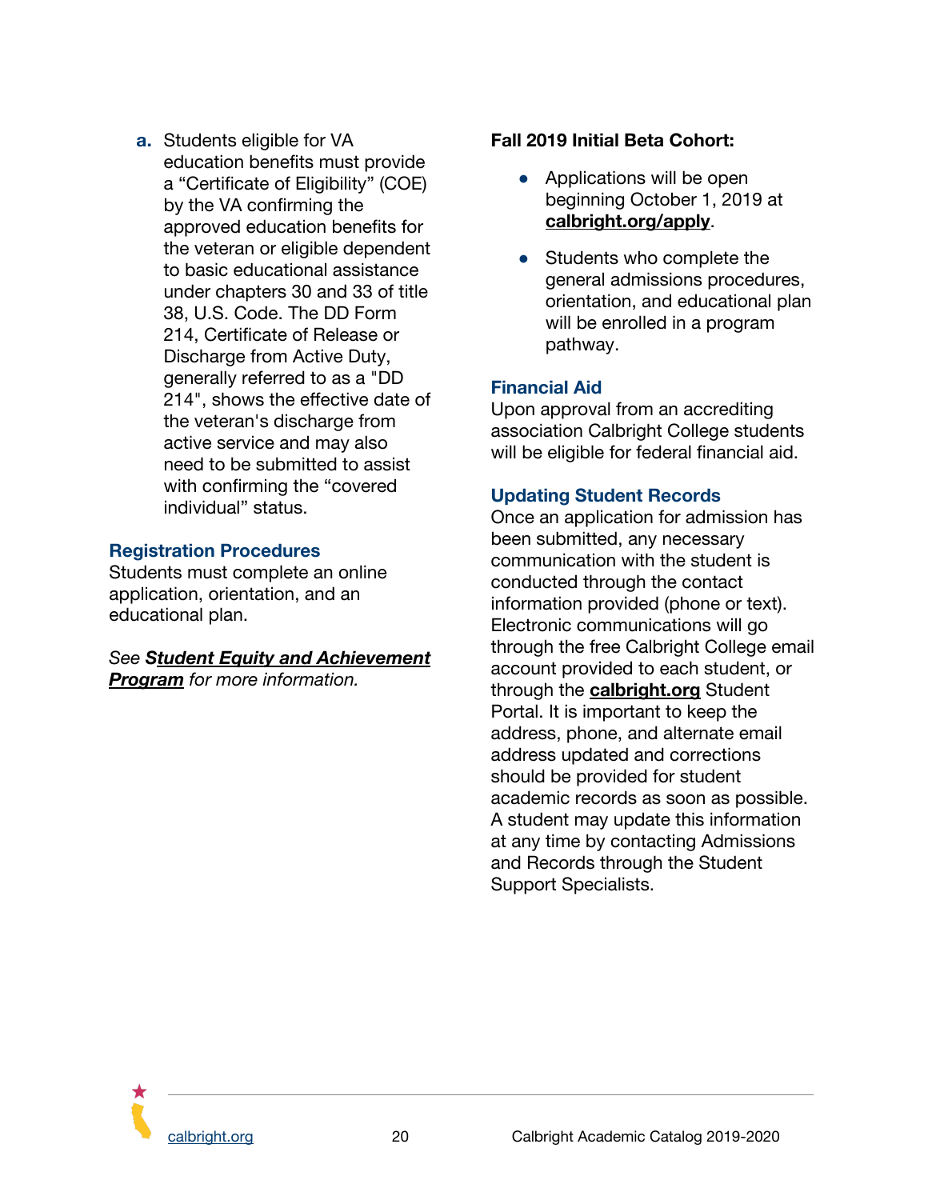a. Students eligible for VA education benefits must provide a “Certificate of Eligibility” (COE) by the VA confirming the approved education benefits for the veteran or eligible dependent to basic educational assistance under chapters 30 and 33 of title 38, U.S. Code. The DD Form 214, Certificate of Release or Discharge from Active Duty, generally referred to as a "DD 214", shows the effective date of the veteran's discharge from active service and may also need to be submitted to assist with confirming the “covered individual” status.

## Registration Procedures

Students must complete an online application, orientation, and an educational plan.

*See **Student Equity and Achievement Program** for more information.*

**Fall 2019 Initial Beta Cohort:**

- Applications will be open beginning October 1, 2019 at **calbright.org/apply**.
- Students who complete the general admissions procedures, orientation, and educational plan will be enrolled in a program pathway.

## Financial Aid

Upon approval from an accrediting association Calbright College students will be eligible for federal financial aid.

## Updating Student Records

Once an application for admission has been submitted, any necessary communication with the student is conducted through the contact information provided (phone or text). Electronic communications will go through the free Calbright College email account provided to each student, or through the **calbright.org** Student Portal. It is important to keep the address, phone, and alternate email address updated and corrections should be provided for student academic records as soon as possible. A student may update this information at any time by contacting Admissions and Records through the Student Support Specialists.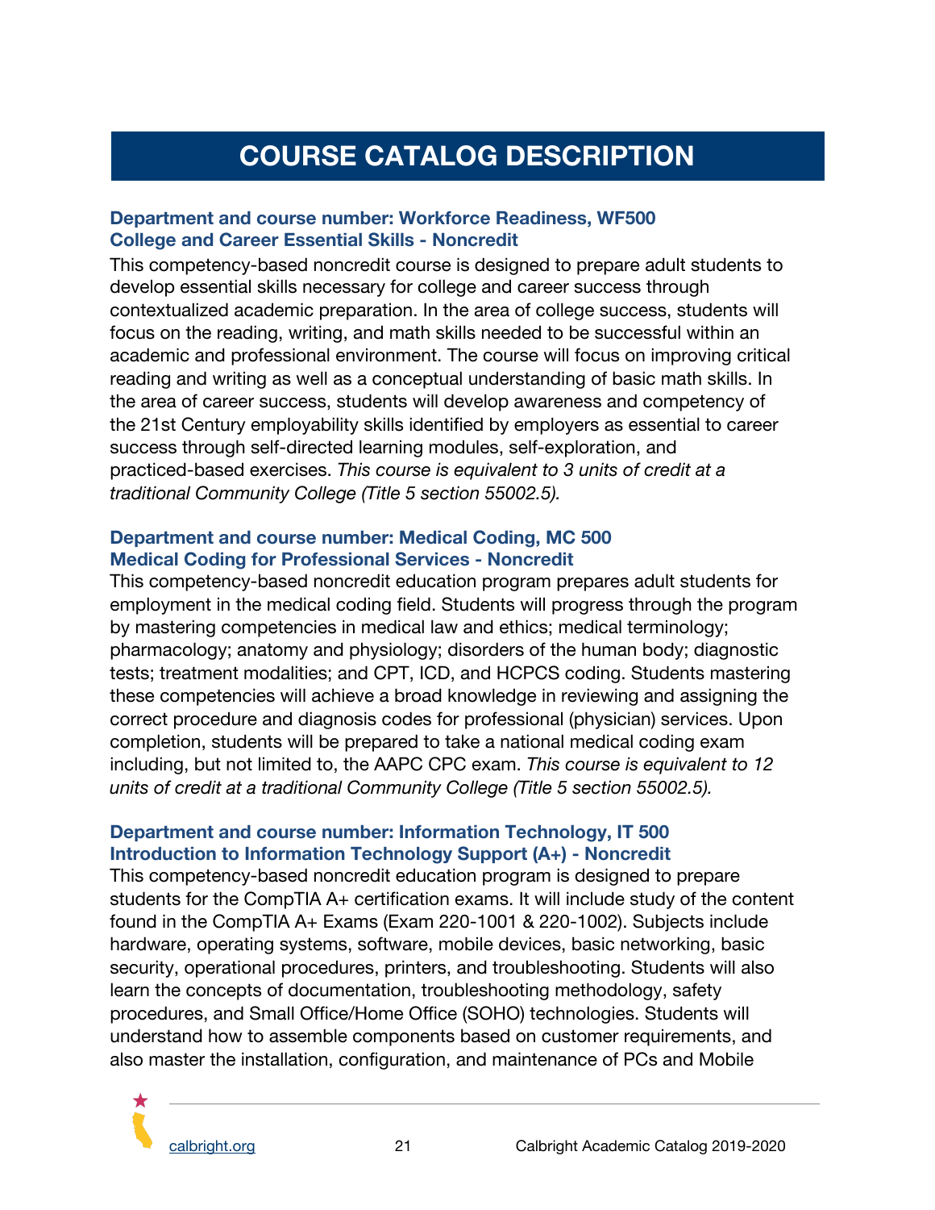# COURSE CATALOG DESCRIPTION

### Department and course number: Workforce Readiness, WF500
### College and Career Essential Skills - Noncredit

This competency-based noncredit course is designed to prepare adult students to develop essential skills necessary for college and career success through contextualized academic preparation. In the area of college success, students will focus on the reading, writing, and math skills needed to be successful within an academic and professional environment. The course will focus on improving critical reading and writing as well as a conceptual understanding of basic math skills. In the area of career success, students will develop awareness and competency of the 21st Century employability skills identified by employers as essential to career success through self-directed learning modules, self-exploration, and practiced-based exercises. *This course is equivalent to 3 units of credit at a traditional Community College (Title 5 section 55002.5).*

### Department and course number: Medical Coding, MC 500
### Medical Coding for Professional Services - Noncredit

This competency-based noncredit education program prepares adult students for employment in the medical coding field. Students will progress through the program by mastering competencies in medical law and ethics; medical terminology; pharmacology; anatomy and physiology; disorders of the human body; diagnostic tests; treatment modalities; and CPT, ICD, and HCPCS coding. Students mastering these competencies will achieve a broad knowledge in reviewing and assigning the correct procedure and diagnosis codes for professional (physician) services. Upon completion, students will be prepared to take a national medical coding exam including, but not limited to, the AAPC CPC exam. *This course is equivalent to 12 units of credit at a traditional Community College (Title 5 section 55002.5).*

### Department and course number: Information Technology, IT 500
### Introduction to Information Technology Support (A+) - Noncredit

This competency-based noncredit education program is designed to prepare students for the CompTIA A+ certification exams. It will include study of the content found in the CompTIA A+ Exams (Exam 220-1001 & 220-1002). Subjects include hardware, operating systems, software, mobile devices, basic networking, basic security, operational procedures, printers, and troubleshooting. Students will also learn the concepts of documentation, troubleshooting methodology, safety procedures, and Small Office/Home Office (SOHO) technologies. Students will understand how to assemble components based on customer requirements, and also master the installation, configuration, and maintenance of PCs and Mobile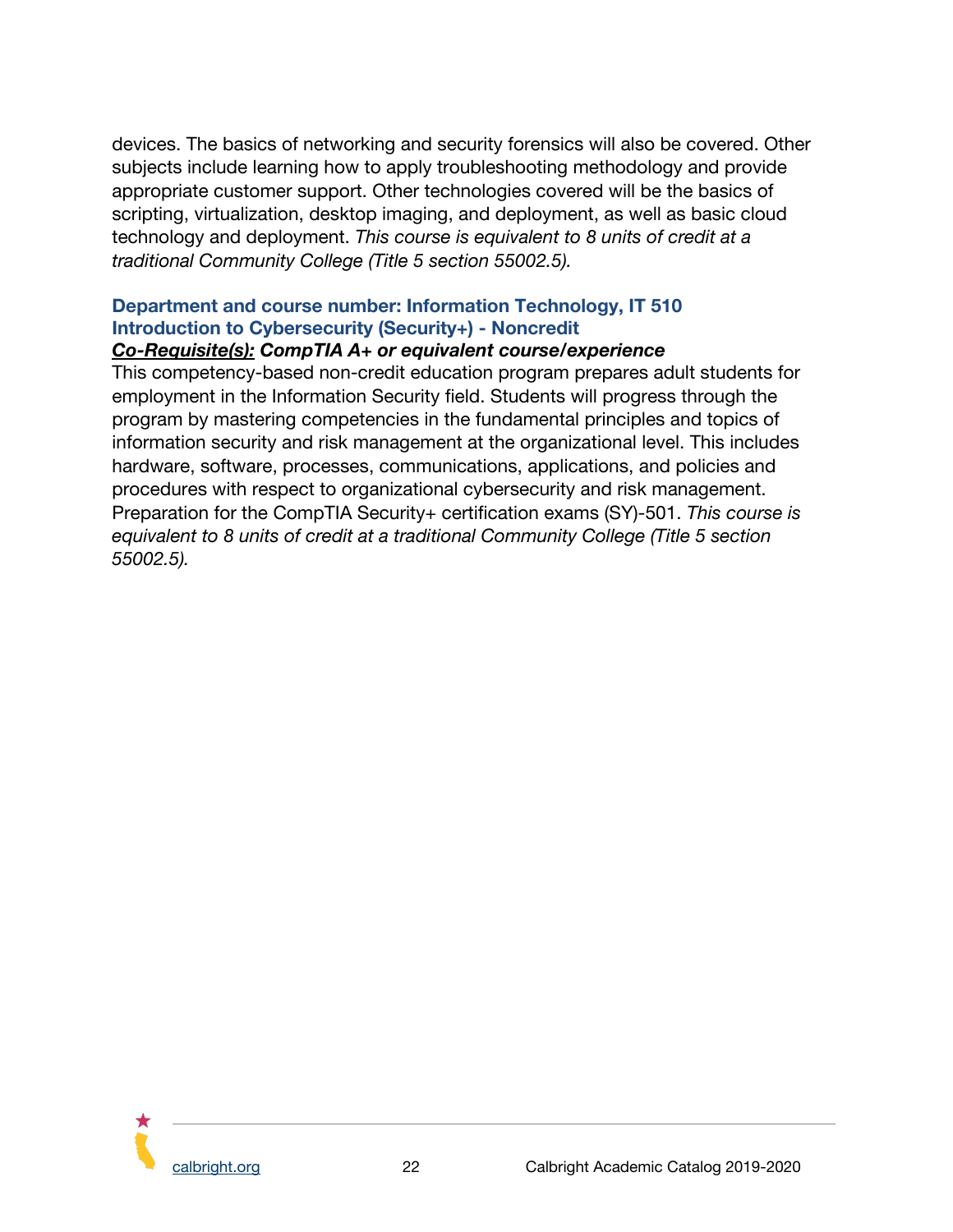devices. The basics of networking and security forensics will also be covered. Other subjects include learning how to apply troubleshooting methodology and provide appropriate customer support. Other technologies covered will be the basics of scripting, virtualization, desktop imaging, and deployment, as well as basic cloud technology and deployment. *This course is equivalent to 8 units of credit at a traditional Community College (Title 5 section 55002.5).*

### Department and course number: Information Technology, IT 510 Introduction to Cybersecurity (Security+) - Noncredit

***Co-Requisite(s):* CompTIA A+ or equivalent course/experience**

This competency-based non-credit education program prepares adult students for employment in the Information Security field. Students will progress through the program by mastering competencies in the fundamental principles and topics of information security and risk management at the organizational level. This includes hardware, software, processes, communications, applications, and policies and procedures with respect to organizational cybersecurity and risk management. Preparation for the CompTIA Security+ certification exams (SY)-501. *This course is equivalent to 8 units of credit at a traditional Community College (Title 5 section 55002.5).*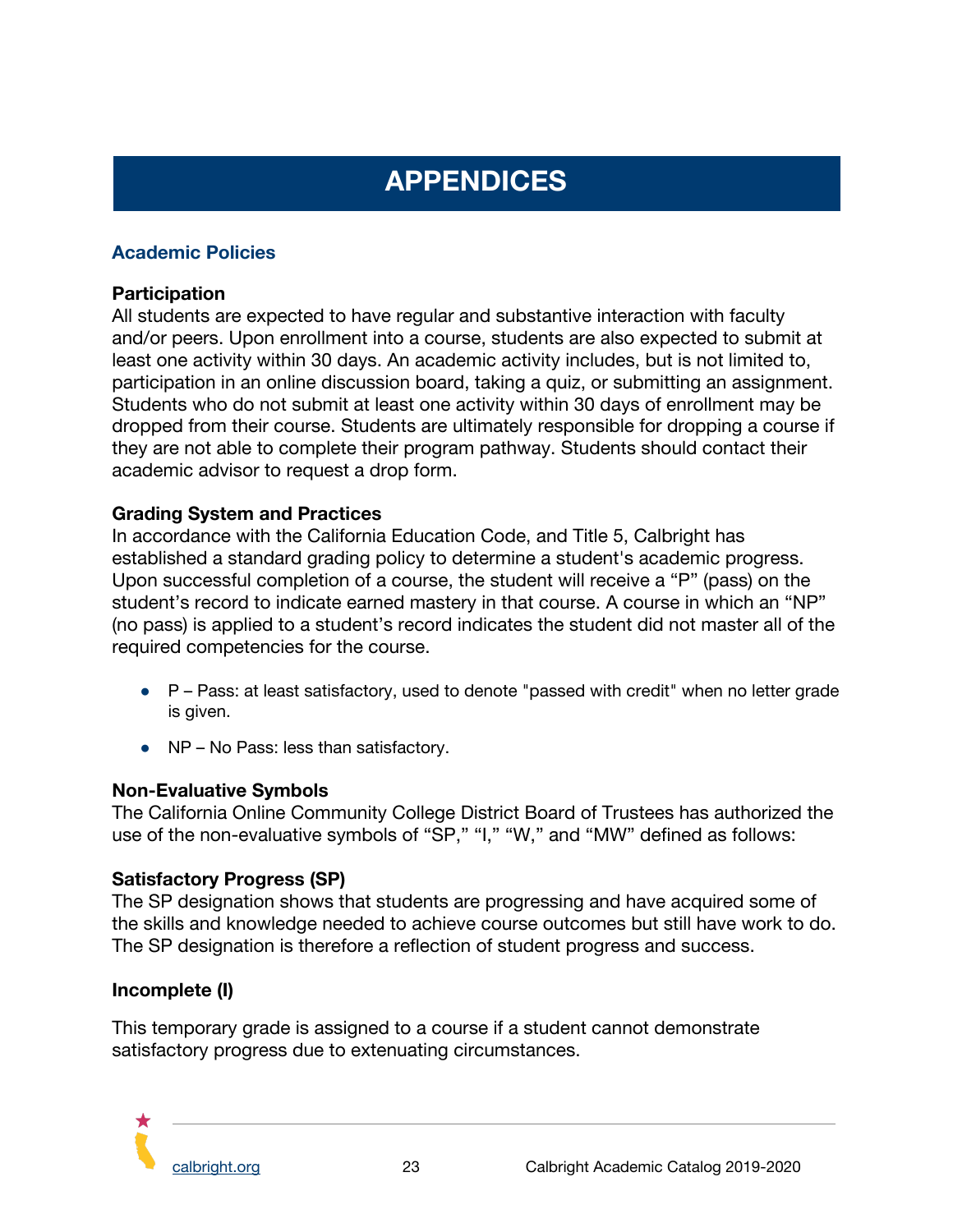# APPENDICES

## Academic Policies

### Participation

All students are expected to have regular and substantive interaction with faculty and/or peers. Upon enrollment into a course, students are also expected to submit at least one activity within 30 days. An academic activity includes, but is not limited to, participation in an online discussion board, taking a quiz, or submitting an assignment. Students who do not submit at least one activity within 30 days of enrollment may be dropped from their course. Students are ultimately responsible for dropping a course if they are not able to complete their program pathway. Students should contact their academic advisor to request a drop form.

### Grading System and Practices

In accordance with the California Education Code, and Title 5, Calbright has established a standard grading policy to determine a student's academic progress. Upon successful completion of a course, the student will receive a “P” (pass) on the student’s record to indicate earned mastery in that course. A course in which an “NP” (no pass) is applied to a student’s record indicates the student did not master all of the required competencies for the course.

- P – Pass: at least satisfactory, used to denote "passed with credit" when no letter grade is given.
- NP – No Pass: less than satisfactory.

### Non-Evaluative Symbols

The California Online Community College District Board of Trustees has authorized the use of the non-evaluative symbols of “SP,” “I,” “W,” and “MW” defined as follows:

### Satisfactory Progress (SP)

The SP designation shows that students are progressing and have acquired some of the skills and knowledge needed to achieve course outcomes but still have work to do. The SP designation is therefore a reflection of student progress and success.

### Incomplete (I)

This temporary grade is assigned to a course if a student cannot demonstrate satisfactory progress due to extenuating circumstances.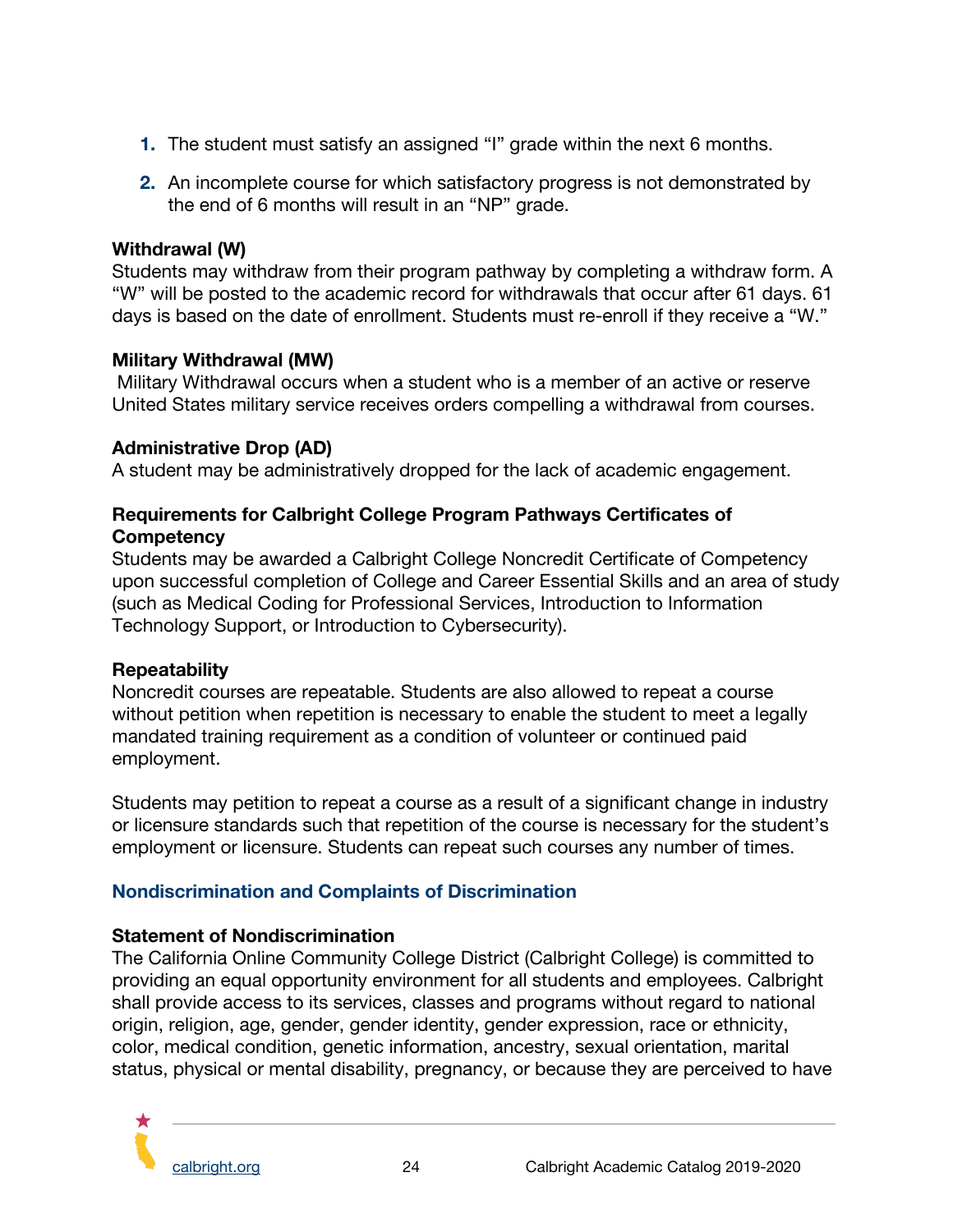1. The student must satisfy an assigned "I" grade within the next 6 months.
2. An incomplete course for which satisfactory progress is not demonstrated by the end of 6 months will result in an "NP" grade.

**Withdrawal (W)**
Students may withdraw from their program pathway by completing a withdraw form. A "W" will be posted to the academic record for withdrawals that occur after 61 days. 61 days is based on the date of enrollment. Students must re-enroll if they receive a "W."

**Military Withdrawal (MW)**
Military Withdrawal occurs when a student who is a member of an active or reserve United States military service receives orders compelling a withdrawal from courses.

**Administrative Drop (AD)**
A student may be administratively dropped for the lack of academic engagement.

**Requirements for Calbright College Program Pathways Certificates of Competency**
Students may be awarded a Calbright College Noncredit Certificate of Competency upon successful completion of College and Career Essential Skills and an area of study (such as Medical Coding for Professional Services, Introduction to Information Technology Support, or Introduction to Cybersecurity).

**Repeatability**
Noncredit courses are repeatable. Students are also allowed to repeat a course without petition when repetition is necessary to enable the student to meet a legally mandated training requirement as a condition of volunteer or continued paid employment.

Students may petition to repeat a course as a result of a significant change in industry or licensure standards such that repetition of the course is necessary for the student's employment or licensure. Students can repeat such courses any number of times.

## Nondiscrimination and Complaints of Discrimination

**Statement of Nondiscrimination**
The California Online Community College District (Calbright College) is committed to providing an equal opportunity environment for all students and employees. Calbright shall provide access to its services, classes and programs without regard to national origin, religion, age, gender, gender identity, gender expression, race or ethnicity, color, medical condition, genetic information, ancestry, sexual orientation, marital status, physical or mental disability, pregnancy, or because they are perceived to have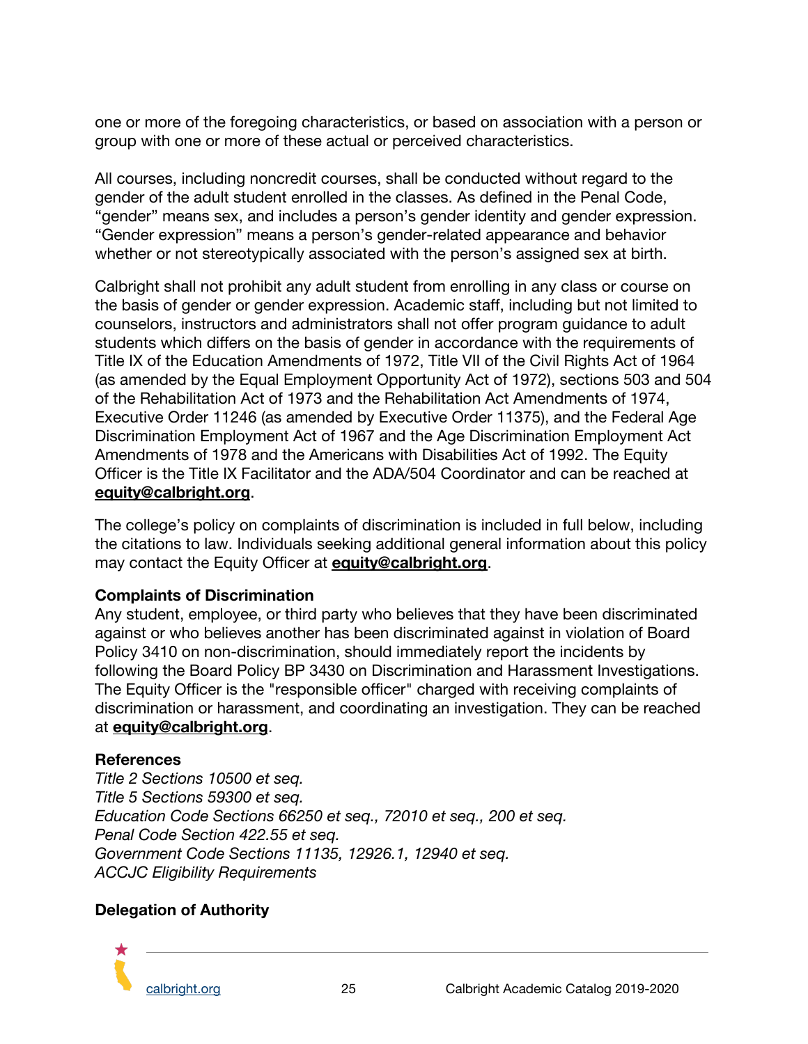one or more of the foregoing characteristics, or based on association with a person or group with one or more of these actual or perceived characteristics.

All courses, including noncredit courses, shall be conducted without regard to the gender of the adult student enrolled in the classes. As defined in the Penal Code, “gender” means sex, and includes a person’s gender identity and gender expression. “Gender expression” means a person’s gender-related appearance and behavior whether or not stereotypically associated with the person’s assigned sex at birth.

Calbright shall not prohibit any adult student from enrolling in any class or course on the basis of gender or gender expression. Academic staff, including but not limited to counselors, instructors and administrators shall not offer program guidance to adult students which differs on the basis of gender in accordance with the requirements of Title IX of the Education Amendments of 1972, Title VII of the Civil Rights Act of 1964 (as amended by the Equal Employment Opportunity Act of 1972), sections 503 and 504 of the Rehabilitation Act of 1973 and the Rehabilitation Act Amendments of 1974, Executive Order 11246 (as amended by Executive Order 11375), and the Federal Age Discrimination Employment Act of 1967 and the Age Discrimination Employment Act Amendments of 1978 and the Americans with Disabilities Act of 1992. The Equity Officer is the Title IX Facilitator and the ADA/504 Coordinator and can be reached at **equity@calbright.org**.

The college’s policy on complaints of discrimination is included in full below, including the citations to law. Individuals seeking additional general information about this policy may contact the Equity Officer at **equity@calbright.org**.

**Complaints of Discrimination**
Any student, employee, or third party who believes that they have been discriminated against or who believes another has been discriminated against in violation of Board Policy 3410 on non-discrimination, should immediately report the incidents by following the Board Policy BP 3430 on Discrimination and Harassment Investigations. The Equity Officer is the "responsible officer" charged with receiving complaints of discrimination or harassment, and coordinating an investigation. They can be reached at **equity@calbright.org**.

**References**
*Title 2 Sections 10500 et seq.*
*Title 5 Sections 59300 et seq.*
*Education Code Sections 66250 et seq., 72010 et seq., 200 et seq.*
*Penal Code Section 422.55 et seq.*
*Government Code Sections 11135, 12926.1, 12940 et seq.*
*ACCJC Eligibility Requirements*

**Delegation of Authority**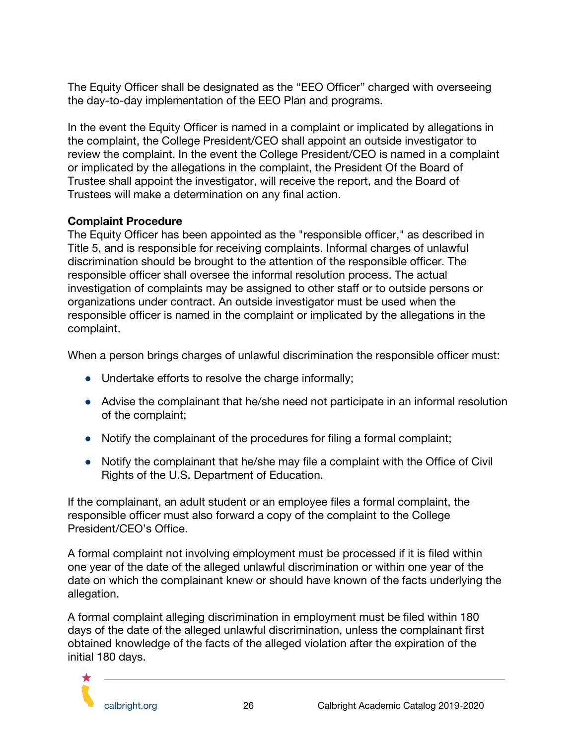The Equity Officer shall be designated as the "EEO Officer" charged with overseeing the day-to-day implementation of the EEO Plan and programs.

In the event the Equity Officer is named in a complaint or implicated by allegations in the complaint, the College President/CEO shall appoint an outside investigator to review the complaint. In the event the College President/CEO is named in a complaint or implicated by the allegations in the complaint, the President Of the Board of Trustee shall appoint the investigator, will receive the report, and the Board of Trustees will make a determination on any final action.

**Complaint Procedure**

The Equity Officer has been appointed as the "responsible officer," as described in Title 5, and is responsible for receiving complaints. Informal charges of unlawful discrimination should be brought to the attention of the responsible officer. The responsible officer shall oversee the informal resolution process. The actual investigation of complaints may be assigned to other staff or to outside persons or organizations under contract. An outside investigator must be used when the responsible officer is named in the complaint or implicated by the allegations in the complaint.

When a person brings charges of unlawful discrimination the responsible officer must:

- Undertake efforts to resolve the charge informally;
- Advise the complainant that he/she need not participate in an informal resolution of the complaint;
- Notify the complainant of the procedures for filing a formal complaint;
- Notify the complainant that he/she may file a complaint with the Office of Civil Rights of the U.S. Department of Education.

If the complainant, an adult student or an employee files a formal complaint, the responsible officer must also forward a copy of the complaint to the College President/CEO's Office.

A formal complaint not involving employment must be processed if it is filed within one year of the date of the alleged unlawful discrimination or within one year of the date on which the complainant knew or should have known of the facts underlying the allegation.

A formal complaint alleging discrimination in employment must be filed within 180 days of the date of the alleged unlawful discrimination, unless the complainant first obtained knowledge of the facts of the alleged violation after the expiration of the initial 180 days.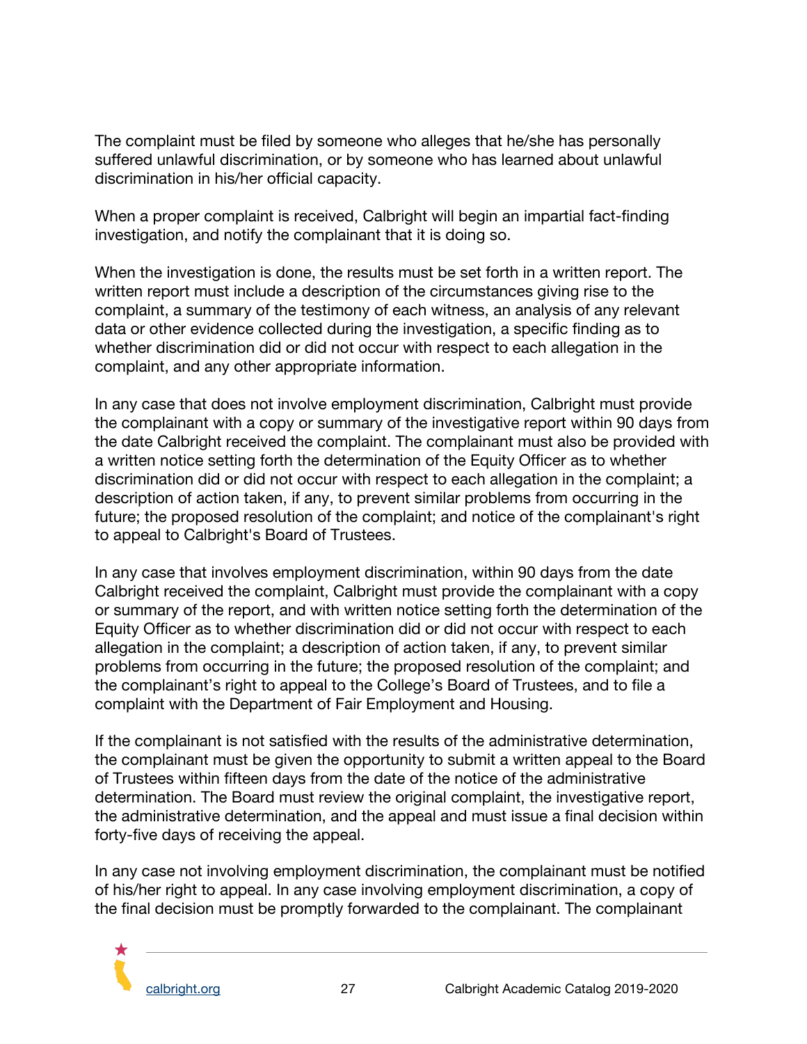The complaint must be filed by someone who alleges that he/she has personally suffered unlawful discrimination, or by someone who has learned about unlawful discrimination in his/her official capacity.

When a proper complaint is received, Calbright will begin an impartial fact-finding investigation, and notify the complainant that it is doing so.

When the investigation is done, the results must be set forth in a written report. The written report must include a description of the circumstances giving rise to the complaint, a summary of the testimony of each witness, an analysis of any relevant data or other evidence collected during the investigation, a specific finding as to whether discrimination did or did not occur with respect to each allegation in the complaint, and any other appropriate information.

In any case that does not involve employment discrimination, Calbright must provide the complainant with a copy or summary of the investigative report within 90 days from the date Calbright received the complaint. The complainant must also be provided with a written notice setting forth the determination of the Equity Officer as to whether discrimination did or did not occur with respect to each allegation in the complaint; a description of action taken, if any, to prevent similar problems from occurring in the future; the proposed resolution of the complaint; and notice of the complainant's right to appeal to Calbright's Board of Trustees.

In any case that involves employment discrimination, within 90 days from the date Calbright received the complaint, Calbright must provide the complainant with a copy or summary of the report, and with written notice setting forth the determination of the Equity Officer as to whether discrimination did or did not occur with respect to each allegation in the complaint; a description of action taken, if any, to prevent similar problems from occurring in the future; the proposed resolution of the complaint; and the complainant's right to appeal to the College's Board of Trustees, and to file a complaint with the Department of Fair Employment and Housing.

If the complainant is not satisfied with the results of the administrative determination, the complainant must be given the opportunity to submit a written appeal to the Board of Trustees within fifteen days from the date of the notice of the administrative determination. The Board must review the original complaint, the investigative report, the administrative determination, and the appeal and must issue a final decision within forty-five days of receiving the appeal.

In any case not involving employment discrimination, the complainant must be notified of his/her right to appeal. In any case involving employment discrimination, a copy of the final decision must be promptly forwarded to the complainant. The complainant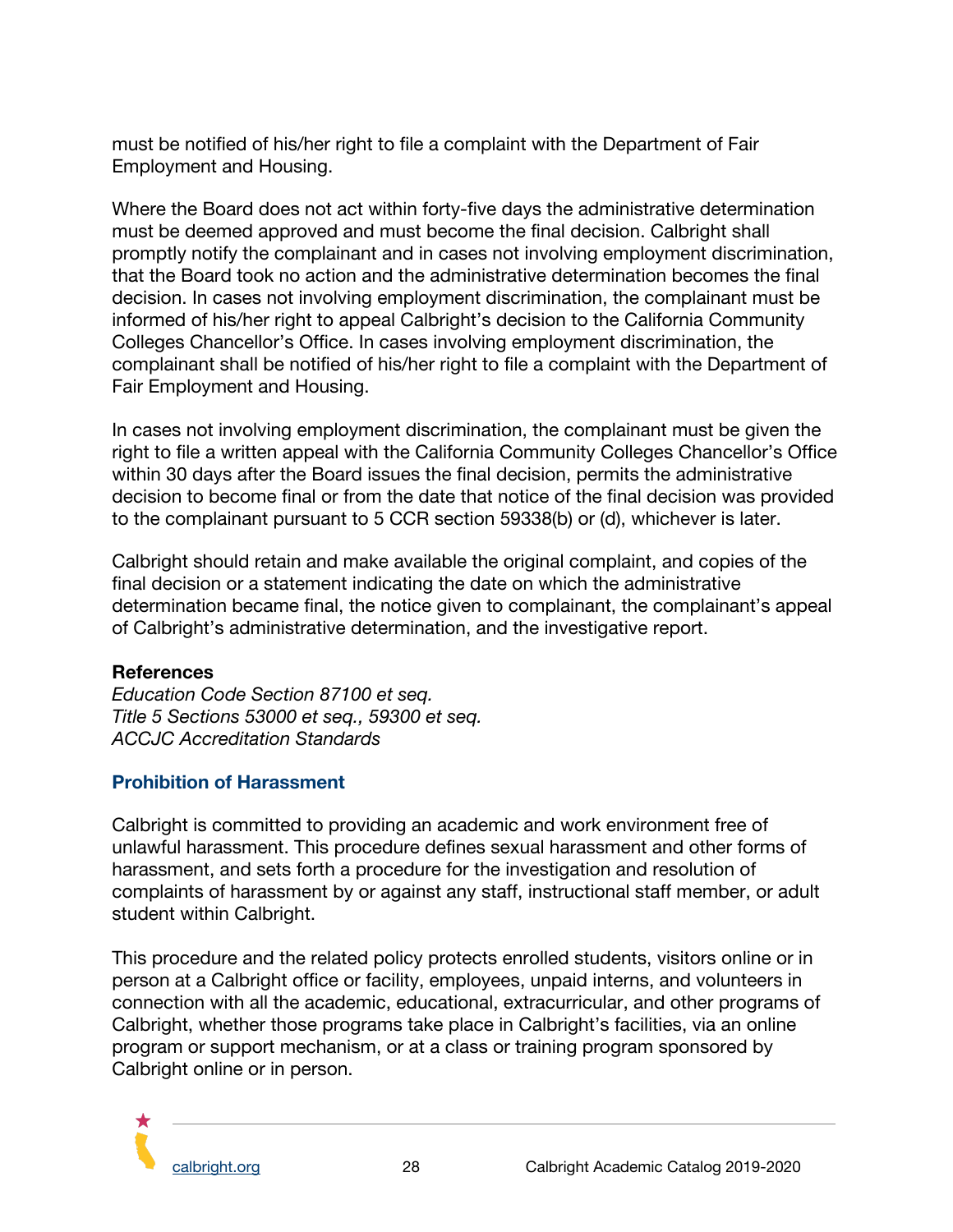must be notified of his/her right to file a complaint with the Department of Fair Employment and Housing.

Where the Board does not act within forty-five days the administrative determination must be deemed approved and must become the final decision. Calbright shall promptly notify the complainant and in cases not involving employment discrimination, that the Board took no action and the administrative determination becomes the final decision. In cases not involving employment discrimination, the complainant must be informed of his/her right to appeal Calbright's decision to the California Community Colleges Chancellor's Office. In cases involving employment discrimination, the complainant shall be notified of his/her right to file a complaint with the Department of Fair Employment and Housing.

In cases not involving employment discrimination, the complainant must be given the right to file a written appeal with the California Community Colleges Chancellor's Office within 30 days after the Board issues the final decision, permits the administrative decision to become final or from the date that notice of the final decision was provided to the complainant pursuant to 5 CCR section 59338(b) or (d), whichever is later.

Calbright should retain and make available the original complaint, and copies of the final decision or a statement indicating the date on which the administrative determination became final, the notice given to complainant, the complainant's appeal of Calbright's administrative determination, and the investigative report.

**References**
*Education Code Section 87100 et seq.*
*Title 5 Sections 53000 et seq., 59300 et seq.*
*ACCJC Accreditation Standards*

### Prohibition of Harassment

Calbright is committed to providing an academic and work environment free of unlawful harassment. This procedure defines sexual harassment and other forms of harassment, and sets forth a procedure for the investigation and resolution of complaints of harassment by or against any staff, instructional staff member, or adult student within Calbright.

This procedure and the related policy protects enrolled students, visitors online or in person at a Calbright office or facility, employees, unpaid interns, and volunteers in connection with all the academic, educational, extracurricular, and other programs of Calbright, whether those programs take place in Calbright's facilities, via an online program or support mechanism, or at a class or training program sponsored by Calbright online or in person.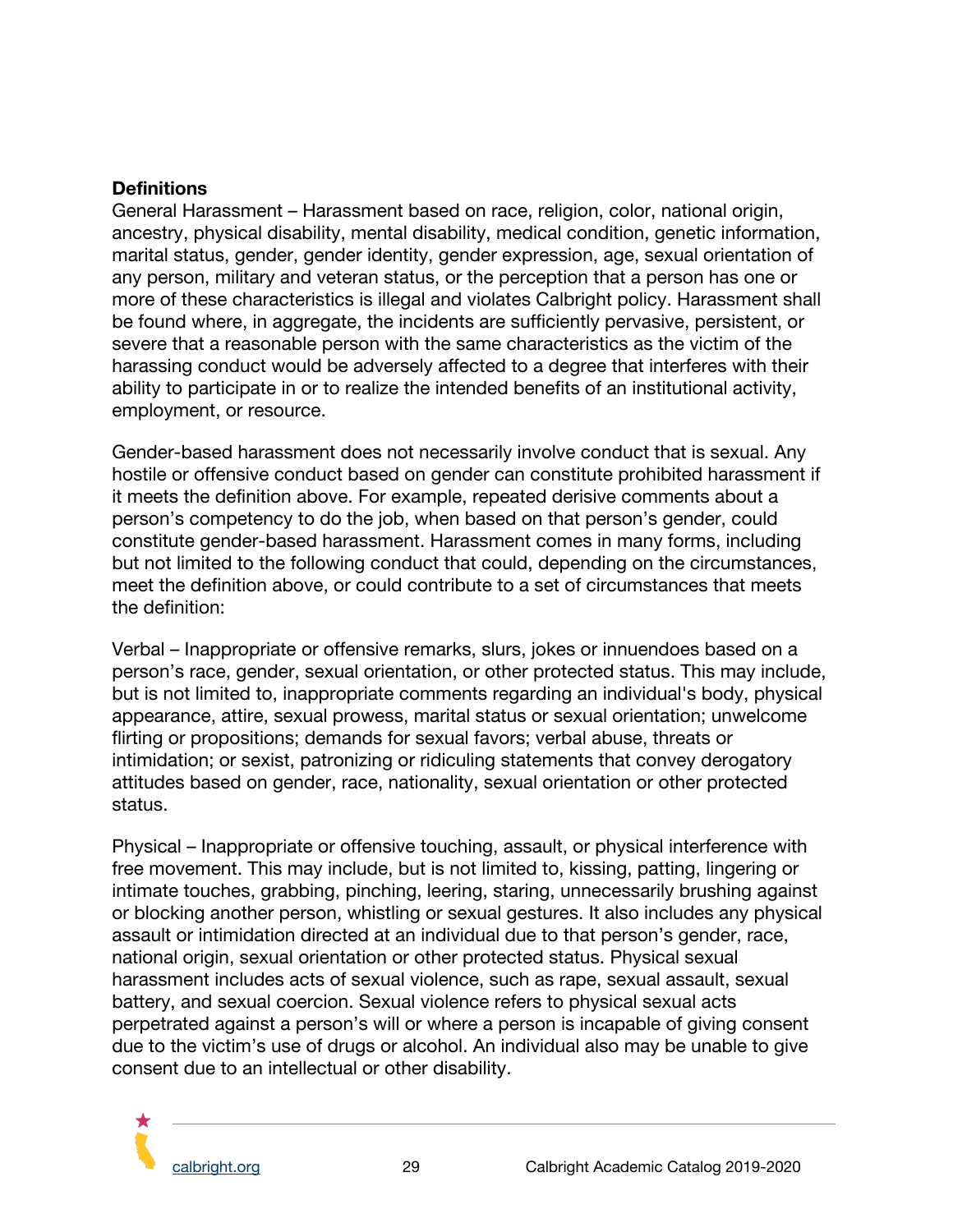**Definitions**

General Harassment – Harassment based on race, religion, color, national origin, ancestry, physical disability, mental disability, medical condition, genetic information, marital status, gender, gender identity, gender expression, age, sexual orientation of any person, military and veteran status, or the perception that a person has one or more of these characteristics is illegal and violates Calbright policy. Harassment shall be found where, in aggregate, the incidents are sufficiently pervasive, persistent, or severe that a reasonable person with the same characteristics as the victim of the harassing conduct would be adversely affected to a degree that interferes with their ability to participate in or to realize the intended benefits of an institutional activity, employment, or resource.

Gender-based harassment does not necessarily involve conduct that is sexual. Any hostile or offensive conduct based on gender can constitute prohibited harassment if it meets the definition above. For example, repeated derisive comments about a person's competency to do the job, when based on that person's gender, could constitute gender-based harassment. Harassment comes in many forms, including but not limited to the following conduct that could, depending on the circumstances, meet the definition above, or could contribute to a set of circumstances that meets the definition:

Verbal – Inappropriate or offensive remarks, slurs, jokes or innuendoes based on a person's race, gender, sexual orientation, or other protected status. This may include, but is not limited to, inappropriate comments regarding an individual's body, physical appearance, attire, sexual prowess, marital status or sexual orientation; unwelcome flirting or propositions; demands for sexual favors; verbal abuse, threats or intimidation; or sexist, patronizing or ridiculing statements that convey derogatory attitudes based on gender, race, nationality, sexual orientation or other protected status.

Physical – Inappropriate or offensive touching, assault, or physical interference with free movement. This may include, but is not limited to, kissing, patting, lingering or intimate touches, grabbing, pinching, leering, staring, unnecessarily brushing against or blocking another person, whistling or sexual gestures. It also includes any physical assault or intimidation directed at an individual due to that person's gender, race, national origin, sexual orientation or other protected status. Physical sexual harassment includes acts of sexual violence, such as rape, sexual assault, sexual battery, and sexual coercion. Sexual violence refers to physical sexual acts perpetrated against a person's will or where a person is incapable of giving consent due to the victim's use of drugs or alcohol. An individual also may be unable to give consent due to an intellectual or other disability.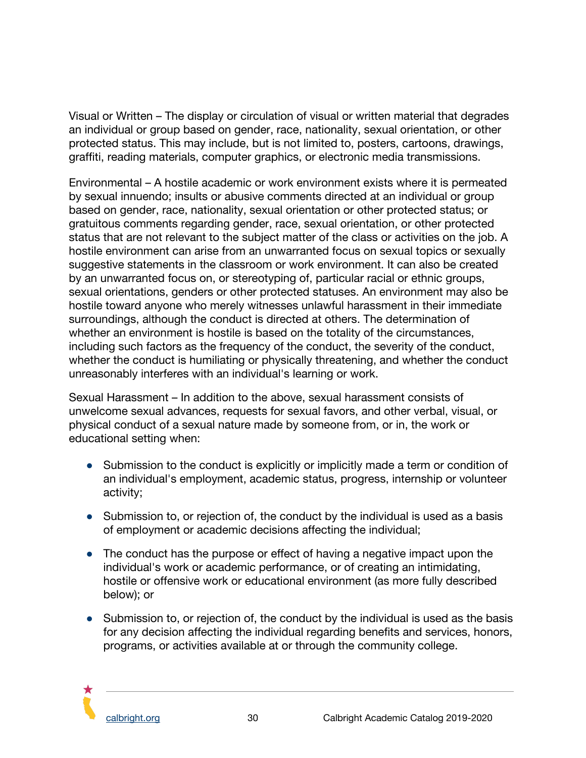Visual or Written – The display or circulation of visual or written material that degrades an individual or group based on gender, race, nationality, sexual orientation, or other protected status. This may include, but is not limited to, posters, cartoons, drawings, graffiti, reading materials, computer graphics, or electronic media transmissions.

Environmental – A hostile academic or work environment exists where it is permeated by sexual innuendo; insults or abusive comments directed at an individual or group based on gender, race, nationality, sexual orientation or other protected status; or gratuitous comments regarding gender, race, sexual orientation, or other protected status that are not relevant to the subject matter of the class or activities on the job. A hostile environment can arise from an unwarranted focus on sexual topics or sexually suggestive statements in the classroom or work environment. It can also be created by an unwarranted focus on, or stereotyping of, particular racial or ethnic groups, sexual orientations, genders or other protected statuses. An environment may also be hostile toward anyone who merely witnesses unlawful harassment in their immediate surroundings, although the conduct is directed at others. The determination of whether an environment is hostile is based on the totality of the circumstances, including such factors as the frequency of the conduct, the severity of the conduct, whether the conduct is humiliating or physically threatening, and whether the conduct unreasonably interferes with an individual's learning or work.

Sexual Harassment – In addition to the above, sexual harassment consists of unwelcome sexual advances, requests for sexual favors, and other verbal, visual, or physical conduct of a sexual nature made by someone from, or in, the work or educational setting when:

- Submission to the conduct is explicitly or implicitly made a term or condition of an individual's employment, academic status, progress, internship or volunteer activity;
- Submission to, or rejection of, the conduct by the individual is used as a basis of employment or academic decisions affecting the individual;
- The conduct has the purpose or effect of having a negative impact upon the individual's work or academic performance, or of creating an intimidating, hostile or offensive work or educational environment (as more fully described below); or
- Submission to, or rejection of, the conduct by the individual is used as the basis for any decision affecting the individual regarding benefits and services, honors, programs, or activities available at or through the community college.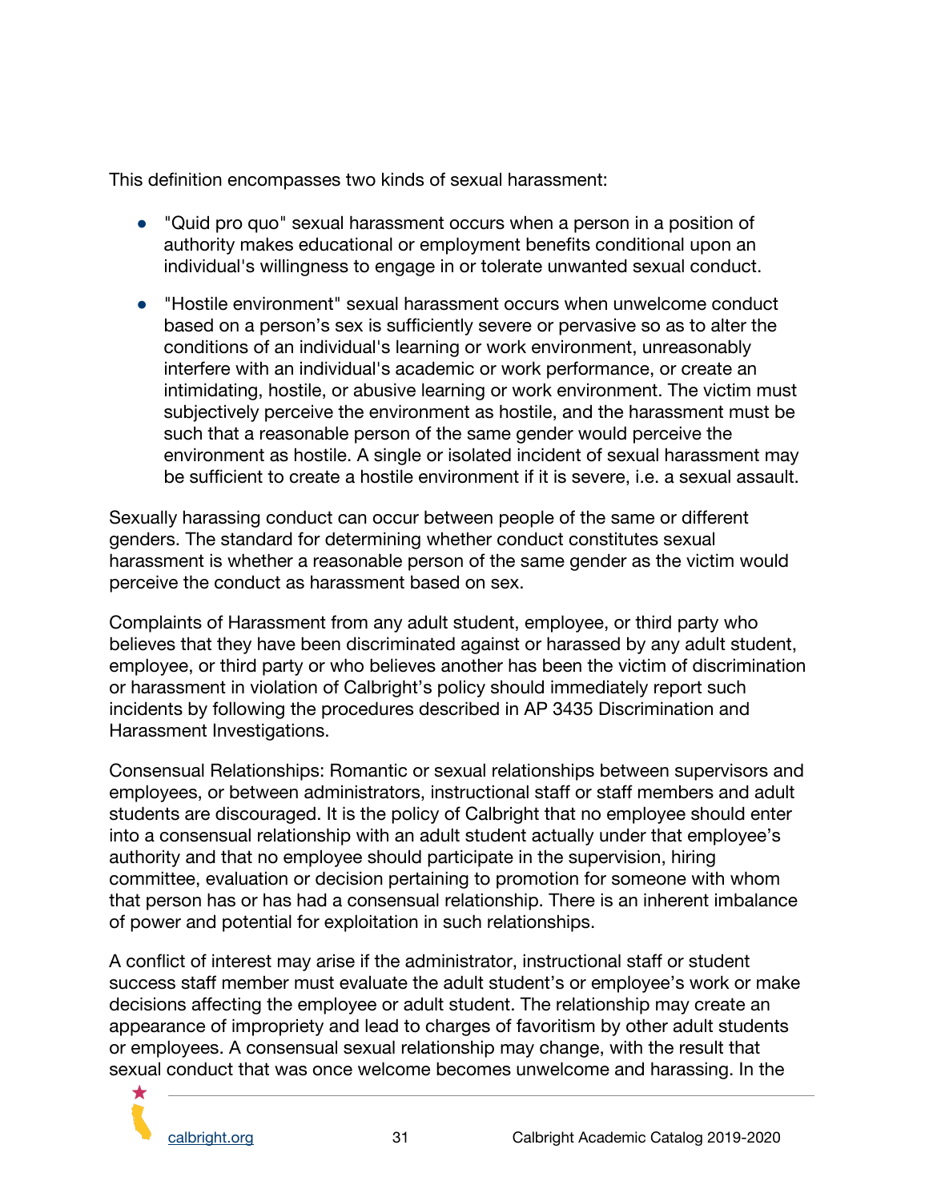This definition encompasses two kinds of sexual harassment:

- "Quid pro quo" sexual harassment occurs when a person in a position of authority makes educational or employment benefits conditional upon an individual's willingness to engage in or tolerate unwanted sexual conduct.
- "Hostile environment" sexual harassment occurs when unwelcome conduct based on a person's sex is sufficiently severe or pervasive so as to alter the conditions of an individual's learning or work environment, unreasonably interfere with an individual's academic or work performance, or create an intimidating, hostile, or abusive learning or work environment. The victim must subjectively perceive the environment as hostile, and the harassment must be such that a reasonable person of the same gender would perceive the environment as hostile. A single or isolated incident of sexual harassment may be sufficient to create a hostile environment if it is severe, i.e. a sexual assault.

Sexually harassing conduct can occur between people of the same or different genders. The standard for determining whether conduct constitutes sexual harassment is whether a reasonable person of the same gender as the victim would perceive the conduct as harassment based on sex.

Complaints of Harassment from any adult student, employee, or third party who believes that they have been discriminated against or harassed by any adult student, employee, or third party or who believes another has been the victim of discrimination or harassment in violation of Calbright's policy should immediately report such incidents by following the procedures described in AP 3435 Discrimination and Harassment Investigations.

Consensual Relationships: Romantic or sexual relationships between supervisors and employees, or between administrators, instructional staff or staff members and adult students are discouraged. It is the policy of Calbright that no employee should enter into a consensual relationship with an adult student actually under that employee's authority and that no employee should participate in the supervision, hiring committee, evaluation or decision pertaining to promotion for someone with whom that person has or has had a consensual relationship. There is an inherent imbalance of power and potential for exploitation in such relationships.

A conflict of interest may arise if the administrator, instructional staff or student success staff member must evaluate the adult student's or employee's work or make decisions affecting the employee or adult student. The relationship may create an appearance of impropriety and lead to charges of favoritism by other adult students or employees. A consensual sexual relationship may change, with the result that sexual conduct that was once welcome becomes unwelcome and harassing. In the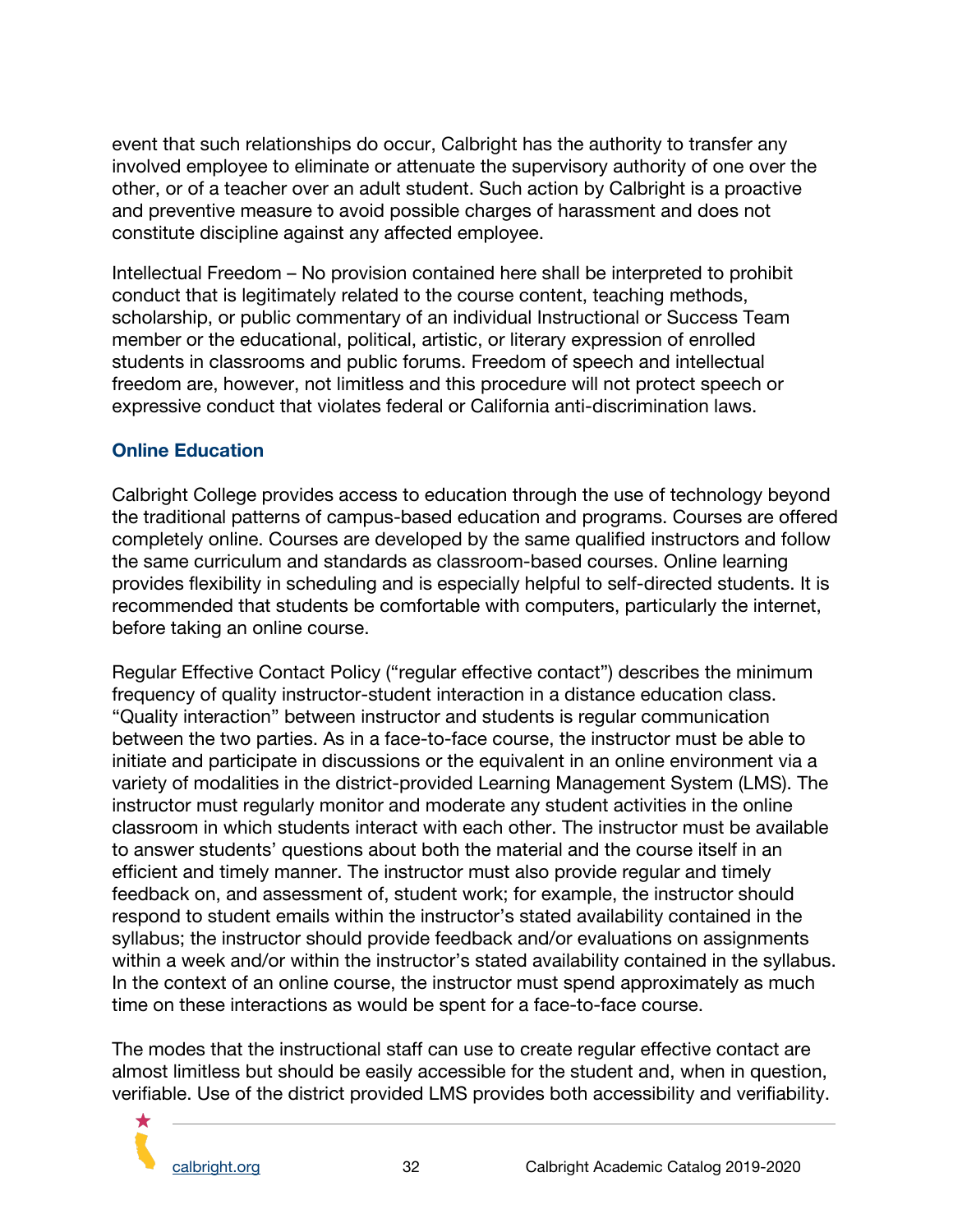event that such relationships do occur, Calbright has the authority to transfer any involved employee to eliminate or attenuate the supervisory authority of one over the other, or of a teacher over an adult student. Such action by Calbright is a proactive and preventive measure to avoid possible charges of harassment and does not constitute discipline against any affected employee.

Intellectual Freedom – No provision contained here shall be interpreted to prohibit conduct that is legitimately related to the course content, teaching methods, scholarship, or public commentary of an individual Instructional or Success Team member or the educational, political, artistic, or literary expression of enrolled students in classrooms and public forums. Freedom of speech and intellectual freedom are, however, not limitless and this procedure will not protect speech or expressive conduct that violates federal or California anti-discrimination laws.

### Online Education

Calbright College provides access to education through the use of technology beyond the traditional patterns of campus-based education and programs. Courses are offered completely online. Courses are developed by the same qualified instructors and follow the same curriculum and standards as classroom-based courses. Online learning provides flexibility in scheduling and is especially helpful to self-directed students. It is recommended that students be comfortable with computers, particularly the internet, before taking an online course.

Regular Effective Contact Policy ("regular effective contact") describes the minimum frequency of quality instructor-student interaction in a distance education class. "Quality interaction" between instructor and students is regular communication between the two parties. As in a face-to-face course, the instructor must be able to initiate and participate in discussions or the equivalent in an online environment via a variety of modalities in the district-provided Learning Management System (LMS). The instructor must regularly monitor and moderate any student activities in the online classroom in which students interact with each other. The instructor must be available to answer students' questions about both the material and the course itself in an efficient and timely manner. The instructor must also provide regular and timely feedback on, and assessment of, student work; for example, the instructor should respond to student emails within the instructor's stated availability contained in the syllabus; the instructor should provide feedback and/or evaluations on assignments within a week and/or within the instructor's stated availability contained in the syllabus. In the context of an online course, the instructor must spend approximately as much time on these interactions as would be spent for a face-to-face course.

The modes that the instructional staff can use to create regular effective contact are almost limitless but should be easily accessible for the student and, when in question, verifiable. Use of the district provided LMS provides both accessibility and verifiability.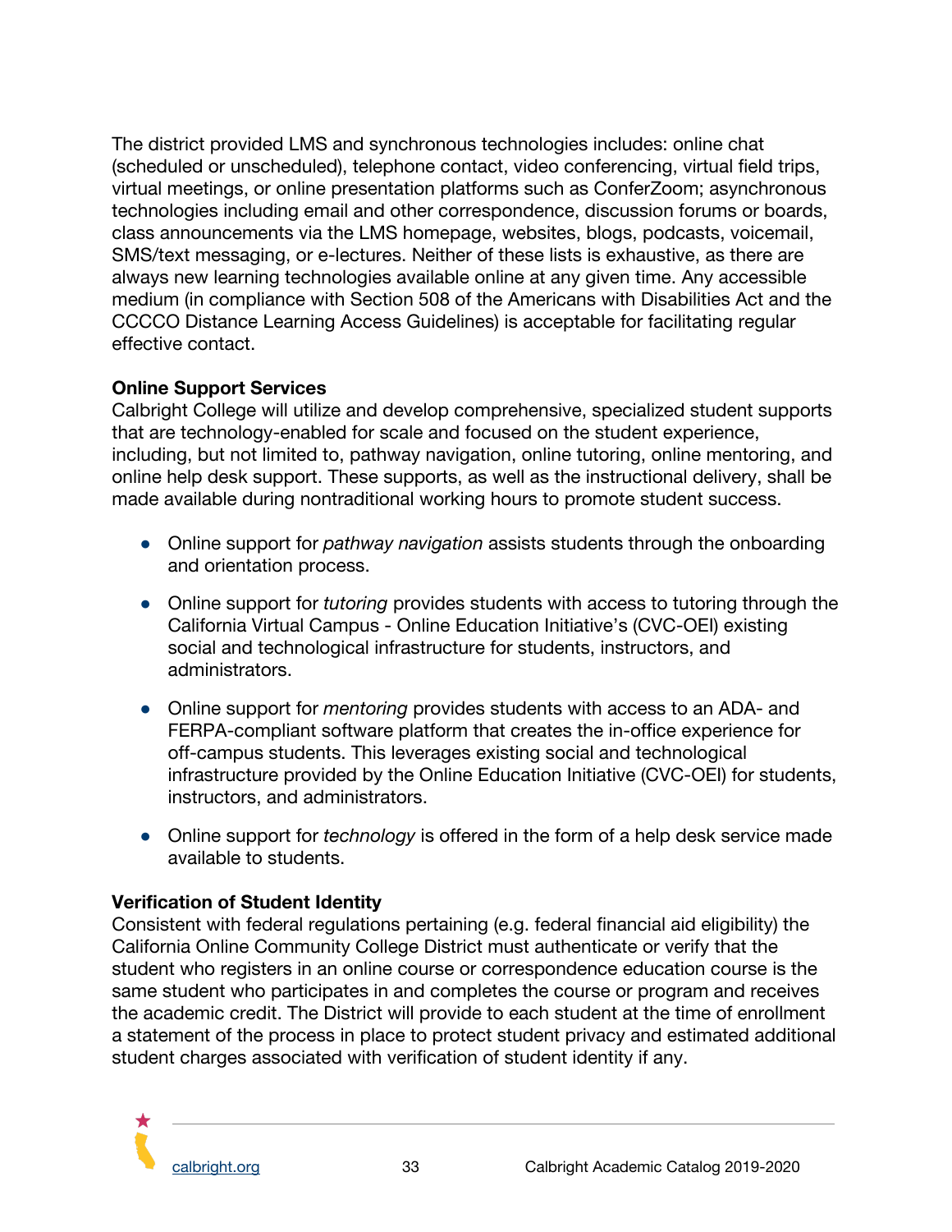The district provided LMS and synchronous technologies includes: online chat (scheduled or unscheduled), telephone contact, video conferencing, virtual field trips, virtual meetings, or online presentation platforms such as ConferZoom; asynchronous technologies including email and other correspondence, discussion forums or boards, class announcements via the LMS homepage, websites, blogs, podcasts, voicemail, SMS/text messaging, or e-lectures. Neither of these lists is exhaustive, as there are always new learning technologies available online at any given time. Any accessible medium (in compliance with Section 508 of the Americans with Disabilities Act and the CCCCO Distance Learning Access Guidelines) is acceptable for facilitating regular effective contact.

**Online Support Services**

Calbright College will utilize and develop comprehensive, specialized student supports that are technology-enabled for scale and focused on the student experience, including, but not limited to, pathway navigation, online tutoring, online mentoring, and online help desk support. These supports, as well as the instructional delivery, shall be made available during nontraditional working hours to promote student success.

- Online support for *pathway navigation* assists students through the onboarding and orientation process.
- Online support for *tutoring* provides students with access to tutoring through the California Virtual Campus - Online Education Initiative's (CVC-OEI) existing social and technological infrastructure for students, instructors, and administrators.
- Online support for *mentoring* provides students with access to an ADA- and FERPA-compliant software platform that creates the in-office experience for off-campus students. This leverages existing social and technological infrastructure provided by the Online Education Initiative (CVC-OEI) for students, instructors, and administrators.
- Online support for *technology* is offered in the form of a help desk service made available to students.

**Verification of Student Identity**

Consistent with federal regulations pertaining (e.g. federal financial aid eligibility) the California Online Community College District must authenticate or verify that the student who registers in an online course or correspondence education course is the same student who participates in and completes the course or program and receives the academic credit. The District will provide to each student at the time of enrollment a statement of the process in place to protect student privacy and estimated additional student charges associated with verification of student identity if any.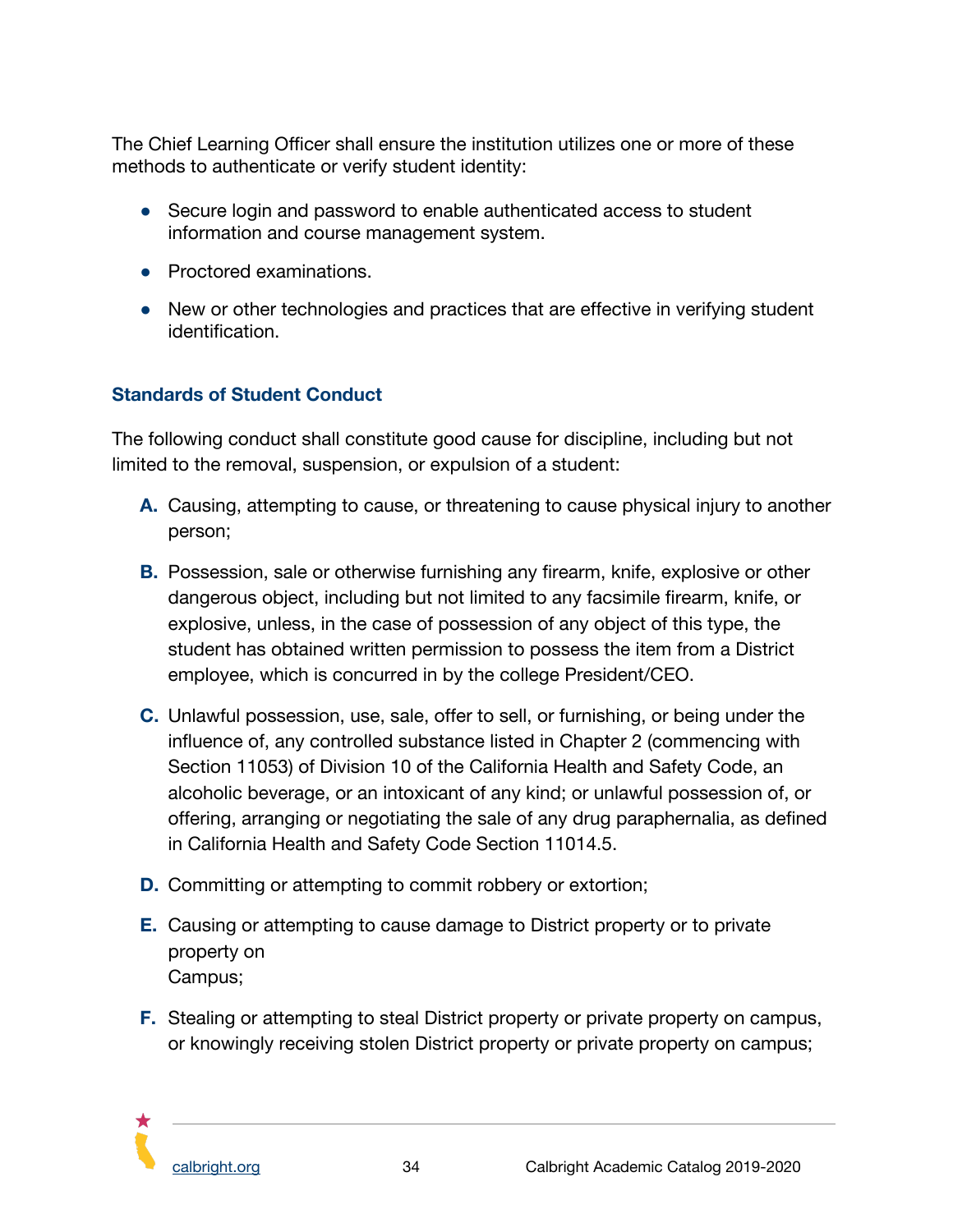The Chief Learning Officer shall ensure the institution utilizes one or more of these methods to authenticate or verify student identity:

- Secure login and password to enable authenticated access to student information and course management system.
- Proctored examinations.
- New or other technologies and practices that are effective in verifying student identification.

### Standards of Student Conduct

The following conduct shall constitute good cause for discipline, including but not limited to the removal, suspension, or expulsion of a student:

**A.** Causing, attempting to cause, or threatening to cause physical injury to another person;

**B.** Possession, sale or otherwise furnishing any firearm, knife, explosive or other dangerous object, including but not limited to any facsimile firearm, knife, or explosive, unless, in the case of possession of any object of this type, the student has obtained written permission to possess the item from a District employee, which is concurred in by the college President/CEO.

**C.** Unlawful possession, use, sale, offer to sell, or furnishing, or being under the influence of, any controlled substance listed in Chapter 2 (commencing with Section 11053) of Division 10 of the California Health and Safety Code, an alcoholic beverage, or an intoxicant of any kind; or unlawful possession of, or offering, arranging or negotiating the sale of any drug paraphernalia, as defined in California Health and Safety Code Section 11014.5.

**D.** Committing or attempting to commit robbery or extortion;

**E.** Causing or attempting to cause damage to District property or to private property on Campus;

**F.** Stealing or attempting to steal District property or private property on campus, or knowingly receiving stolen District property or private property on campus;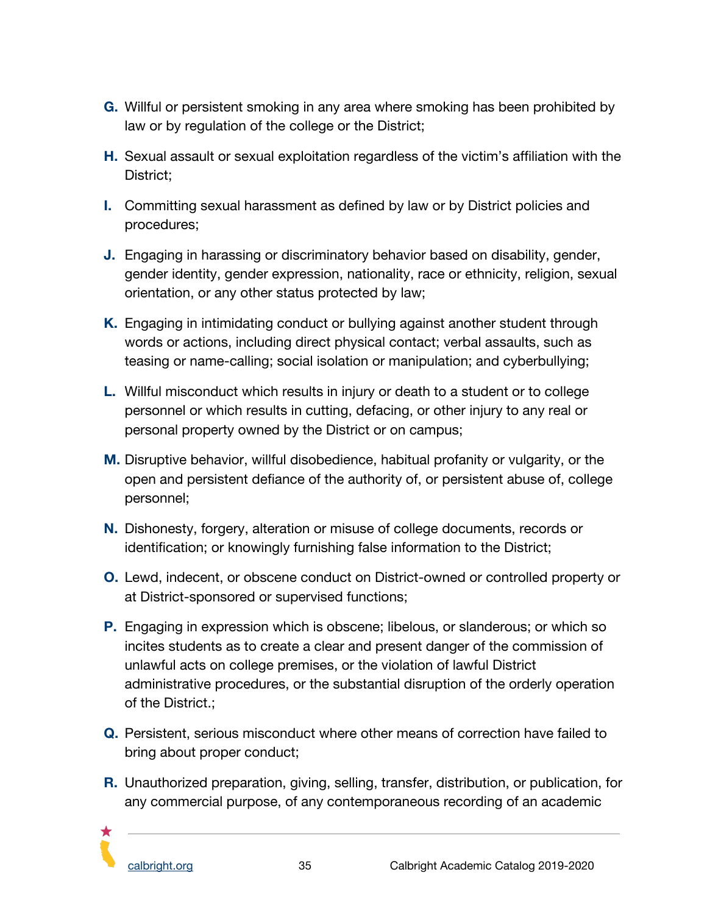**G.** Willful or persistent smoking in any area where smoking has been prohibited by law or by regulation of the college or the District;

**H.** Sexual assault or sexual exploitation regardless of the victim's affiliation with the District;

**I.** Committing sexual harassment as defined by law or by District policies and procedures;

**J.** Engaging in harassing or discriminatory behavior based on disability, gender, gender identity, gender expression, nationality, race or ethnicity, religion, sexual orientation, or any other status protected by law;

**K.** Engaging in intimidating conduct or bullying against another student through words or actions, including direct physical contact; verbal assaults, such as teasing or name-calling; social isolation or manipulation; and cyberbullying;

**L.** Willful misconduct which results in injury or death to a student or to college personnel or which results in cutting, defacing, or other injury to any real or personal property owned by the District or on campus;

**M.** Disruptive behavior, willful disobedience, habitual profanity or vulgarity, or the open and persistent defiance of the authority of, or persistent abuse of, college personnel;

**N.** Dishonesty, forgery, alteration or misuse of college documents, records or identification; or knowingly furnishing false information to the District;

**O.** Lewd, indecent, or obscene conduct on District-owned or controlled property or at District-sponsored or supervised functions;

**P.** Engaging in expression which is obscene; libelous, or slanderous; or which so incites students as to create a clear and present danger of the commission of unlawful acts on college premises, or the violation of lawful District administrative procedures, or the substantial disruption of the orderly operation of the District.;

**Q.** Persistent, serious misconduct where other means of correction have failed to bring about proper conduct;

**R.** Unauthorized preparation, giving, selling, transfer, distribution, or publication, for any commercial purpose, of any contemporaneous recording of an academic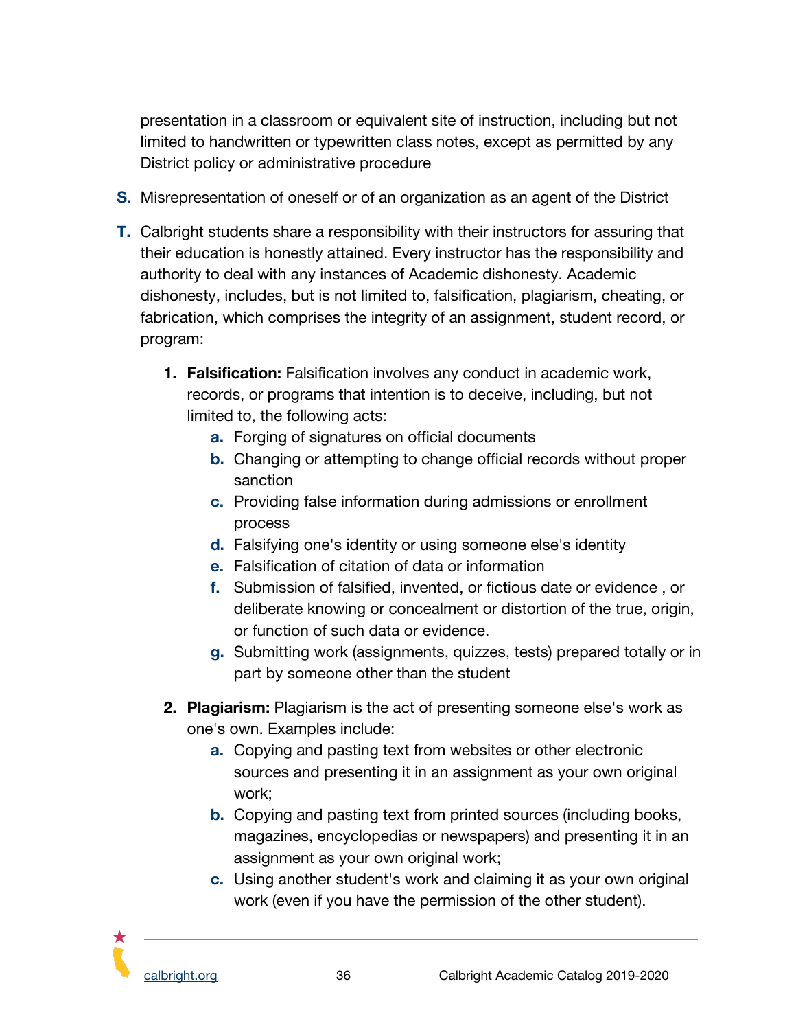presentation in a classroom or equivalent site of instruction, including but not limited to handwritten or typewritten class notes, except as permitted by any District policy or administrative procedure

S. Misrepresentation of oneself or of an organization as an agent of the District

T. Calbright students share a responsibility with their instructors for assuring that their education is honestly attained. Every instructor has the responsibility and authority to deal with any instances of Academic dishonesty. Academic dishonesty, includes, but is not limited to, falsification, plagiarism, cheating, or fabrication, which comprises the integrity of an assignment, student record, or program:

1. **Falsification:** Falsification involves any conduct in academic work, records, or programs that intention is to deceive, including, but not limited to, the following acts:
   a. Forging of signatures on official documents
   b. Changing or attempting to change official records without proper sanction
   c. Providing false information during admissions or enrollment process
   d. Falsifying one's identity or using someone else's identity
   e. Falsification of citation of data or information
   f. Submission of falsified, invented, or fictious date or evidence , or deliberate knowing or concealment or distortion of the true, origin, or function of such data or evidence.
   g. Submitting work (assignments, quizzes, tests) prepared totally or in part by someone other than the student

2. **Plagiarism:** Plagiarism is the act of presenting someone else's work as one's own. Examples include:
   a. Copying and pasting text from websites or other electronic sources and presenting it in an assignment as your own original work;
   b. Copying and pasting text from printed sources (including books, magazines, encyclopedias or newspapers) and presenting it in an assignment as your own original work;
   c. Using another student's work and claiming it as your own original work (even if you have the permission of the other student).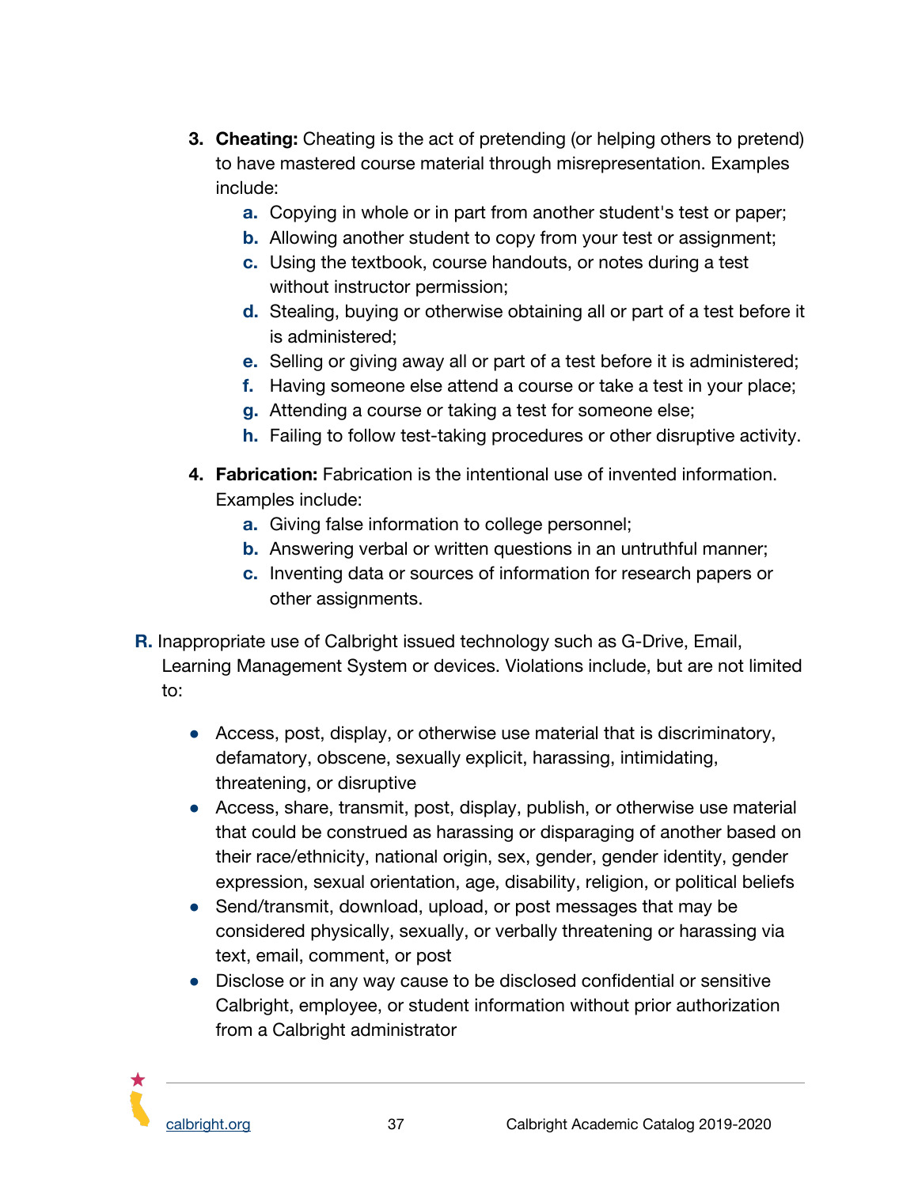3. **Cheating:** Cheating is the act of pretending (or helping others to pretend) to have mastered course material through misrepresentation. Examples include:
    a. Copying in whole or in part from another student's test or paper;
    b. Allowing another student to copy from your test or assignment;
    c. Using the textbook, course handouts, or notes during a test without instructor permission;
    d. Stealing, buying or otherwise obtaining all or part of a test before it is administered;
    e. Selling or giving away all or part of a test before it is administered;
    f. Having someone else attend a course or take a test in your place;
    g. Attending a course or taking a test for someone else;
    h. Failing to follow test-taking procedures or other disruptive activity.

4. **Fabrication:** Fabrication is the intentional use of invented information. Examples include:
    a. Giving false information to college personnel;
    b. Answering verbal or written questions in an untruthful manner;
    c. Inventing data or sources of information for research papers or other assignments.

**R.** Inappropriate use of Calbright issued technology such as G-Drive, Email, Learning Management System or devices. Violations include, but are not limited to:

- Access, post, display, or otherwise use material that is discriminatory, defamatory, obscene, sexually explicit, harassing, intimidating, threatening, or disruptive
- Access, share, transmit, post, display, publish, or otherwise use material that could be construed as harassing or disparaging of another based on their race/ethnicity, national origin, sex, gender, gender identity, gender expression, sexual orientation, age, disability, religion, or political beliefs
- Send/transmit, download, upload, or post messages that may be considered physically, sexually, or verbally threatening or harassing via text, email, comment, or post
- Disclose or in any way cause to be disclosed confidential or sensitive Calbright, employee, or student information without prior authorization from a Calbright administrator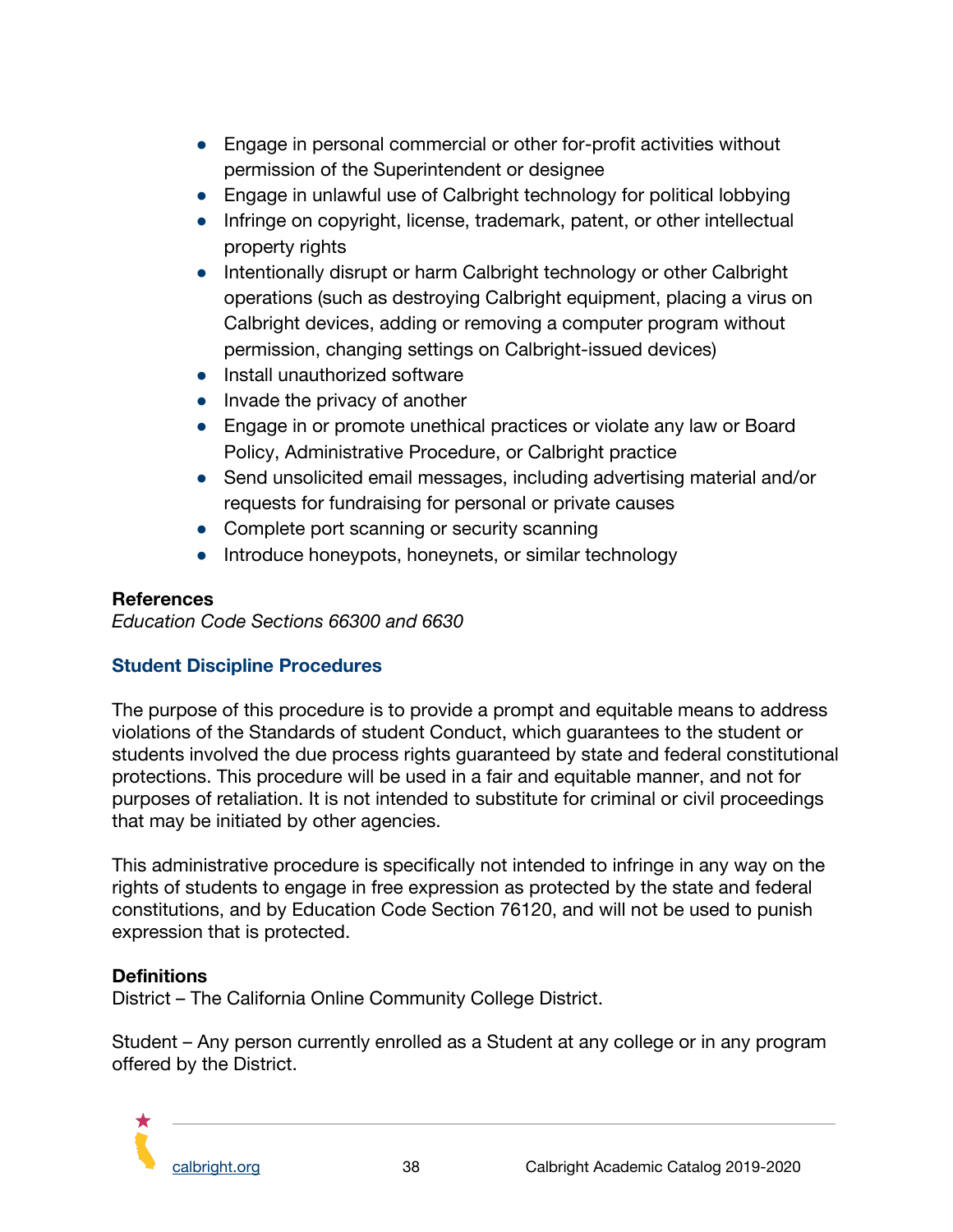- Engage in personal commercial or other for-profit activities without permission of the Superintendent or designee
- Engage in unlawful use of Calbright technology for political lobbying
- Infringe on copyright, license, trademark, patent, or other intellectual property rights
- Intentionally disrupt or harm Calbright technology or other Calbright operations (such as destroying Calbright equipment, placing a virus on Calbright devices, adding or removing a computer program without permission, changing settings on Calbright-issued devices)
- Install unauthorized software
- Invade the privacy of another
- Engage in or promote unethical practices or violate any law or Board Policy, Administrative Procedure, or Calbright practice
- Send unsolicited email messages, including advertising material and/or requests for fundraising for personal or private causes
- Complete port scanning or security scanning
- Introduce honeypots, honeynets, or similar technology

**References**

*Education Code Sections 66300 and 6630*

## Student Discipline Procedures

The purpose of this procedure is to provide a prompt and equitable means to address violations of the Standards of student Conduct, which guarantees to the student or students involved the due process rights guaranteed by state and federal constitutional protections. This procedure will be used in a fair and equitable manner, and not for purposes of retaliation. It is not intended to substitute for criminal or civil proceedings that may be initiated by other agencies.

This administrative procedure is specifically not intended to infringe in any way on the rights of students to engage in free expression as protected by the state and federal constitutions, and by Education Code Section 76120, and will not be used to punish expression that is protected.

**Definitions**

District – The California Online Community College District.

Student – Any person currently enrolled as a Student at any college or in any program offered by the District.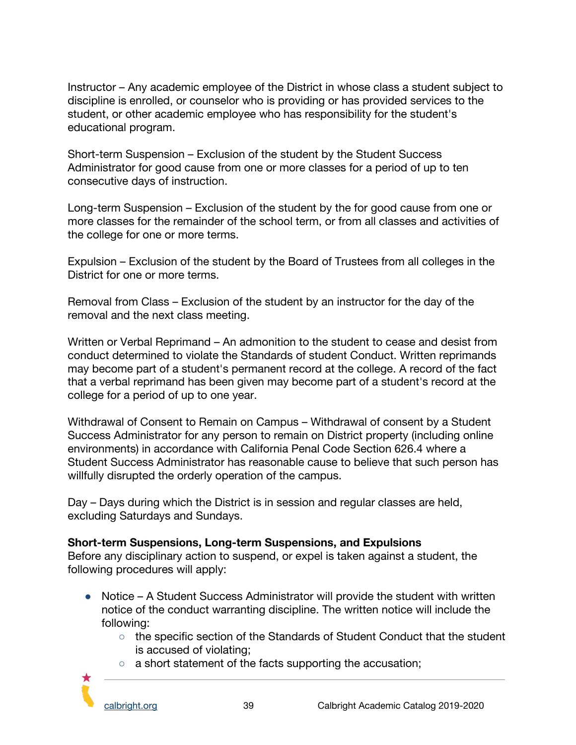Instructor – Any academic employee of the District in whose class a student subject to discipline is enrolled, or counselor who is providing or has provided services to the student, or other academic employee who has responsibility for the student's educational program.

Short-term Suspension – Exclusion of the student by the Student Success Administrator for good cause from one or more classes for a period of up to ten consecutive days of instruction.

Long-term Suspension – Exclusion of the student by the for good cause from one or more classes for the remainder of the school term, or from all classes and activities of the college for one or more terms.

Expulsion – Exclusion of the student by the Board of Trustees from all colleges in the District for one or more terms.

Removal from Class – Exclusion of the student by an instructor for the day of the removal and the next class meeting.

Written or Verbal Reprimand – An admonition to the student to cease and desist from conduct determined to violate the Standards of student Conduct. Written reprimands may become part of a student's permanent record at the college. A record of the fact that a verbal reprimand has been given may become part of a student's record at the college for a period of up to one year.

Withdrawal of Consent to Remain on Campus – Withdrawal of consent by a Student Success Administrator for any person to remain on District property (including online environments) in accordance with California Penal Code Section 626.4 where a Student Success Administrator has reasonable cause to believe that such person has willfully disrupted the orderly operation of the campus.

Day – Days during which the District is in session and regular classes are held, excluding Saturdays and Sundays.

**Short-term Suspensions, Long-term Suspensions, and Expulsions**
Before any disciplinary action to suspend, or expel is taken against a student, the following procedures will apply:

- Notice – A Student Success Administrator will provide the student with written notice of the conduct warranting discipline. The written notice will include the following:
  - the specific section of the Standards of Student Conduct that the student is accused of violating;
  - a short statement of the facts supporting the accusation;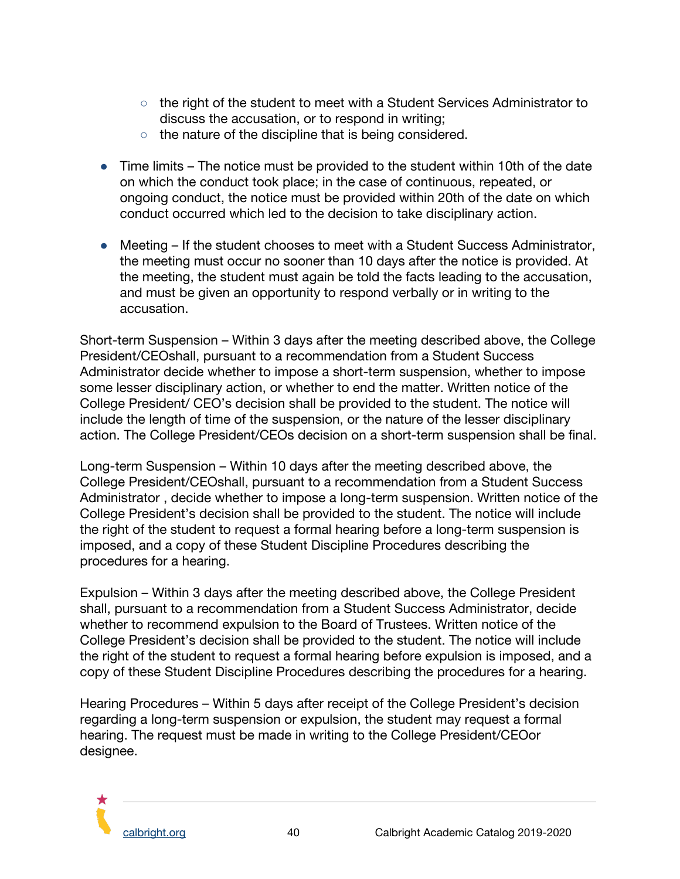- the right of the student to meet with a Student Services Administrator to discuss the accusation, or to respond in writing;
  - the nature of the discipline that is being considered.

- Time limits – The notice must be provided to the student within 10th of the date on which the conduct took place; in the case of continuous, repeated, or ongoing conduct, the notice must be provided within 20th of the date on which conduct occurred which led to the decision to take disciplinary action.

- Meeting – If the student chooses to meet with a Student Success Administrator, the meeting must occur no sooner than 10 days after the notice is provided. At the meeting, the student must again be told the facts leading to the accusation, and must be given an opportunity to respond verbally or in writing to the accusation.

Short-term Suspension – Within 3 days after the meeting described above, the College President/CEOshall, pursuant to a recommendation from a Student Success Administrator decide whether to impose a short-term suspension, whether to impose some lesser disciplinary action, or whether to end the matter. Written notice of the College President/ CEO's decision shall be provided to the student. The notice will include the length of time of the suspension, or the nature of the lesser disciplinary action. The College President/CEOs decision on a short-term suspension shall be final.

Long-term Suspension – Within 10 days after the meeting described above, the College President/CEOshall, pursuant to a recommendation from a Student Success Administrator , decide whether to impose a long-term suspension. Written notice of the College President's decision shall be provided to the student. The notice will include the right of the student to request a formal hearing before a long-term suspension is imposed, and a copy of these Student Discipline Procedures describing the procedures for a hearing.

Expulsion – Within 3 days after the meeting described above, the College President shall, pursuant to a recommendation from a Student Success Administrator, decide whether to recommend expulsion to the Board of Trustees. Written notice of the College President's decision shall be provided to the student. The notice will include the right of the student to request a formal hearing before expulsion is imposed, and a copy of these Student Discipline Procedures describing the procedures for a hearing.

Hearing Procedures – Within 5 days after receipt of the College President's decision regarding a long-term suspension or expulsion, the student may request a formal hearing. The request must be made in writing to the College President/CEOor designee.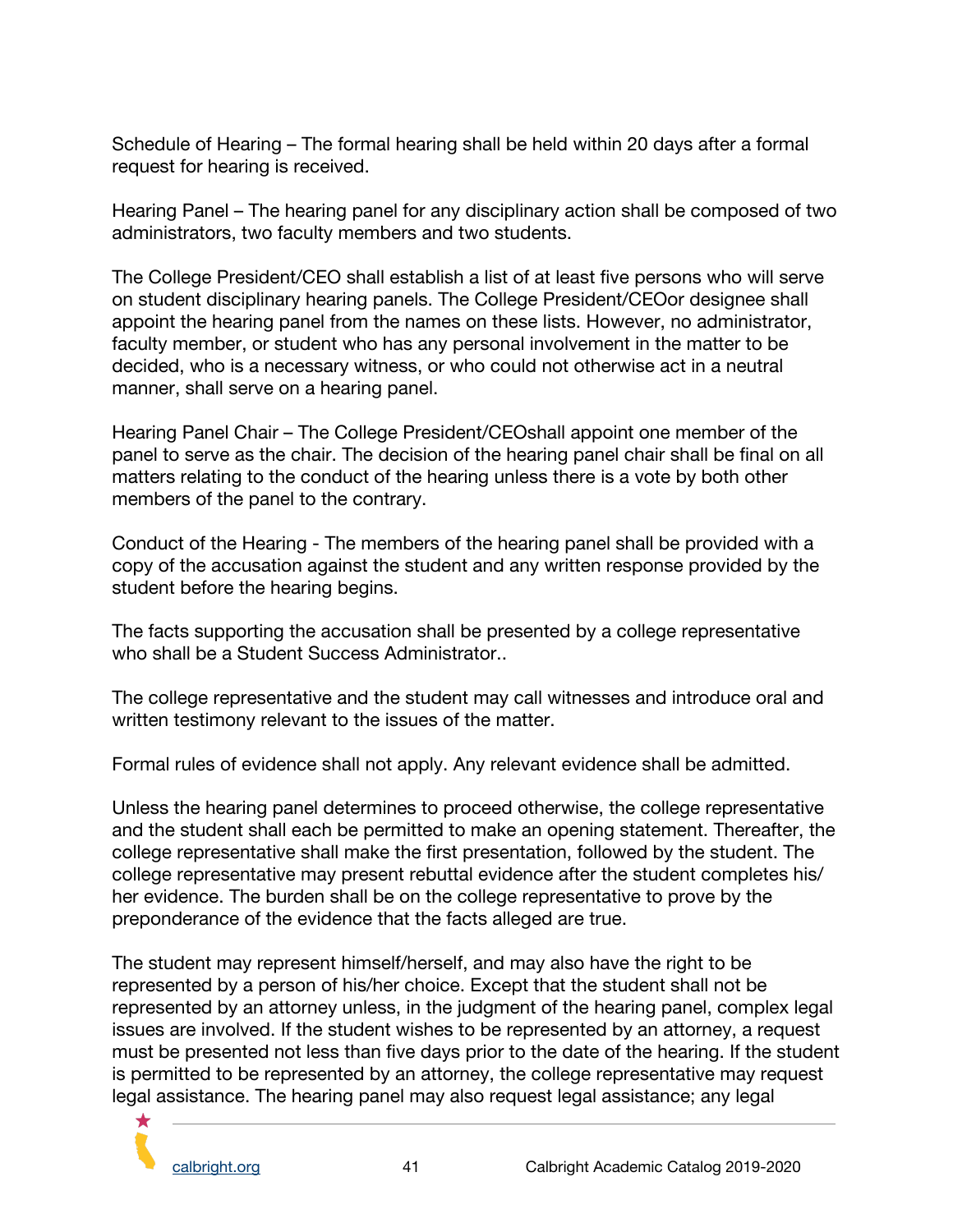Schedule of Hearing – The formal hearing shall be held within 20 days after a formal request for hearing is received.

Hearing Panel – The hearing panel for any disciplinary action shall be composed of two administrators, two faculty members and two students.

The College President/CEO shall establish a list of at least five persons who will serve on student disciplinary hearing panels. The College President/CEOor designee shall appoint the hearing panel from the names on these lists. However, no administrator, faculty member, or student who has any personal involvement in the matter to be decided, who is a necessary witness, or who could not otherwise act in a neutral manner, shall serve on a hearing panel.

Hearing Panel Chair – The College President/CEOshall appoint one member of the panel to serve as the chair. The decision of the hearing panel chair shall be final on all matters relating to the conduct of the hearing unless there is a vote by both other members of the panel to the contrary.

Conduct of the Hearing - The members of the hearing panel shall be provided with a copy of the accusation against the student and any written response provided by the student before the hearing begins.

The facts supporting the accusation shall be presented by a college representative who shall be a Student Success Administrator..

The college representative and the student may call witnesses and introduce oral and written testimony relevant to the issues of the matter.

Formal rules of evidence shall not apply. Any relevant evidence shall be admitted.

Unless the hearing panel determines to proceed otherwise, the college representative and the student shall each be permitted to make an opening statement. Thereafter, the college representative shall make the first presentation, followed by the student. The college representative may present rebuttal evidence after the student completes his/her evidence. The burden shall be on the college representative to prove by the preponderance of the evidence that the facts alleged are true.

The student may represent himself/herself, and may also have the right to be represented by a person of his/her choice. Except that the student shall not be represented by an attorney unless, in the judgment of the hearing panel, complex legal issues are involved. If the student wishes to be represented by an attorney, a request must be presented not less than five days prior to the date of the hearing. If the student is permitted to be represented by an attorney, the college representative may request legal assistance. The hearing panel may also request legal assistance; any legal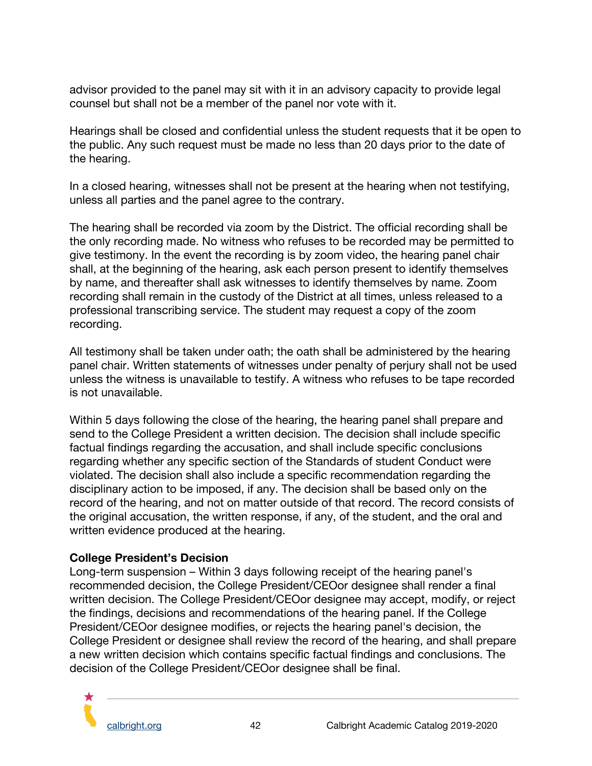advisor provided to the panel may sit with it in an advisory capacity to provide legal counsel but shall not be a member of the panel nor vote with it.

Hearings shall be closed and confidential unless the student requests that it be open to the public. Any such request must be made no less than 20 days prior to the date of the hearing.

In a closed hearing, witnesses shall not be present at the hearing when not testifying, unless all parties and the panel agree to the contrary.

The hearing shall be recorded via zoom by the District. The official recording shall be the only recording made. No witness who refuses to be recorded may be permitted to give testimony. In the event the recording is by zoom video, the hearing panel chair shall, at the beginning of the hearing, ask each person present to identify themselves by name, and thereafter shall ask witnesses to identify themselves by name. Zoom recording shall remain in the custody of the District at all times, unless released to a professional transcribing service. The student may request a copy of the zoom recording.

All testimony shall be taken under oath; the oath shall be administered by the hearing panel chair. Written statements of witnesses under penalty of perjury shall not be used unless the witness is unavailable to testify. A witness who refuses to be tape recorded is not unavailable.

Within 5 days following the close of the hearing, the hearing panel shall prepare and send to the College President a written decision. The decision shall include specific factual findings regarding the accusation, and shall include specific conclusions regarding whether any specific section of the Standards of student Conduct were violated. The decision shall also include a specific recommendation regarding the disciplinary action to be imposed, if any. The decision shall be based only on the record of the hearing, and not on matter outside of that record. The record consists of the original accusation, the written response, if any, of the student, and the oral and written evidence produced at the hearing.

**College President's Decision**

Long-term suspension – Within 3 days following receipt of the hearing panel's recommended decision, the College President/CEOor designee shall render a final written decision. The College President/CEOor designee may accept, modify, or reject the findings, decisions and recommendations of the hearing panel. If the College President/CEOor designee modifies, or rejects the hearing panel's decision, the College President or designee shall review the record of the hearing, and shall prepare a new written decision which contains specific factual findings and conclusions. The decision of the College President/CEOor designee shall be final.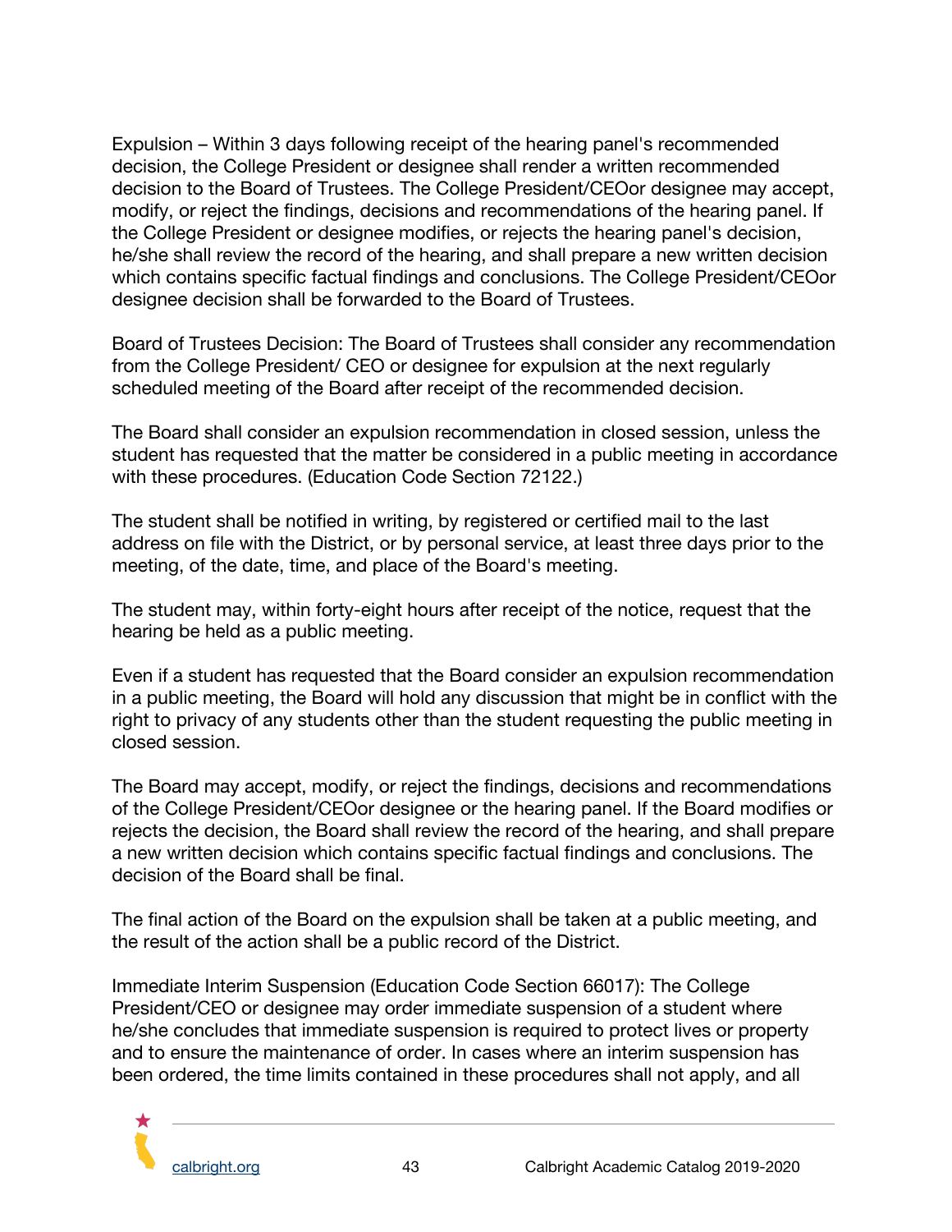Expulsion – Within 3 days following receipt of the hearing panel's recommended decision, the College President or designee shall render a written recommended decision to the Board of Trustees. The College President/CEOor designee may accept, modify, or reject the findings, decisions and recommendations of the hearing panel. If the College President or designee modifies, or rejects the hearing panel's decision, he/she shall review the record of the hearing, and shall prepare a new written decision which contains specific factual findings and conclusions. The College President/CEOor designee decision shall be forwarded to the Board of Trustees.

Board of Trustees Decision: The Board of Trustees shall consider any recommendation from the College President/ CEO or designee for expulsion at the next regularly scheduled meeting of the Board after receipt of the recommended decision.

The Board shall consider an expulsion recommendation in closed session, unless the student has requested that the matter be considered in a public meeting in accordance with these procedures. (Education Code Section 72122.)

The student shall be notified in writing, by registered or certified mail to the last address on file with the District, or by personal service, at least three days prior to the meeting, of the date, time, and place of the Board's meeting.

The student may, within forty-eight hours after receipt of the notice, request that the hearing be held as a public meeting.

Even if a student has requested that the Board consider an expulsion recommendation in a public meeting, the Board will hold any discussion that might be in conflict with the right to privacy of any students other than the student requesting the public meeting in closed session.

The Board may accept, modify, or reject the findings, decisions and recommendations of the College President/CEOor designee or the hearing panel. If the Board modifies or rejects the decision, the Board shall review the record of the hearing, and shall prepare a new written decision which contains specific factual findings and conclusions. The decision of the Board shall be final.

The final action of the Board on the expulsion shall be taken at a public meeting, and the result of the action shall be a public record of the District.

Immediate Interim Suspension (Education Code Section 66017): The College President/CEO or designee may order immediate suspension of a student where he/she concludes that immediate suspension is required to protect lives or property and to ensure the maintenance of order. In cases where an interim suspension has been ordered, the time limits contained in these procedures shall not apply, and all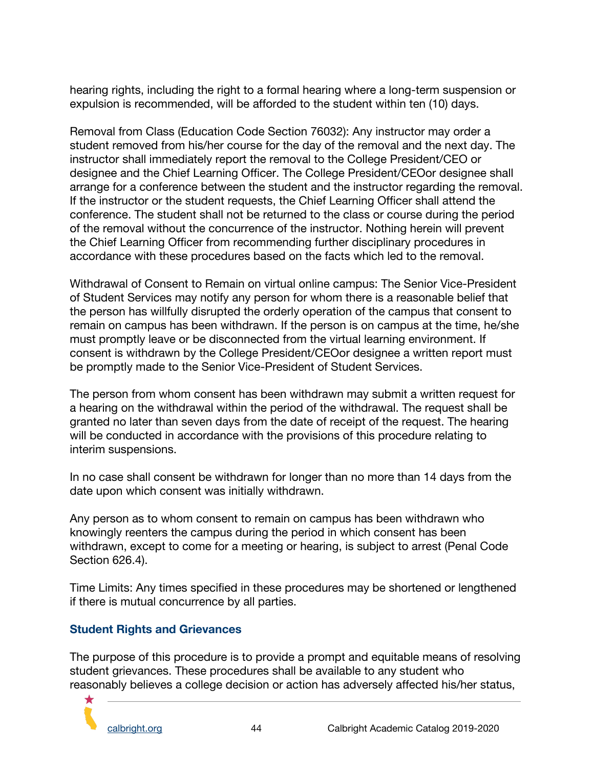hearing rights, including the right to a formal hearing where a long-term suspension or expulsion is recommended, will be afforded to the student within ten (10) days.

Removal from Class (Education Code Section 76032): Any instructor may order a student removed from his/her course for the day of the removal and the next day. The instructor shall immediately report the removal to the College President/CEO or designee and the Chief Learning Officer. The College President/CEOor designee shall arrange for a conference between the student and the instructor regarding the removal. If the instructor or the student requests, the Chief Learning Officer shall attend the conference. The student shall not be returned to the class or course during the period of the removal without the concurrence of the instructor. Nothing herein will prevent the Chief Learning Officer from recommending further disciplinary procedures in accordance with these procedures based on the facts which led to the removal.

Withdrawal of Consent to Remain on virtual online campus: The Senior Vice-President of Student Services may notify any person for whom there is a reasonable belief that the person has willfully disrupted the orderly operation of the campus that consent to remain on campus has been withdrawn. If the person is on campus at the time, he/she must promptly leave or be disconnected from the virtual learning environment. If consent is withdrawn by the College President/CEOor designee a written report must be promptly made to the Senior Vice-President of Student Services.

The person from whom consent has been withdrawn may submit a written request for a hearing on the withdrawal within the period of the withdrawal. The request shall be granted no later than seven days from the date of receipt of the request. The hearing will be conducted in accordance with the provisions of this procedure relating to interim suspensions.

In no case shall consent be withdrawn for longer than no more than 14 days from the date upon which consent was initially withdrawn.

Any person as to whom consent to remain on campus has been withdrawn who knowingly reenters the campus during the period in which consent has been withdrawn, except to come for a meeting or hearing, is subject to arrest (Penal Code Section 626.4).

Time Limits: Any times specified in these procedures may be shortened or lengthened if there is mutual concurrence by all parties.

### Student Rights and Grievances

The purpose of this procedure is to provide a prompt and equitable means of resolving student grievances. These procedures shall be available to any student who reasonably believes a college decision or action has adversely affected his/her status,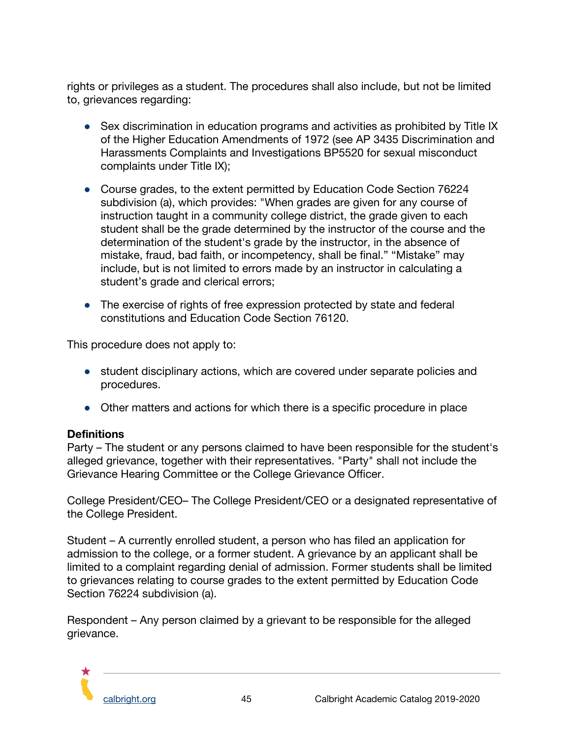rights or privileges as a student. The procedures shall also include, but not be limited to, grievances regarding:

- Sex discrimination in education programs and activities as prohibited by Title IX of the Higher Education Amendments of 1972 (see AP 3435 Discrimination and Harassments Complaints and Investigations BP5520 for sexual misconduct complaints under Title IX);
- Course grades, to the extent permitted by Education Code Section 76224 subdivision (a), which provides: "When grades are given for any course of instruction taught in a community college district, the grade given to each student shall be the grade determined by the instructor of the course and the determination of the student's grade by the instructor, in the absence of mistake, fraud, bad faith, or incompetency, shall be final." "Mistake" may include, but is not limited to errors made by an instructor in calculating a student's grade and clerical errors;
- The exercise of rights of free expression protected by state and federal constitutions and Education Code Section 76120.

This procedure does not apply to:

- student disciplinary actions, which are covered under separate policies and procedures.
- Other matters and actions for which there is a specific procedure in place

**Definitions**

Party – The student or any persons claimed to have been responsible for the student's alleged grievance, together with their representatives. "Party" shall not include the Grievance Hearing Committee or the College Grievance Officer.

College President/CEO– The College President/CEO or a designated representative of the College President.

Student – A currently enrolled student, a person who has filed an application for admission to the college, or a former student. A grievance by an applicant shall be limited to a complaint regarding denial of admission. Former students shall be limited to grievances relating to course grades to the extent permitted by Education Code Section 76224 subdivision (a).

Respondent – Any person claimed by a grievant to be responsible for the alleged grievance.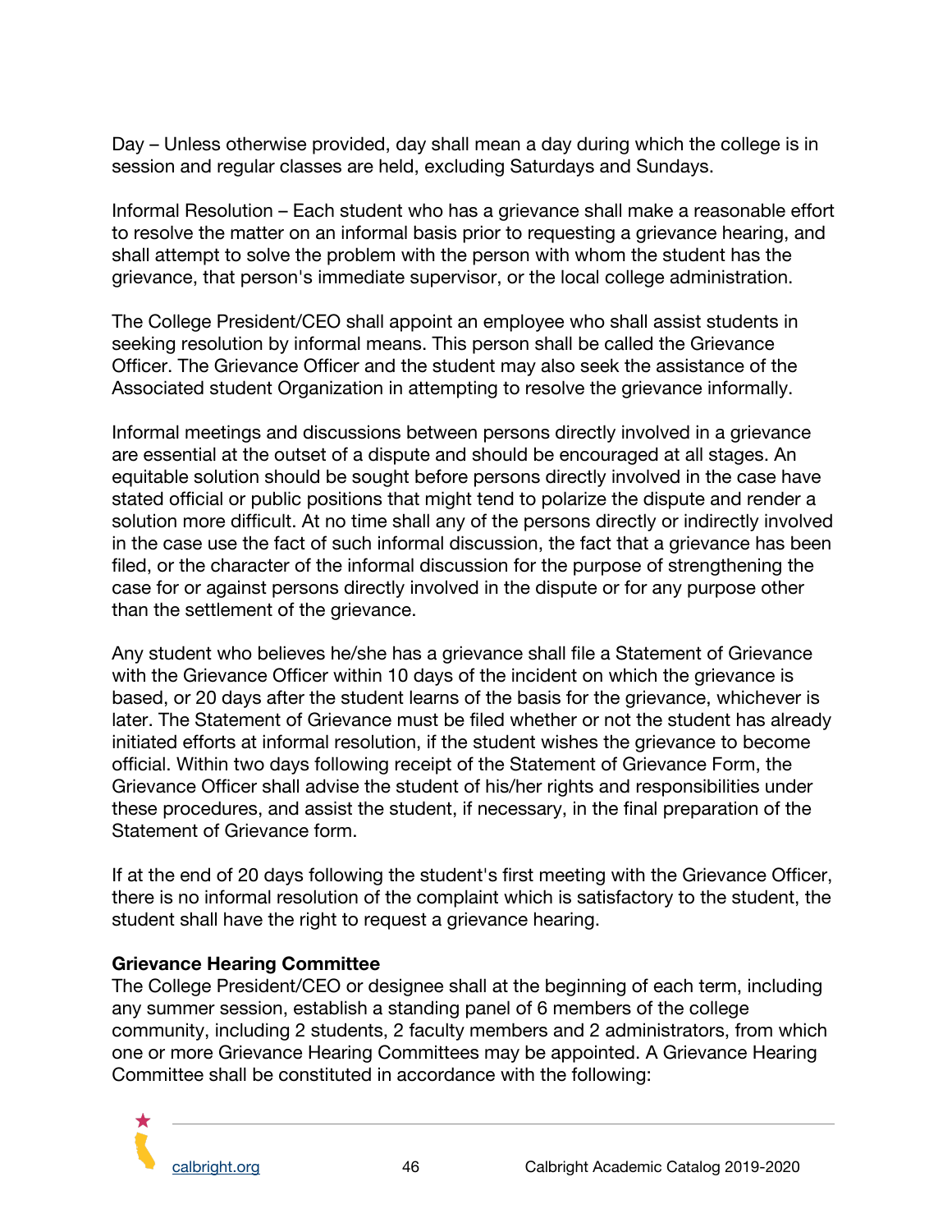Day – Unless otherwise provided, day shall mean a day during which the college is in session and regular classes are held, excluding Saturdays and Sundays.

Informal Resolution – Each student who has a grievance shall make a reasonable effort to resolve the matter on an informal basis prior to requesting a grievance hearing, and shall attempt to solve the problem with the person with whom the student has the grievance, that person's immediate supervisor, or the local college administration.

The College President/CEO shall appoint an employee who shall assist students in seeking resolution by informal means. This person shall be called the Grievance Officer. The Grievance Officer and the student may also seek the assistance of the Associated student Organization in attempting to resolve the grievance informally.

Informal meetings and discussions between persons directly involved in a grievance are essential at the outset of a dispute and should be encouraged at all stages. An equitable solution should be sought before persons directly involved in the case have stated official or public positions that might tend to polarize the dispute and render a solution more difficult. At no time shall any of the persons directly or indirectly involved in the case use the fact of such informal discussion, the fact that a grievance has been filed, or the character of the informal discussion for the purpose of strengthening the case for or against persons directly involved in the dispute or for any purpose other than the settlement of the grievance.

Any student who believes he/she has a grievance shall file a Statement of Grievance with the Grievance Officer within 10 days of the incident on which the grievance is based, or 20 days after the student learns of the basis for the grievance, whichever is later. The Statement of Grievance must be filed whether or not the student has already initiated efforts at informal resolution, if the student wishes the grievance to become official. Within two days following receipt of the Statement of Grievance Form, the Grievance Officer shall advise the student of his/her rights and responsibilities under these procedures, and assist the student, if necessary, in the final preparation of the Statement of Grievance form.

If at the end of 20 days following the student's first meeting with the Grievance Officer, there is no informal resolution of the complaint which is satisfactory to the student, the student shall have the right to request a grievance hearing.

**Grievance Hearing Committee**

The College President/CEO or designee shall at the beginning of each term, including any summer session, establish a standing panel of 6 members of the college community, including 2 students, 2 faculty members and 2 administrators, from which one or more Grievance Hearing Committees may be appointed. A Grievance Hearing Committee shall be constituted in accordance with the following: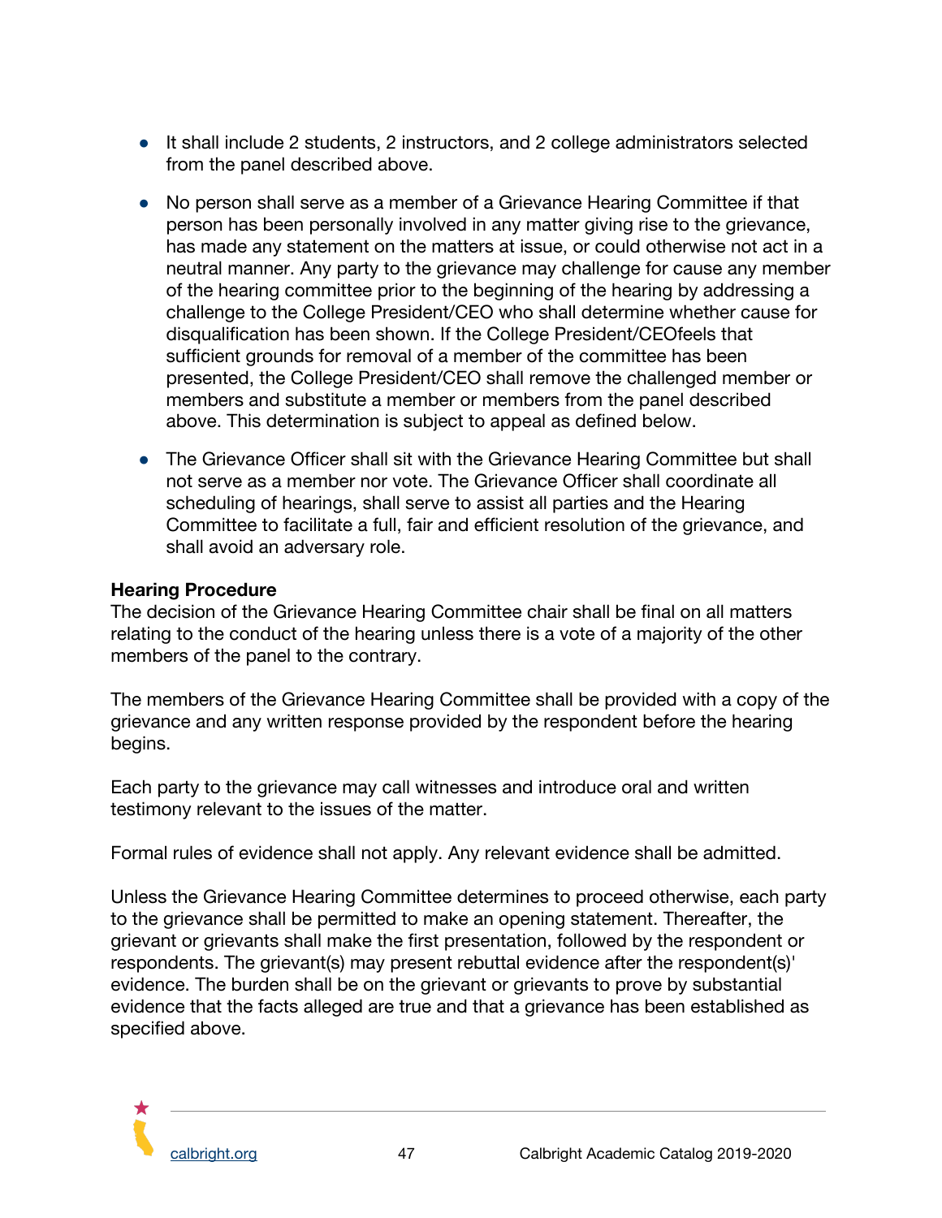- It shall include 2 students, 2 instructors, and 2 college administrators selected from the panel described above.
- No person shall serve as a member of a Grievance Hearing Committee if that person has been personally involved in any matter giving rise to the grievance, has made any statement on the matters at issue, or could otherwise not act in a neutral manner. Any party to the grievance may challenge for cause any member of the hearing committee prior to the beginning of the hearing by addressing a challenge to the College President/CEO who shall determine whether cause for disqualification has been shown. If the College President/CEOfeels that sufficient grounds for removal of a member of the committee has been presented, the College President/CEO shall remove the challenged member or members and substitute a member or members from the panel described above. This determination is subject to appeal as defined below.
- The Grievance Officer shall sit with the Grievance Hearing Committee but shall not serve as a member nor vote. The Grievance Officer shall coordinate all scheduling of hearings, shall serve to assist all parties and the Hearing Committee to facilitate a full, fair and efficient resolution of the grievance, and shall avoid an adversary role.

**Hearing Procedure**

The decision of the Grievance Hearing Committee chair shall be final on all matters relating to the conduct of the hearing unless there is a vote of a majority of the other members of the panel to the contrary.

The members of the Grievance Hearing Committee shall be provided with a copy of the grievance and any written response provided by the respondent before the hearing begins.

Each party to the grievance may call witnesses and introduce oral and written testimony relevant to the issues of the matter.

Formal rules of evidence shall not apply. Any relevant evidence shall be admitted.

Unless the Grievance Hearing Committee determines to proceed otherwise, each party to the grievance shall be permitted to make an opening statement. Thereafter, the grievant or grievants shall make the first presentation, followed by the respondent or respondents. The grievant(s) may present rebuttal evidence after the respondent(s)' evidence. The burden shall be on the grievant or grievants to prove by substantial evidence that the facts alleged are true and that a grievance has been established as specified above.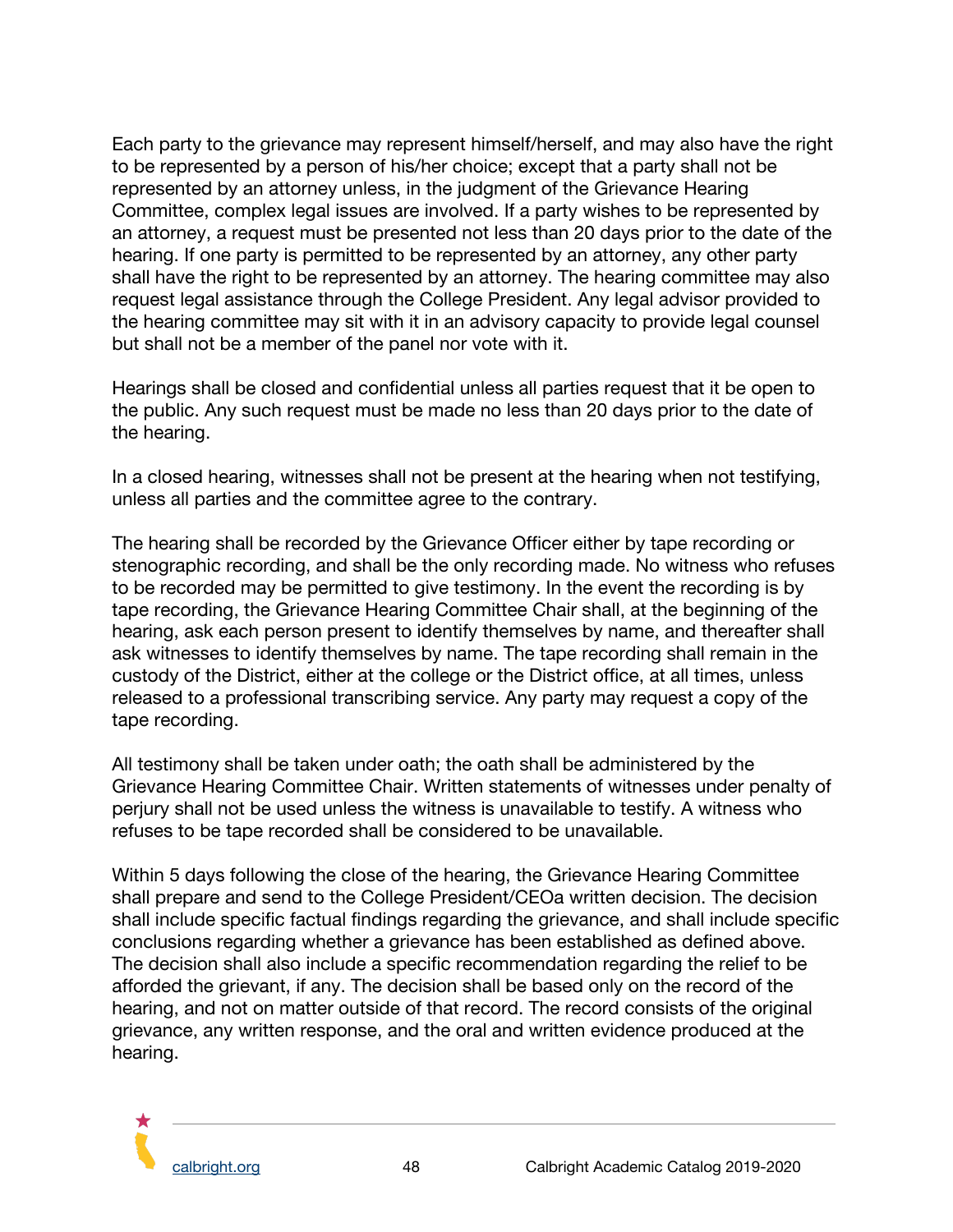Each party to the grievance may represent himself/herself, and may also have the right to be represented by a person of his/her choice; except that a party shall not be represented by an attorney unless, in the judgment of the Grievance Hearing Committee, complex legal issues are involved. If a party wishes to be represented by an attorney, a request must be presented not less than 20 days prior to the date of the hearing. If one party is permitted to be represented by an attorney, any other party shall have the right to be represented by an attorney. The hearing committee may also request legal assistance through the College President. Any legal advisor provided to the hearing committee may sit with it in an advisory capacity to provide legal counsel but shall not be a member of the panel nor vote with it.

Hearings shall be closed and confidential unless all parties request that it be open to the public. Any such request must be made no less than 20 days prior to the date of the hearing.

In a closed hearing, witnesses shall not be present at the hearing when not testifying, unless all parties and the committee agree to the contrary.

The hearing shall be recorded by the Grievance Officer either by tape recording or stenographic recording, and shall be the only recording made. No witness who refuses to be recorded may be permitted to give testimony. In the event the recording is by tape recording, the Grievance Hearing Committee Chair shall, at the beginning of the hearing, ask each person present to identify themselves by name, and thereafter shall ask witnesses to identify themselves by name. The tape recording shall remain in the custody of the District, either at the college or the District office, at all times, unless released to a professional transcribing service. Any party may request a copy of the tape recording.

All testimony shall be taken under oath; the oath shall be administered by the Grievance Hearing Committee Chair. Written statements of witnesses under penalty of perjury shall not be used unless the witness is unavailable to testify. A witness who refuses to be tape recorded shall be considered to be unavailable.

Within 5 days following the close of the hearing, the Grievance Hearing Committee shall prepare and send to the College President/CEOa written decision. The decision shall include specific factual findings regarding the grievance, and shall include specific conclusions regarding whether a grievance has been established as defined above. The decision shall also include a specific recommendation regarding the relief to be afforded the grievant, if any. The decision shall be based only on the record of the hearing, and not on matter outside of that record. The record consists of the original grievance, any written response, and the oral and written evidence produced at the hearing.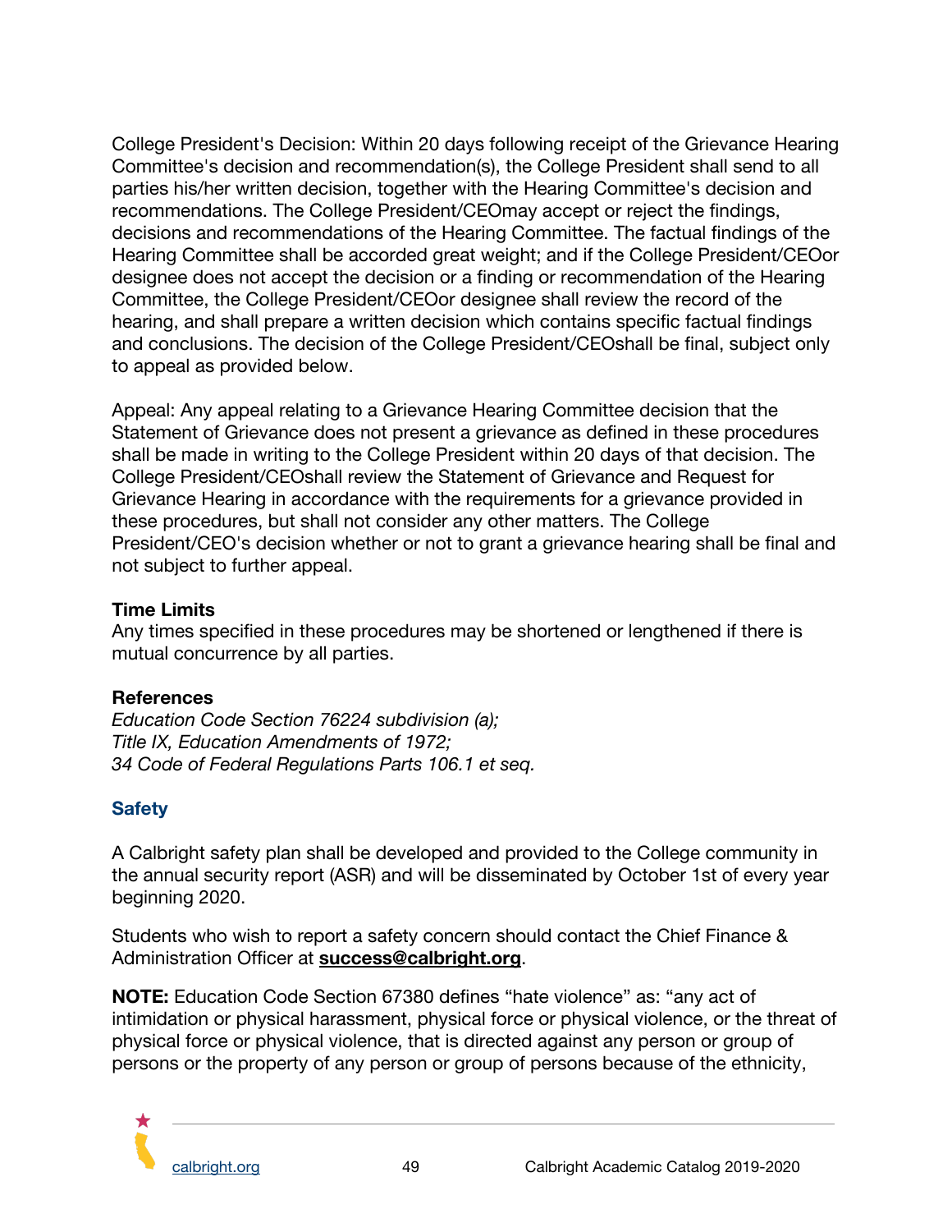College President's Decision: Within 20 days following receipt of the Grievance Hearing Committee's decision and recommendation(s), the College President shall send to all parties his/her written decision, together with the Hearing Committee's decision and recommendations. The College President/CEOmay accept or reject the findings, decisions and recommendations of the Hearing Committee. The factual findings of the Hearing Committee shall be accorded great weight; and if the College President/CEOor designee does not accept the decision or a finding or recommendation of the Hearing Committee, the College President/CEOor designee shall review the record of the hearing, and shall prepare a written decision which contains specific factual findings and conclusions. The decision of the College President/CEOshall be final, subject only to appeal as provided below.

Appeal: Any appeal relating to a Grievance Hearing Committee decision that the Statement of Grievance does not present a grievance as defined in these procedures shall be made in writing to the College President within 20 days of that decision. The College President/CEOshall review the Statement of Grievance and Request for Grievance Hearing in accordance with the requirements for a grievance provided in these procedures, but shall not consider any other matters. The College President/CEO's decision whether or not to grant a grievance hearing shall be final and not subject to further appeal.

**Time Limits**
Any times specified in these procedures may be shortened or lengthened if there is mutual concurrence by all parties.

**References**
*Education Code Section 76224 subdivision (a);*
*Title IX, Education Amendments of 1972;*
*34 Code of Federal Regulations Parts 106.1 et seq.*

## Safety

A Calbright safety plan shall be developed and provided to the College community in the annual security report (ASR) and will be disseminated by October 1st of every year beginning 2020.

Students who wish to report a safety concern should contact the Chief Finance & Administration Officer at **success@calbright.org**.

**NOTE:** Education Code Section 67380 defines "hate violence" as: "any act of intimidation or physical harassment, physical force or physical violence, or the threat of physical force or physical violence, that is directed against any person or group of persons or the property of any person or group of persons because of the ethnicity,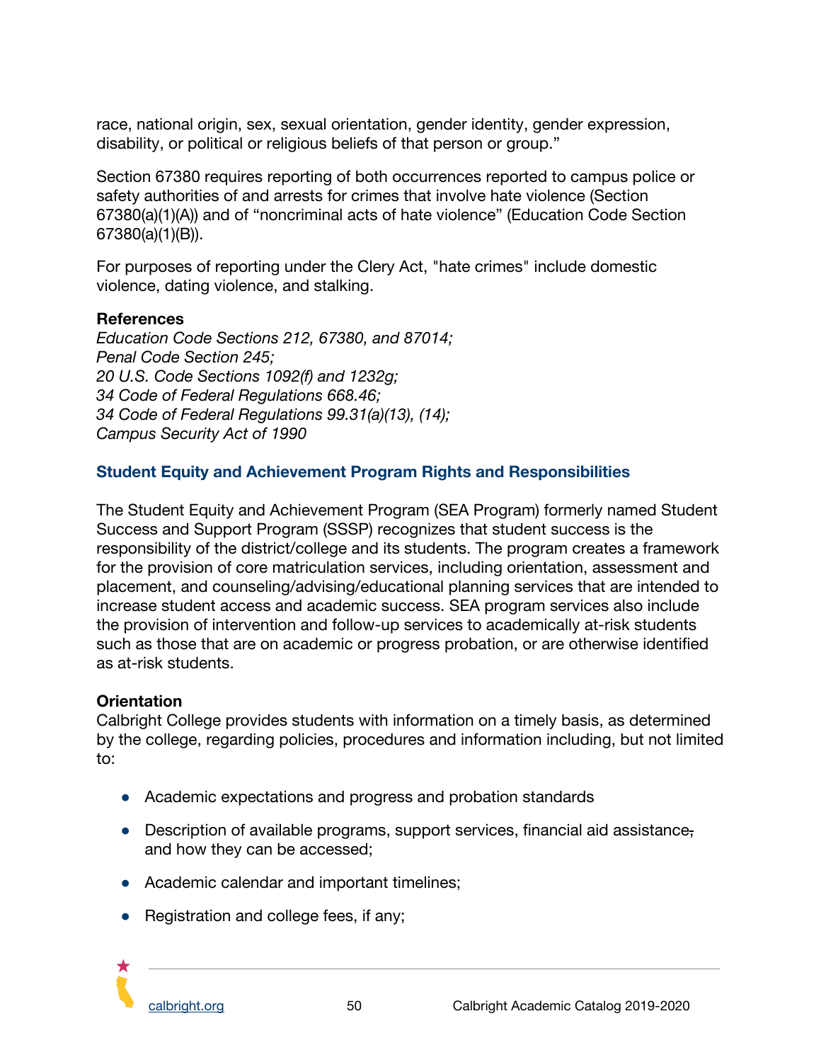race, national origin, sex, sexual orientation, gender identity, gender expression, disability, or political or religious beliefs of that person or group."

Section 67380 requires reporting of both occurrences reported to campus police or safety authorities of and arrests for crimes that involve hate violence (Section 67380(a)(1)(A)) and of "noncriminal acts of hate violence" (Education Code Section 67380(a)(1)(B)).

For purposes of reporting under the Clery Act, "hate crimes" include domestic violence, dating violence, and stalking.

**References**
*Education Code Sections 212, 67380, and 87014;*
*Penal Code Section 245;*
*20 U.S. Code Sections 1092(f) and 1232g;*
*34 Code of Federal Regulations 668.46;*
*34 Code of Federal Regulations 99.31(a)(13), (14);*
*Campus Security Act of 1990*

## Student Equity and Achievement Program Rights and Responsibilities

The Student Equity and Achievement Program (SEA Program) formerly named Student Success and Support Program (SSSP) recognizes that student success is the responsibility of the district/college and its students. The program creates a framework for the provision of core matriculation services, including orientation, assessment and placement, and counseling/advising/educational planning services that are intended to increase student access and academic success. SEA program services also include the provision of intervention and follow-up services to academically at-risk students such as those that are on academic or progress probation, or are otherwise identified as at-risk students.

**Orientation**
Calbright College provides students with information on a timely basis, as determined by the college, regarding policies, procedures and information including, but not limited to:

- Academic expectations and progress and probation standards
- Description of available programs, support services, financial aid assistance, and how they can be accessed;
- Academic calendar and important timelines;
- Registration and college fees, if any;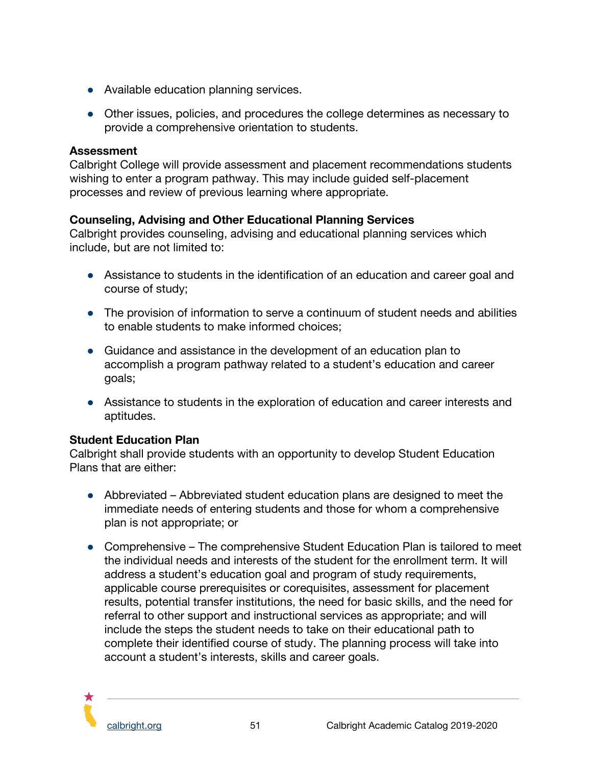- Available education planning services.
- Other issues, policies, and procedures the college determines as necessary to provide a comprehensive orientation to students.

**Assessment**

Calbright College will provide assessment and placement recommendations students wishing to enter a program pathway. This may include guided self-placement processes and review of previous learning where appropriate.

**Counseling, Advising and Other Educational Planning Services**

Calbright provides counseling, advising and educational planning services which include, but are not limited to:

- Assistance to students in the identification of an education and career goal and course of study;
- The provision of information to serve a continuum of student needs and abilities to enable students to make informed choices;
- Guidance and assistance in the development of an education plan to accomplish a program pathway related to a student's education and career goals;
- Assistance to students in the exploration of education and career interests and aptitudes.

**Student Education Plan**

Calbright shall provide students with an opportunity to develop Student Education Plans that are either:

- Abbreviated – Abbreviated student education plans are designed to meet the immediate needs of entering students and those for whom a comprehensive plan is not appropriate; or
- Comprehensive – The comprehensive Student Education Plan is tailored to meet the individual needs and interests of the student for the enrollment term. It will address a student's education goal and program of study requirements, applicable course prerequisites or corequisites, assessment for placement results, potential transfer institutions, the need for basic skills, and the need for referral to other support and instructional services as appropriate; and will include the steps the student needs to take on their educational path to complete their identified course of study. The planning process will take into account a student's interests, skills and career goals.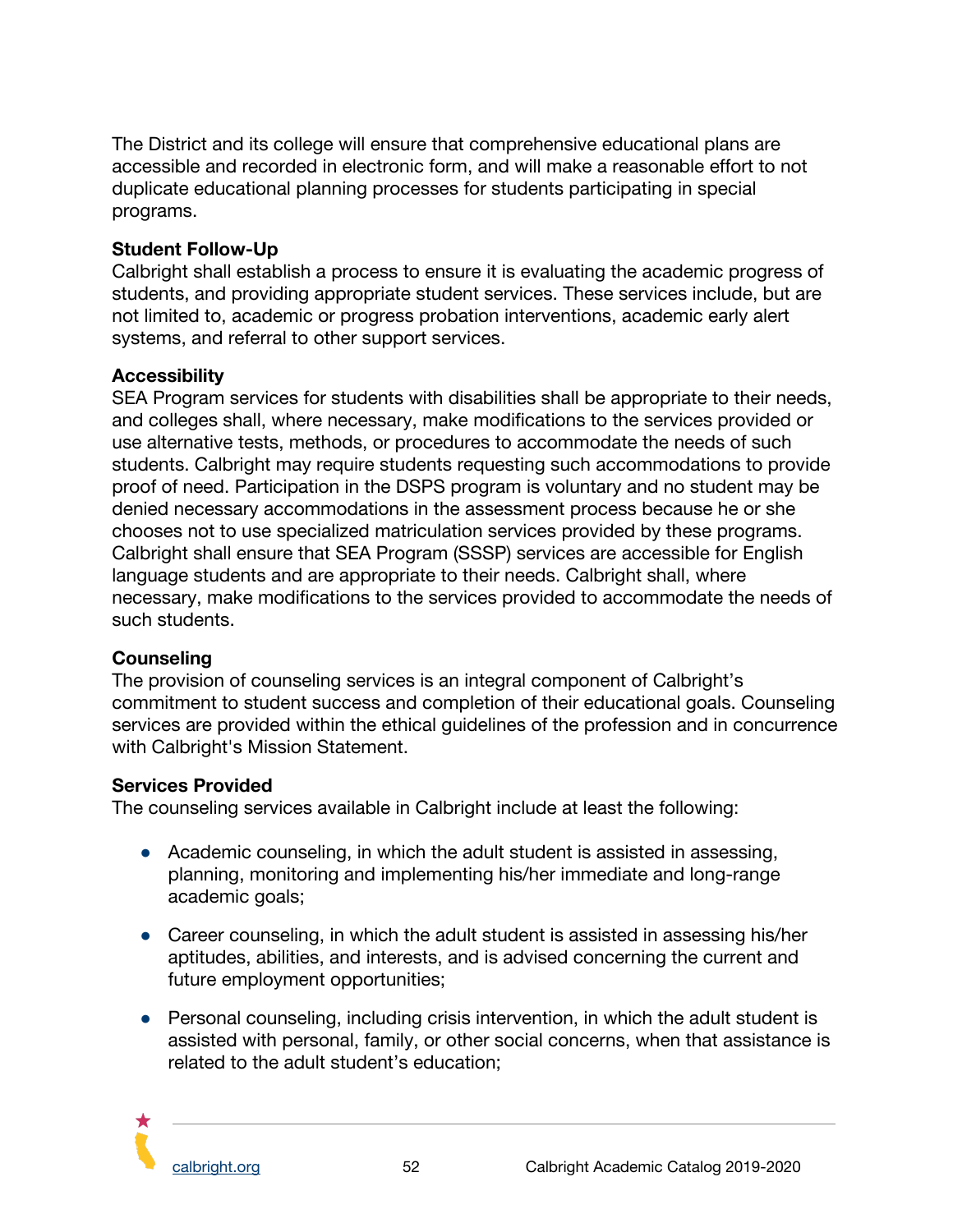The District and its college will ensure that comprehensive educational plans are accessible and recorded in electronic form, and will make a reasonable effort to not duplicate educational planning processes for students participating in special programs.

**Student Follow-Up**
Calbright shall establish a process to ensure it is evaluating the academic progress of students, and providing appropriate student services. These services include, but are not limited to, academic or progress probation interventions, academic early alert systems, and referral to other support services.

**Accessibility**
SEA Program services for students with disabilities shall be appropriate to their needs, and colleges shall, where necessary, make modifications to the services provided or use alternative tests, methods, or procedures to accommodate the needs of such students. Calbright may require students requesting such accommodations to provide proof of need. Participation in the DSPS program is voluntary and no student may be denied necessary accommodations in the assessment process because he or she chooses not to use specialized matriculation services provided by these programs. Calbright shall ensure that SEA Program (SSSP) services are accessible for English language students and are appropriate to their needs. Calbright shall, where necessary, make modifications to the services provided to accommodate the needs of such students.

**Counseling**
The provision of counseling services is an integral component of Calbright's commitment to student success and completion of their educational goals. Counseling services are provided within the ethical guidelines of the profession and in concurrence with Calbright's Mission Statement.

**Services Provided**
The counseling services available in Calbright include at least the following:

- Academic counseling, in which the adult student is assisted in assessing, planning, monitoring and implementing his/her immediate and long-range academic goals;
- Career counseling, in which the adult student is assisted in assessing his/her aptitudes, abilities, and interests, and is advised concerning the current and future employment opportunities;
- Personal counseling, including crisis intervention, in which the adult student is assisted with personal, family, or other social concerns, when that assistance is related to the adult student's education;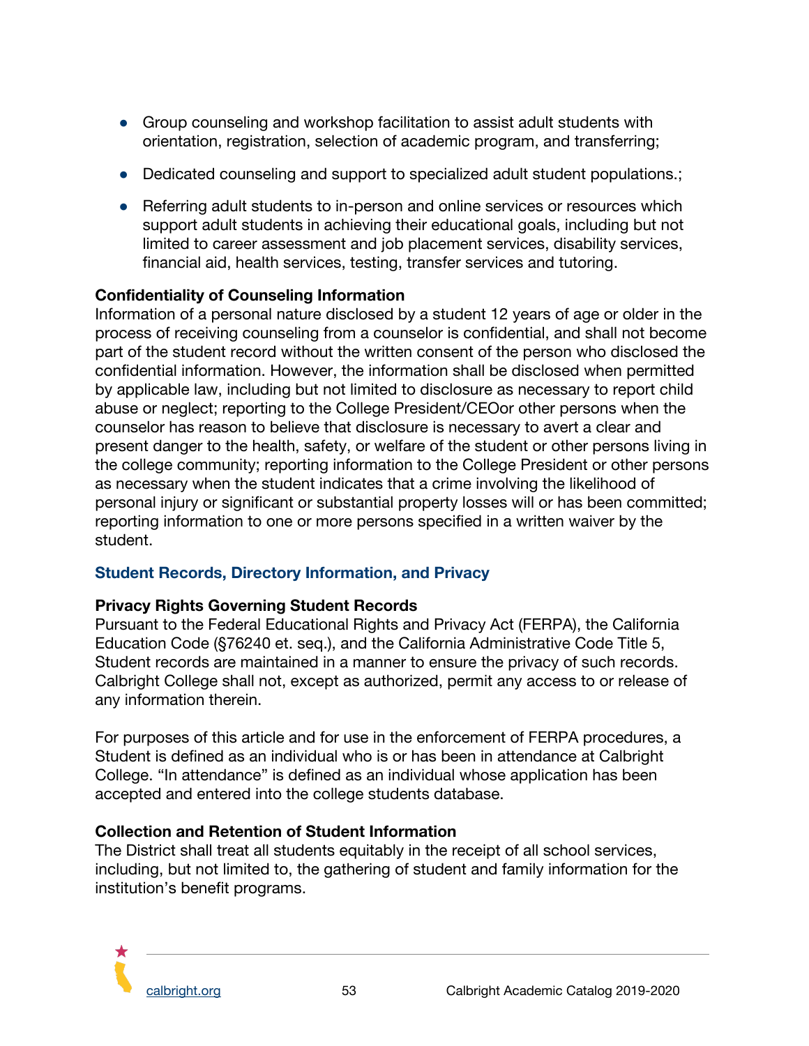- Group counseling and workshop facilitation to assist adult students with orientation, registration, selection of academic program, and transferring;
- Dedicated counseling and support to specialized adult student populations.;
- Referring adult students to in-person and online services or resources which support adult students in achieving their educational goals, including but not limited to career assessment and job placement services, disability services, financial aid, health services, testing, transfer services and tutoring.

**Confidentiality of Counseling Information**
Information of a personal nature disclosed by a student 12 years of age or older in the process of receiving counseling from a counselor is confidential, and shall not become part of the student record without the written consent of the person who disclosed the confidential information. However, the information shall be disclosed when permitted by applicable law, including but not limited to disclosure as necessary to report child abuse or neglect; reporting to the College President/CEOor other persons when the counselor has reason to believe that disclosure is necessary to avert a clear and present danger to the health, safety, or welfare of the student or other persons living in the college community; reporting information to the College President or other persons as necessary when the student indicates that a crime involving the likelihood of personal injury or significant or substantial property losses will or has been committed; reporting information to one or more persons specified in a written waiver by the student.

## Student Records, Directory Information, and Privacy

**Privacy Rights Governing Student Records**
Pursuant to the Federal Educational Rights and Privacy Act (FERPA), the California Education Code (§76240 et. seq.), and the California Administrative Code Title 5, Student records are maintained in a manner to ensure the privacy of such records. Calbright College shall not, except as authorized, permit any access to or release of any information therein.

For purposes of this article and for use in the enforcement of FERPA procedures, a Student is defined as an individual who is or has been in attendance at Calbright College. "In attendance" is defined as an individual whose application has been accepted and entered into the college students database.

**Collection and Retention of Student Information**
The District shall treat all students equitably in the receipt of all school services, including, but not limited to, the gathering of student and family information for the institution's benefit programs.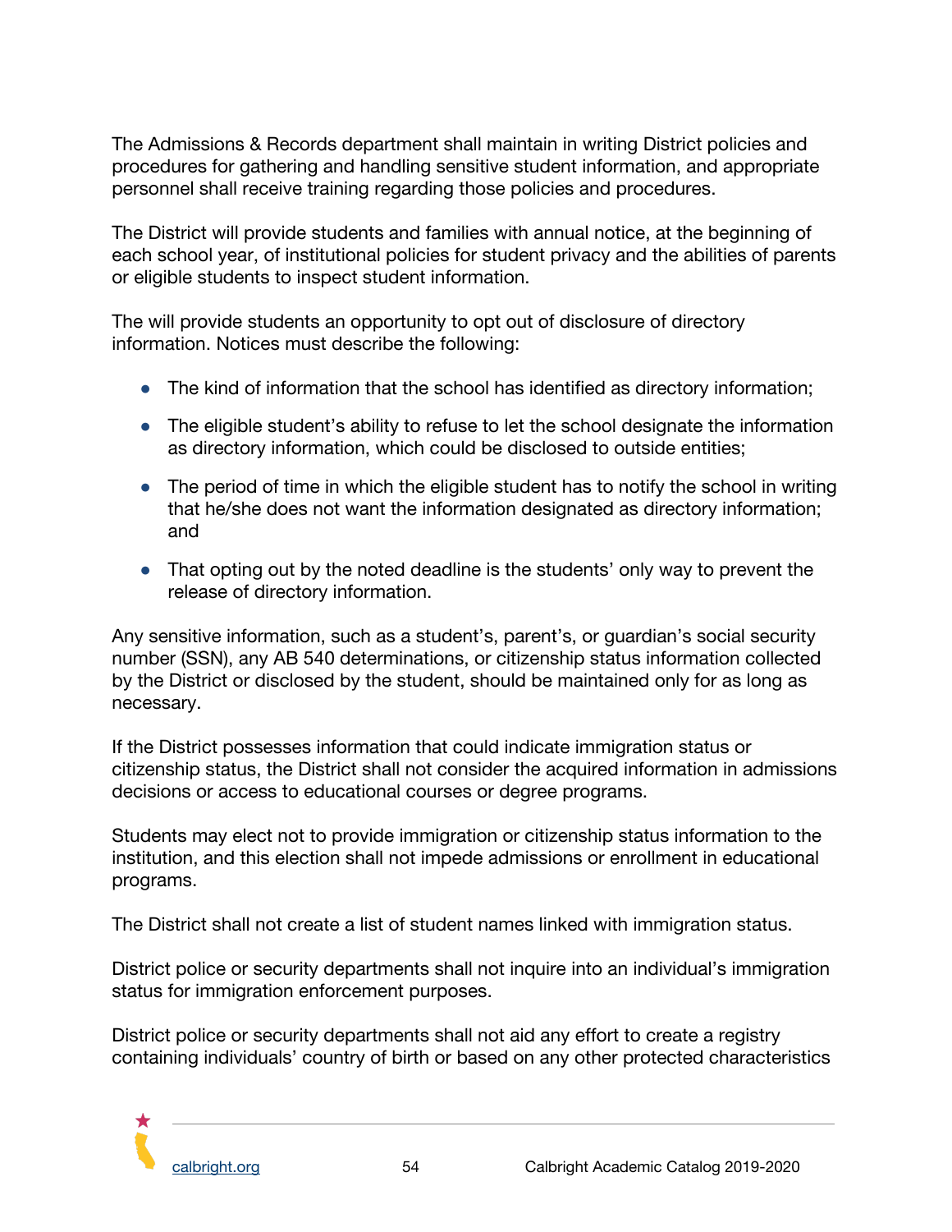The Admissions & Records department shall maintain in writing District policies and procedures for gathering and handling sensitive student information, and appropriate personnel shall receive training regarding those policies and procedures.

The District will provide students and families with annual notice, at the beginning of each school year, of institutional policies for student privacy and the abilities of parents or eligible students to inspect student information.

The will provide students an opportunity to opt out of disclosure of directory information. Notices must describe the following:

- The kind of information that the school has identified as directory information;
- The eligible student's ability to refuse to let the school designate the information as directory information, which could be disclosed to outside entities;
- The period of time in which the eligible student has to notify the school in writing that he/she does not want the information designated as directory information; and
- That opting out by the noted deadline is the students' only way to prevent the release of directory information.

Any sensitive information, such as a student's, parent's, or guardian's social security number (SSN), any AB 540 determinations, or citizenship status information collected by the District or disclosed by the student, should be maintained only for as long as necessary.

If the District possesses information that could indicate immigration status or citizenship status, the District shall not consider the acquired information in admissions decisions or access to educational courses or degree programs.

Students may elect not to provide immigration or citizenship status information to the institution, and this election shall not impede admissions or enrollment in educational programs.

The District shall not create a list of student names linked with immigration status.

District police or security departments shall not inquire into an individual's immigration status for immigration enforcement purposes.

District police or security departments shall not aid any effort to create a registry containing individuals' country of birth or based on any other protected characteristics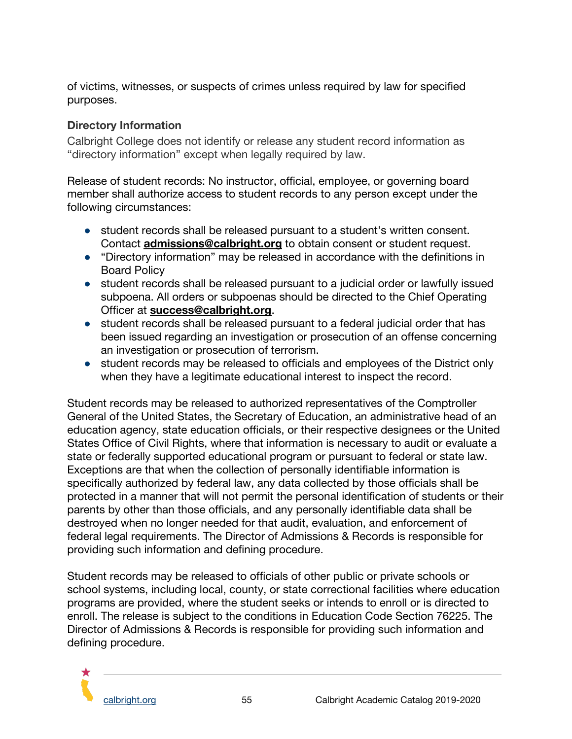of victims, witnesses, or suspects of crimes unless required by law for specified purposes.

### Directory Information

Calbright College does not identify or release any student record information as "directory information" except when legally required by law.

Release of student records: No instructor, official, employee, or governing board member shall authorize access to student records to any person except under the following circumstances:

- student records shall be released pursuant to a student's written consent. Contact **admissions@calbright.org** to obtain consent or student request.
- "Directory information" may be released in accordance with the definitions in Board Policy
- student records shall be released pursuant to a judicial order or lawfully issued subpoena. All orders or subpoenas should be directed to the Chief Operating Officer at **success@calbright.org**.
- student records shall be released pursuant to a federal judicial order that has been issued regarding an investigation or prosecution of an offense concerning an investigation or prosecution of terrorism.
- student records may be released to officials and employees of the District only when they have a legitimate educational interest to inspect the record.

Student records may be released to authorized representatives of the Comptroller General of the United States, the Secretary of Education, an administrative head of an education agency, state education officials, or their respective designees or the United States Office of Civil Rights, where that information is necessary to audit or evaluate a state or federally supported educational program or pursuant to federal or state law. Exceptions are that when the collection of personally identifiable information is specifically authorized by federal law, any data collected by those officials shall be protected in a manner that will not permit the personal identification of students or their parents by other than those officials, and any personally identifiable data shall be destroyed when no longer needed for that audit, evaluation, and enforcement of federal legal requirements. The Director of Admissions & Records is responsible for providing such information and defining procedure.

Student records may be released to officials of other public or private schools or school systems, including local, county, or state correctional facilities where education programs are provided, where the student seeks or intends to enroll or is directed to enroll. The release is subject to the conditions in Education Code Section 76225. The Director of Admissions & Records is responsible for providing such information and defining procedure.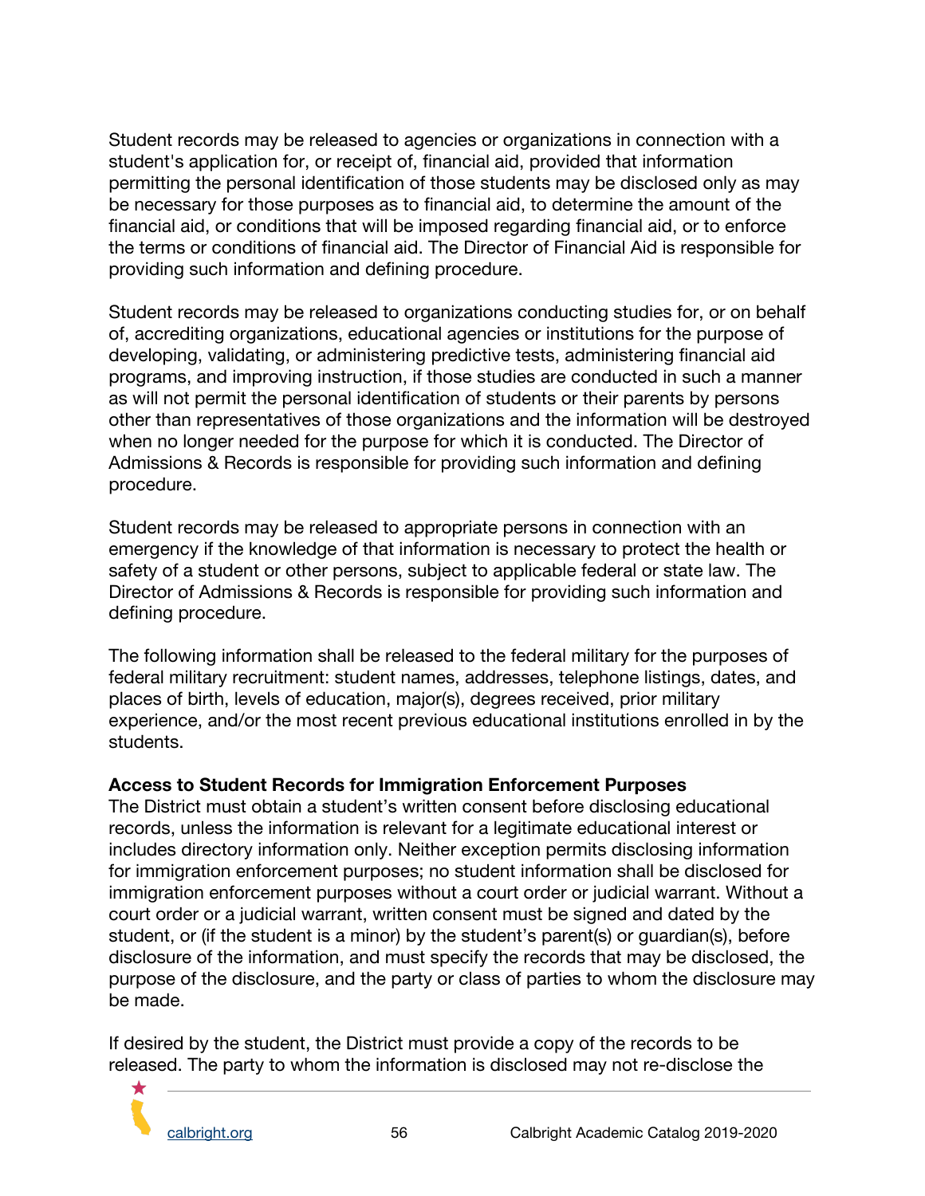Student records may be released to agencies or organizations in connection with a student's application for, or receipt of, financial aid, provided that information permitting the personal identification of those students may be disclosed only as may be necessary for those purposes as to financial aid, to determine the amount of the financial aid, or conditions that will be imposed regarding financial aid, or to enforce the terms or conditions of financial aid. The Director of Financial Aid is responsible for providing such information and defining procedure.

Student records may be released to organizations conducting studies for, or on behalf of, accrediting organizations, educational agencies or institutions for the purpose of developing, validating, or administering predictive tests, administering financial aid programs, and improving instruction, if those studies are conducted in such a manner as will not permit the personal identification of students or their parents by persons other than representatives of those organizations and the information will be destroyed when no longer needed for the purpose for which it is conducted. The Director of Admissions & Records is responsible for providing such information and defining procedure.

Student records may be released to appropriate persons in connection with an emergency if the knowledge of that information is necessary to protect the health or safety of a student or other persons, subject to applicable federal or state law. The Director of Admissions & Records is responsible for providing such information and defining procedure.

The following information shall be released to the federal military for the purposes of federal military recruitment: student names, addresses, telephone listings, dates, and places of birth, levels of education, major(s), degrees received, prior military experience, and/or the most recent previous educational institutions enrolled in by the students.

**Access to Student Records for Immigration Enforcement Purposes**

The District must obtain a student's written consent before disclosing educational records, unless the information is relevant for a legitimate educational interest or includes directory information only. Neither exception permits disclosing information for immigration enforcement purposes; no student information shall be disclosed for immigration enforcement purposes without a court order or judicial warrant. Without a court order or a judicial warrant, written consent must be signed and dated by the student, or (if the student is a minor) by the student's parent(s) or guardian(s), before disclosure of the information, and must specify the records that may be disclosed, the purpose of the disclosure, and the party or class of parties to whom the disclosure may be made.

If desired by the student, the District must provide a copy of the records to be released. The party to whom the information is disclosed may not re-disclose the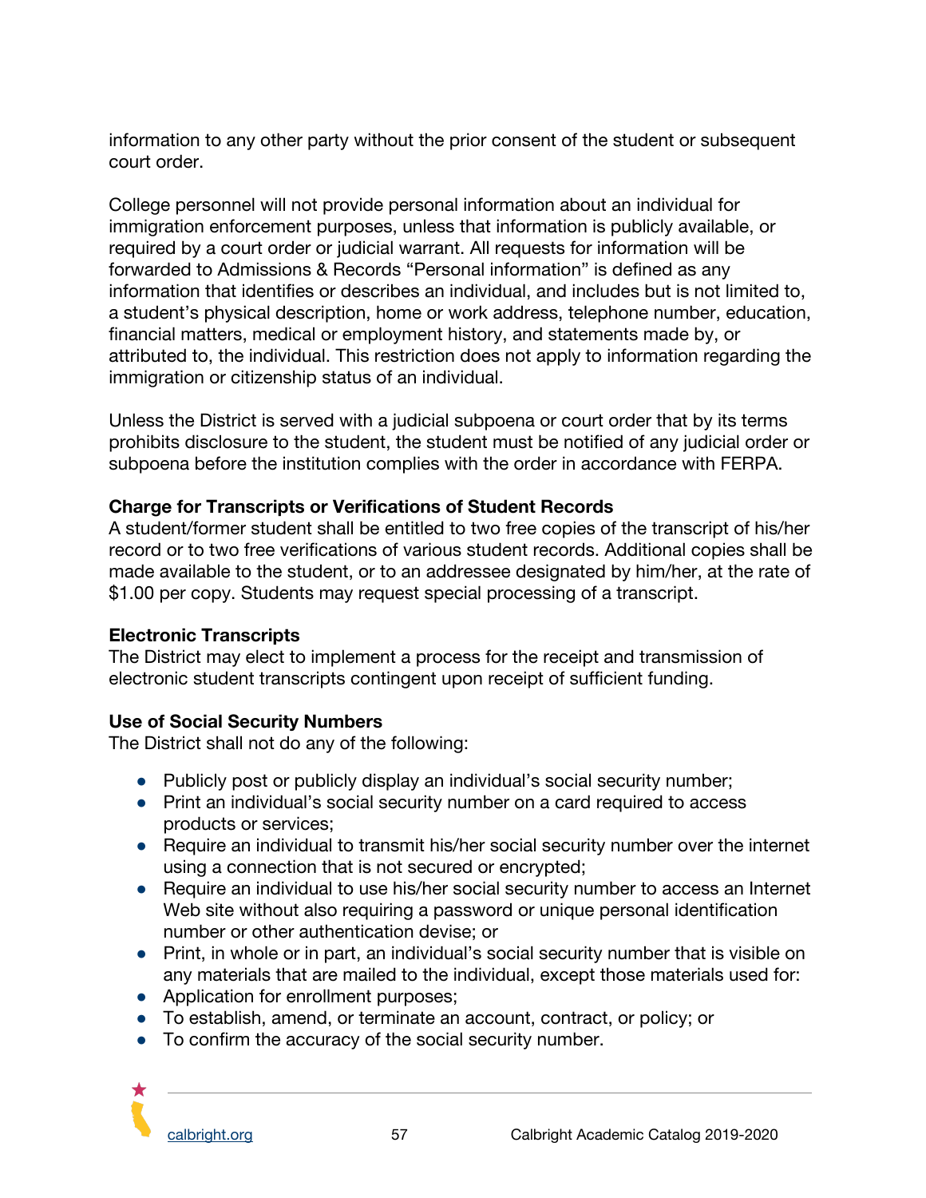information to any other party without the prior consent of the student or subsequent court order.

College personnel will not provide personal information about an individual for immigration enforcement purposes, unless that information is publicly available, or required by a court order or judicial warrant. All requests for information will be forwarded to Admissions & Records "Personal information" is defined as any information that identifies or describes an individual, and includes but is not limited to, a student's physical description, home or work address, telephone number, education, financial matters, medical or employment history, and statements made by, or attributed to, the individual. This restriction does not apply to information regarding the immigration or citizenship status of an individual.

Unless the District is served with a judicial subpoena or court order that by its terms prohibits disclosure to the student, the student must be notified of any judicial order or subpoena before the institution complies with the order in accordance with FERPA.

**Charge for Transcripts or Verifications of Student Records**
A student/former student shall be entitled to two free copies of the transcript of his/her record or to two free verifications of various student records. Additional copies shall be made available to the student, or to an addressee designated by him/her, at the rate of $1.00 per copy. Students may request special processing of a transcript.

**Electronic Transcripts**
The District may elect to implement a process for the receipt and transmission of electronic student transcripts contingent upon receipt of sufficient funding.

**Use of Social Security Numbers**
The District shall not do any of the following:

- Publicly post or publicly display an individual's social security number;
- Print an individual's social security number on a card required to access products or services;
- Require an individual to transmit his/her social security number over the internet using a connection that is not secured or encrypted;
- Require an individual to use his/her social security number to access an Internet Web site without also requiring a password or unique personal identification number or other authentication devise; or
- Print, in whole or in part, an individual's social security number that is visible on any materials that are mailed to the individual, except those materials used for:
- Application for enrollment purposes;
- To establish, amend, or terminate an account, contract, or policy; or
- To confirm the accuracy of the social security number.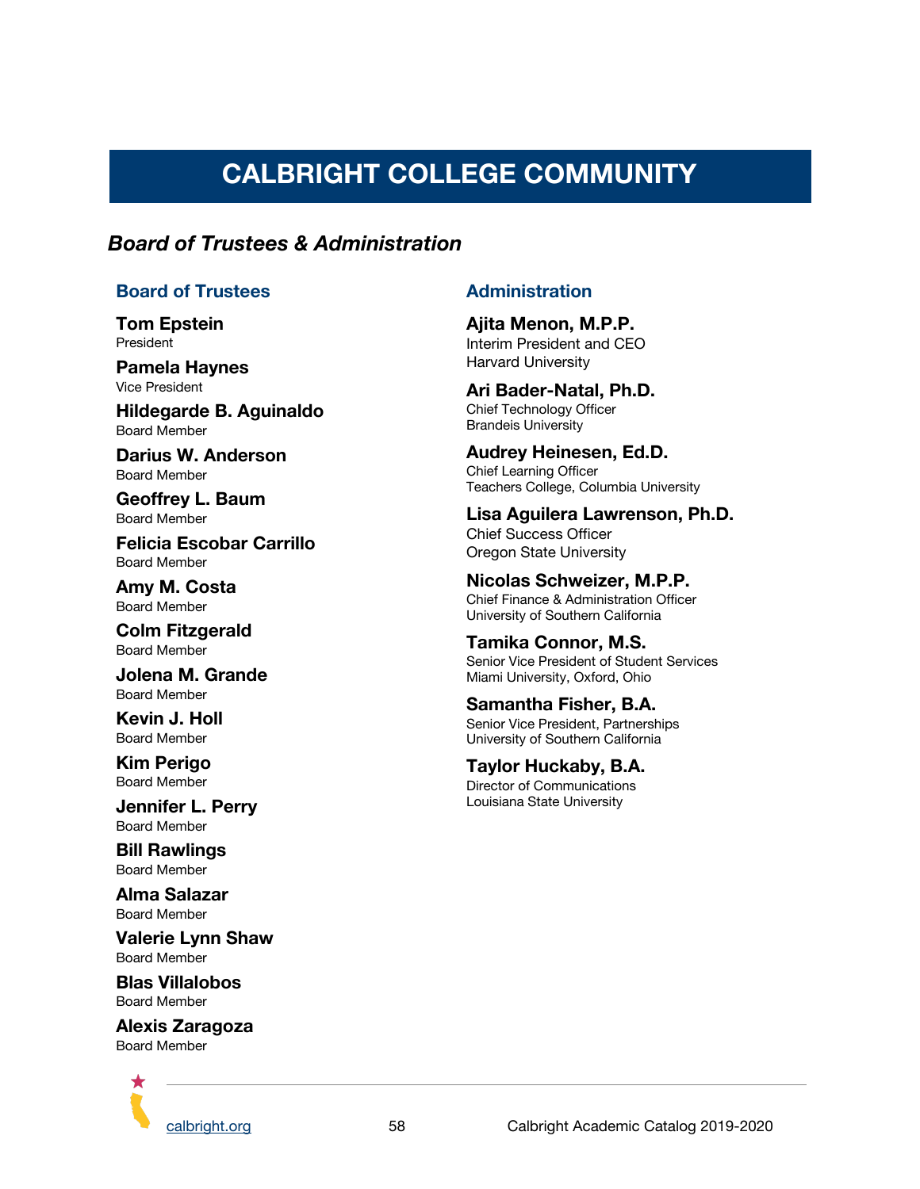# CALBRIGHT COLLEGE COMMUNITY

## *Board of Trustees & Administration*

### Board of Trustees

**Tom Epstein**
President

**Pamela Haynes**
Vice President

**Hildegarde B. Aguinaldo**
Board Member

**Darius W. Anderson**
Board Member

**Geoffrey L. Baum**
Board Member

**Felicia Escobar Carrillo**
Board Member

**Amy M. Costa**
Board Member

**Colm Fitzgerald**
Board Member

**Jolena M. Grande**
Board Member

**Kevin J. Holl**
Board Member

**Kim Perigo**
Board Member

**Jennifer L. Perry**
Board Member

**Bill Rawlings**
Board Member

**Alma Salazar**
Board Member

**Valerie Lynn Shaw**
Board Member

**Blas Villalobos**
Board Member

**Alexis Zaragoza**
Board Member

### Administration

**Ajita Menon, M.P.P.**
Interim President and CEO
Harvard University

**Ari Bader-Natal, Ph.D.**
Chief Technology Officer
Brandeis University

**Audrey Heinesen, Ed.D.**
Chief Learning Officer
Teachers College, Columbia University

**Lisa Aguilera Lawrenson, Ph.D.**
Chief Success Officer
Oregon State University

**Nicolas Schweizer, M.P.P.**
Chief Finance & Administration Officer
University of Southern California

**Tamika Connor, M.S.**
Senior Vice President of Student Services
Miami University, Oxford, Ohio

**Samantha Fisher, B.A.**
Senior Vice President, Partnerships
University of Southern California

**Taylor Huckaby, B.A.**
Director of Communications
Louisiana State University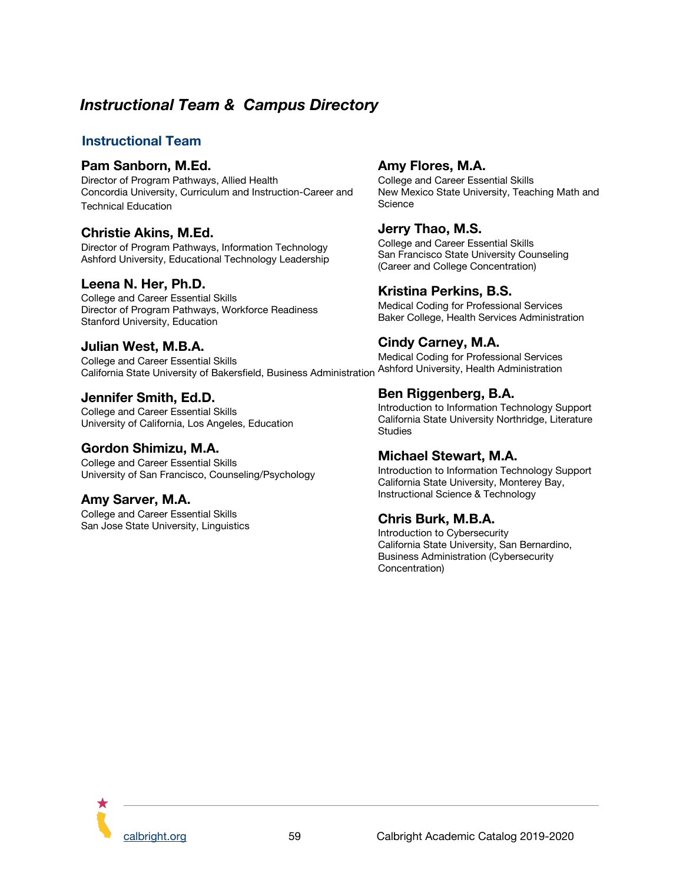# *Instructional Team & Campus Directory*

## Instructional Team

### Pam Sanborn, M.Ed.
Director of Program Pathways, Allied Health
Concordia University, Curriculum and Instruction-Career and Technical Education

### Christie Akins, M.Ed.
Director of Program Pathways, Information Technology
Ashford University, Educational Technology Leadership

### Leena N. Her, Ph.D.
College and Career Essential Skills
Director of Program Pathways, Workforce Readiness
Stanford University, Education

### Julian West, M.B.A.
College and Career Essential Skills
California State University of Bakersfield, Business Administration

### Jennifer Smith, Ed.D.
College and Career Essential Skills
University of California, Los Angeles, Education

### Gordon Shimizu, M.A.
College and Career Essential Skills
University of San Francisco, Counseling/Psychology

### Amy Sarver, M.A.
College and Career Essential Skills
San Jose State University, Linguistics

### Amy Flores, M.A.
College and Career Essential Skills
New Mexico State University, Teaching Math and Science

### Jerry Thao, M.S.
College and Career Essential Skills
San Francisco State University Counseling (Career and College Concentration)

### Kristina Perkins, B.S.
Medical Coding for Professional Services
Baker College, Health Services Administration

### Cindy Carney, M.A.
Medical Coding for Professional Services
Ashford University, Health Administration

### Ben Riggenberg, B.A.
Introduction to Information Technology Support
California State University Northridge, Literature Studies

### Michael Stewart, M.A.
Introduction to Information Technology Support
California State University, Monterey Bay, Instructional Science & Technology

### Chris Burk, M.B.A.
Introduction to Cybersecurity
California State University, San Bernardino, Business Administration (Cybersecurity Concentration)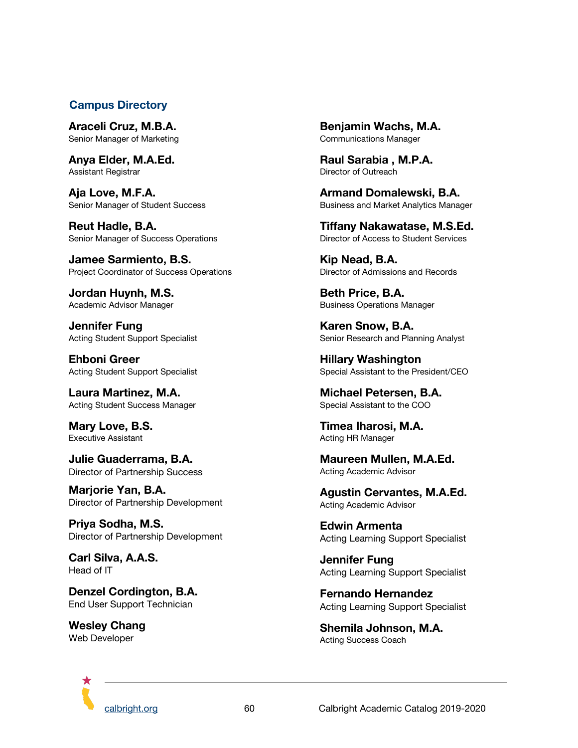## Campus Directory

**Araceli Cruz, M.B.A.**
Senior Manager of Marketing

**Anya Elder, M.A.Ed.**
Assistant Registrar

**Aja Love, M.F.A.**
Senior Manager of Student Success

**Reut Hadle, B.A.**
Senior Manager of Success Operations

**Jamee Sarmiento, B.S.**
Project Coordinator of Success Operations

**Jordan Huynh, M.S.**
Academic Advisor Manager

**Jennifer Fung**
Acting Student Support Specialist

**Ehboni Greer**
Acting Student Support Specialist

**Laura Martinez, M.A.**
Acting Student Success Manager

**Mary Love, B.S.**
Executive Assistant

**Julie Guaderrama, B.A.**
Director of Partnership Success

**Marjorie Yan, B.A.**
Director of Partnership Development

**Priya Sodha, M.S.**
Director of Partnership Development

**Carl Silva, A.A.S.**
Head of IT

**Denzel Cordington, B.A.**
End User Support Technician

**Wesley Chang**
Web Developer

**Benjamin Wachs, M.A.**
Communications Manager

**Raul Sarabia , M.P.A.**
Director of Outreach

**Armand Domalewski, B.A.**
Business and Market Analytics Manager

**Tiffany Nakawatase, M.S.Ed.**
Director of Access to Student Services

**Kip Nead, B.A.**
Director of Admissions and Records

**Beth Price, B.A.**
Business Operations Manager

**Karen Snow, B.A.**
Senior Research and Planning Analyst

**Hillary Washington**
Special Assistant to the President/CEO

**Michael Petersen, B.A.**
Special Assistant to the COO

**Timea Iharosi, M.A.**
Acting HR Manager

**Maureen Mullen, M.A.Ed.**
Acting Academic Advisor

**Agustin Cervantes, M.A.Ed.**
Acting Academic Advisor

**Edwin Armenta**
Acting Learning Support Specialist

**Jennifer Fung**
Acting Learning Support Specialist

**Fernando Hernandez**
Acting Learning Support Specialist

**Shemila Johnson, M.A.**
Acting Success Coach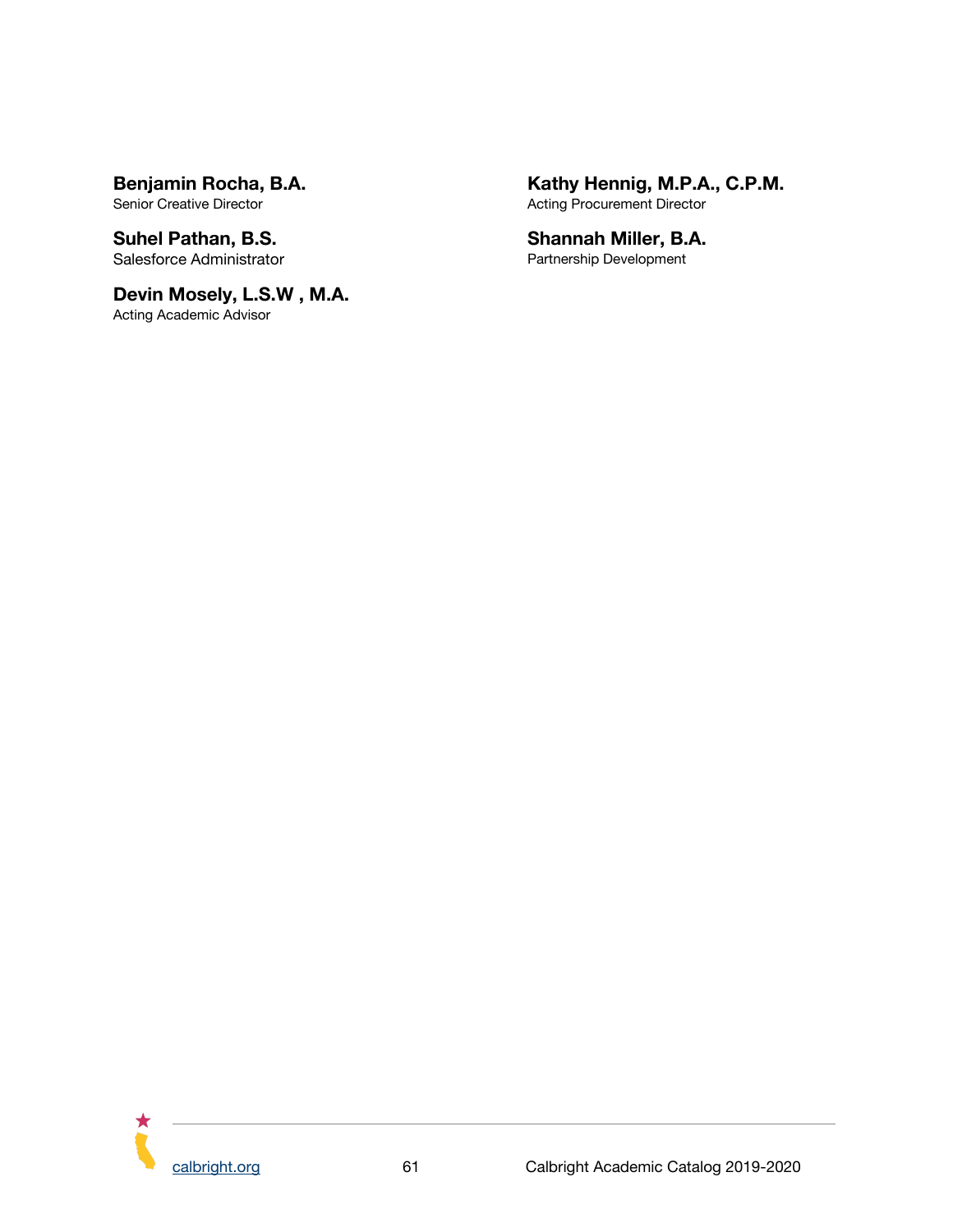**Benjamin Rocha, B.A.**
Senior Creative Director

**Suhel Pathan, B.S.**
Salesforce Administrator

**Devin Mosely, L.S.W , M.A.**
Acting Academic Advisor

**Kathy Hennig, M.P.A., C.P.M.**
Acting Procurement Director

**Shannah Miller, B.A.**
Partnership Development